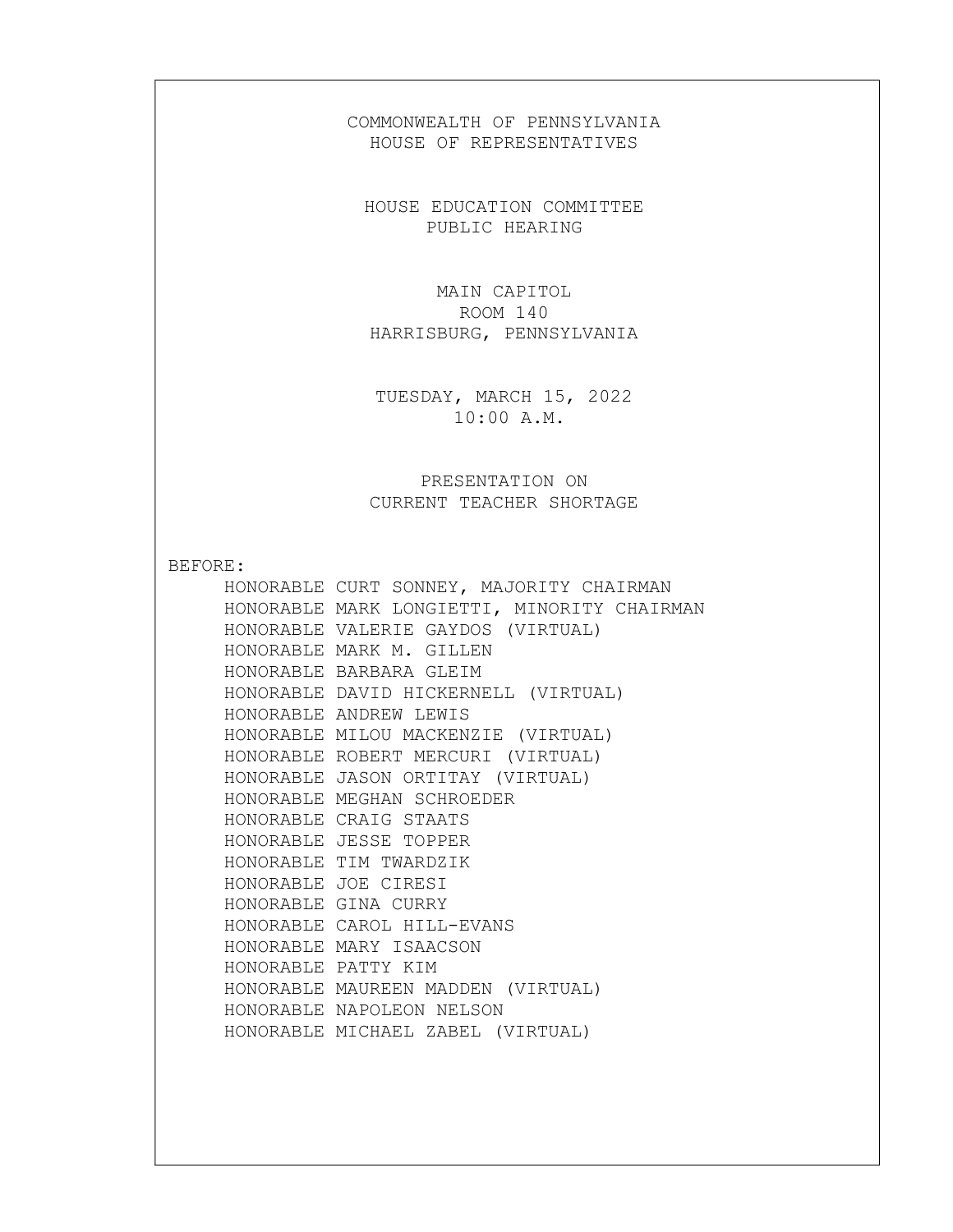COMMONWEALTH OF PENNSYLVANIA
HOUSE OF REPRESENTATIVES

HOUSE EDUCATION COMMITTEE
PUBLIC HEARING

MAIN CAPITOL
ROOM 140
HARRISBURG, PENNSYLVANIA

TUESDAY, MARCH 15, 2022
10:00 A.M.

PRESENTATION ON
CURRENT TEACHER SHORTAGE

BEFORE:

HONORABLE CURT SONNEY, MAJORITY CHAIRMAN
HONORABLE MARK LONGIETTI, MINORITY CHAIRMAN
HONORABLE VALERIE GAYDOS (VIRTUAL)
HONORABLE MARK M. GILLEN
HONORABLE BARBARA GLEIM
HONORABLE DAVID HICKERNELL (VIRTUAL)
HONORABLE ANDREW LEWIS
HONORABLE MILOU MACKENZIE (VIRTUAL)
HONORABLE ROBERT MERCURI (VIRTUAL)
HONORABLE JASON ORTITAY (VIRTUAL)
HONORABLE MEGHAN SCHROEDER
HONORABLE CRAIG STAATS
HONORABLE JESSE TOPPER
HONORABLE TIM TWARDZIK
HONORABLE JOE CIRESI
HONORABLE GINA CURRY
HONORABLE CAROL HILL-EVANS
HONORABLE MARY ISAACSON
HONORABLE PATTY KIM
HONORABLE MAUREEN MADDEN (VIRTUAL)
HONORABLE NAPOLEON NELSON
HONORABLE MICHAEL ZABEL (VIRTUAL)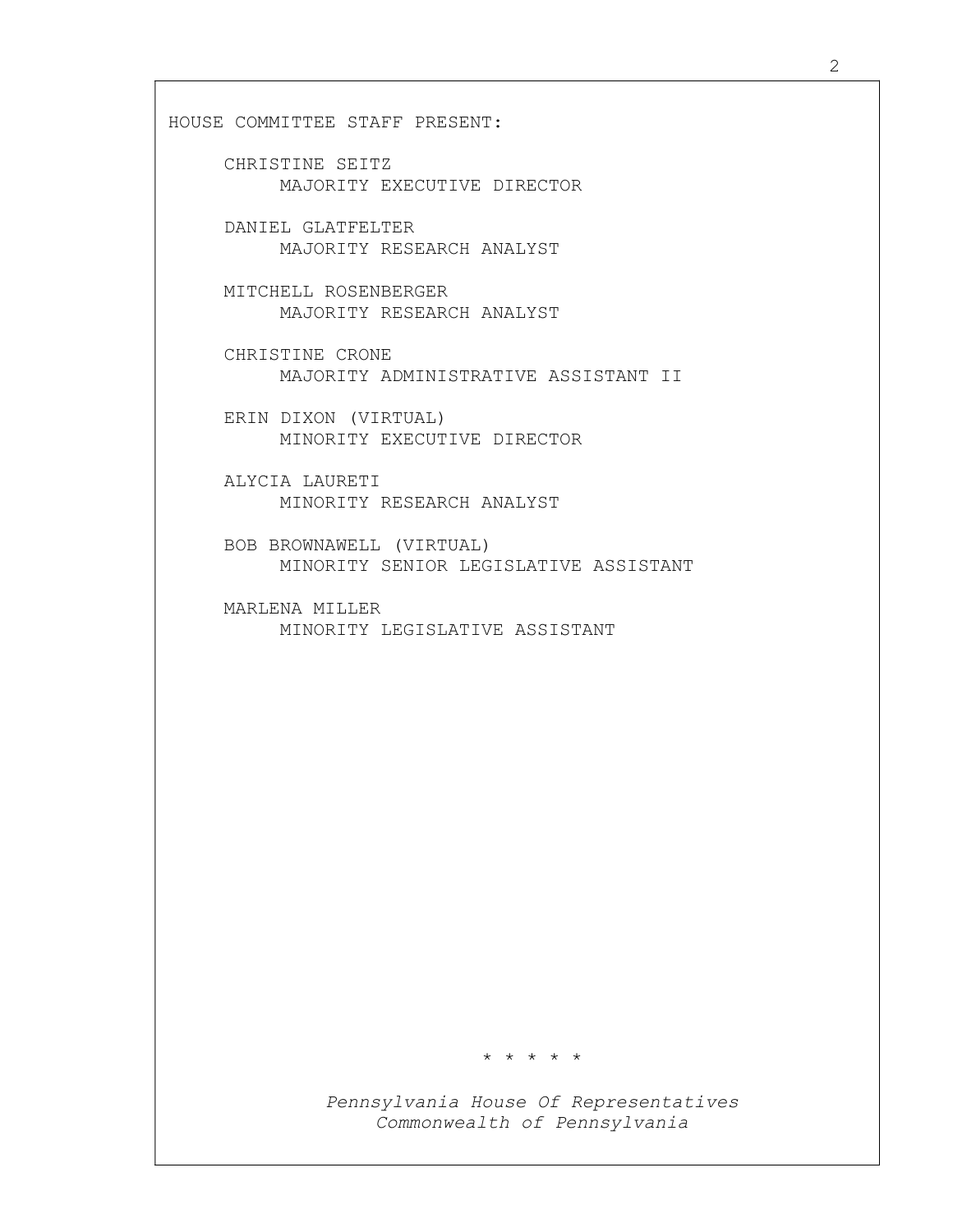HOUSE COMMITTEE STAFF PRESENT:

CHRISTINE SEITZ
MAJORITY EXECUTIVE DIRECTOR

DANIEL GLATFELTER
MAJORITY RESEARCH ANALYST

MITCHELL ROSENBERGER
MAJORITY RESEARCH ANALYST

CHRISTINE CRONE
MAJORITY ADMINISTRATIVE ASSISTANT II

ERIN DIXON (VIRTUAL)
MINORITY EXECUTIVE DIRECTOR

ALYCIA LAURETI
MINORITY RESEARCH ANALYST

BOB BROWNAWELL (VIRTUAL)
MINORITY SENIOR LEGISLATIVE ASSISTANT

MARLENA MILLER
MINORITY LEGISLATIVE ASSISTANT

\* \* \* \* \*

*Pennsylvania House Of Representatives*
*Commonwealth of Pennsylvania*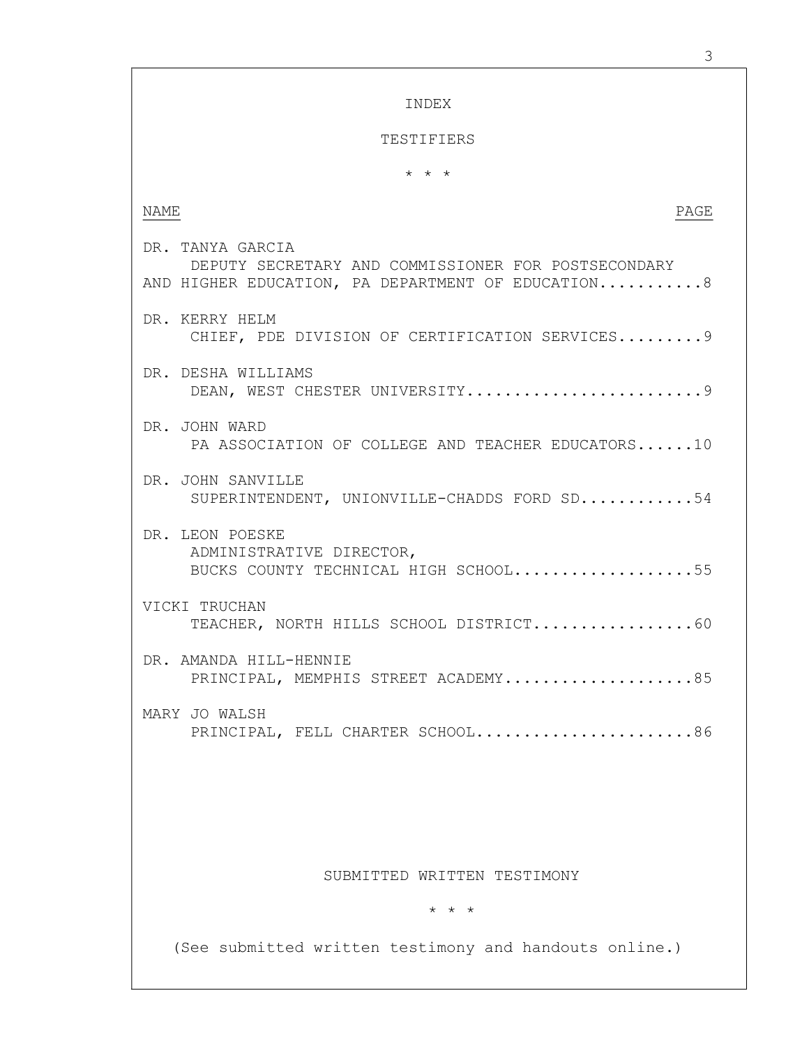# INDEX

## TESTIFIERS

\* \* \*

| NAME | PAGE |
| --- | --- |
| DR. TANYA GARCIA<br>DEPUTY SECRETARY AND COMMISSIONER FOR POSTSECONDARY AND HIGHER EDUCATION, PA DEPARTMENT OF EDUCATION | 8 |
| DR. KERRY HELM<br>CHIEF, PDE DIVISION OF CERTIFICATION SERVICES | 9 |
| DR. DESHA WILLIAMS<br>DEAN, WEST CHESTER UNIVERSITY | 9 |
| DR. JOHN WARD<br>PA ASSOCIATION OF COLLEGE AND TEACHER EDUCATORS | 10 |
| DR. JOHN SANVILLE<br>SUPERINTENDENT, UNIONVILLE-CHADDS FORD SD | 54 |
| DR. LEON POESKE<br>ADMINISTRATIVE DIRECTOR, BUCKS COUNTY TECHNICAL HIGH SCHOOL | 55 |
| VICKI TRUCHAN<br>TEACHER, NORTH HILLS SCHOOL DISTRICT | 60 |
| DR. AMANDA HILL-HENNIE<br>PRINCIPAL, MEMPHIS STREET ACADEMY | 85 |
| MARY JO WALSH<br>PRINCIPAL, FELL CHARTER SCHOOL | 86 |

## SUBMITTED WRITTEN TESTIMONY

\* \* \*

(See submitted written testimony and handouts online.)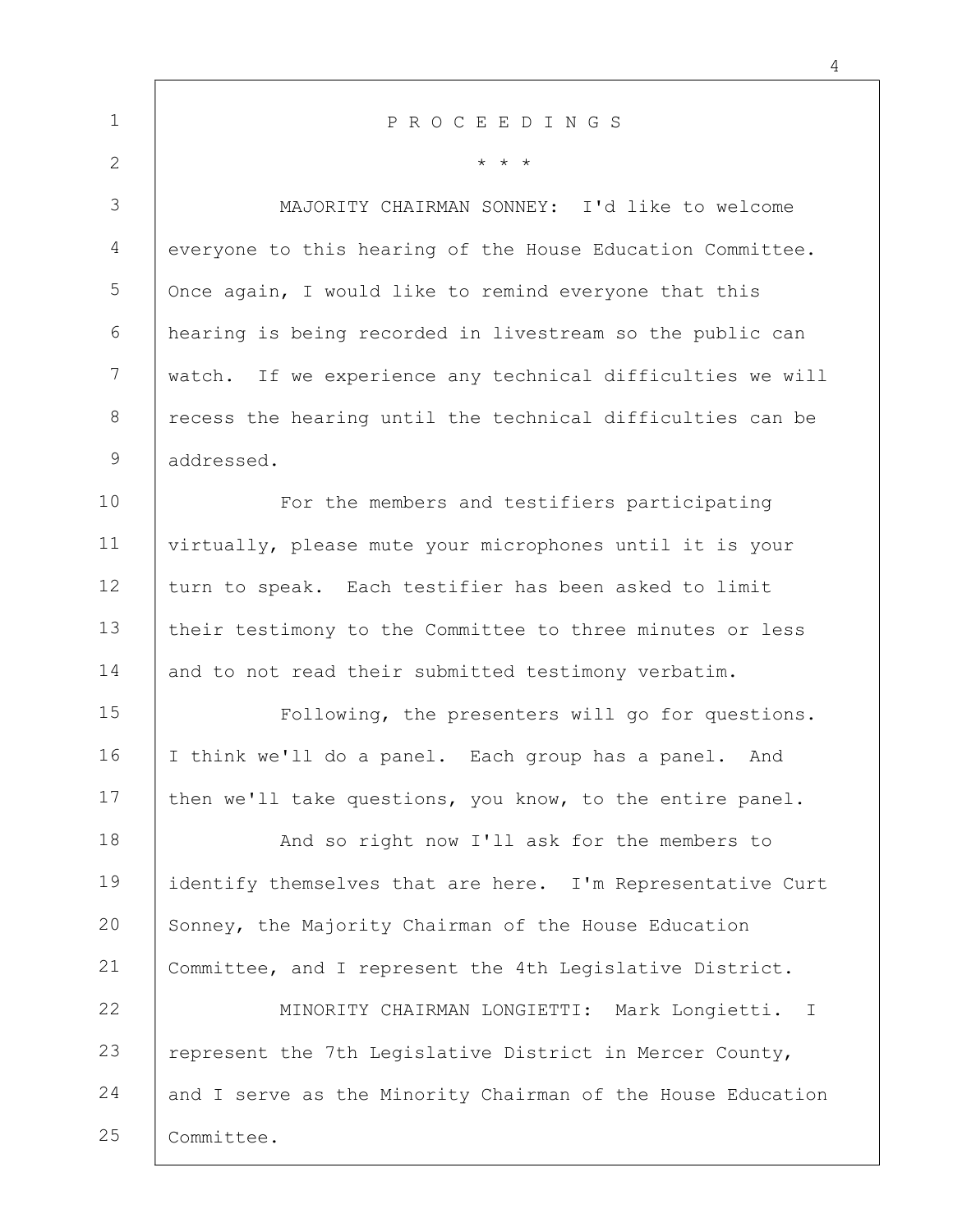P R O C E E D I N G S

\* \* \*

MAJORITY CHAIRMAN SONNEY: I'd like to welcome everyone to this hearing of the House Education Committee. Once again, I would like to remind everyone that this hearing is being recorded in livestream so the public can watch. If we experience any technical difficulties we will recess the hearing until the technical difficulties can be addressed.

For the members and testifiers participating virtually, please mute your microphones until it is your turn to speak. Each testifier has been asked to limit their testimony to the Committee to three minutes or less and to not read their submitted testimony verbatim.

Following, the presenters will go for questions. I think we'll do a panel. Each group has a panel. And then we'll take questions, you know, to the entire panel.

And so right now I'll ask for the members to identify themselves that are here. I'm Representative Curt Sonney, the Majority Chairman of the House Education Committee, and I represent the 4th Legislative District.

MINORITY CHAIRMAN LONGIETTI: Mark Longietti. I represent the 7th Legislative District in Mercer County, and I serve as the Minority Chairman of the House Education Committee.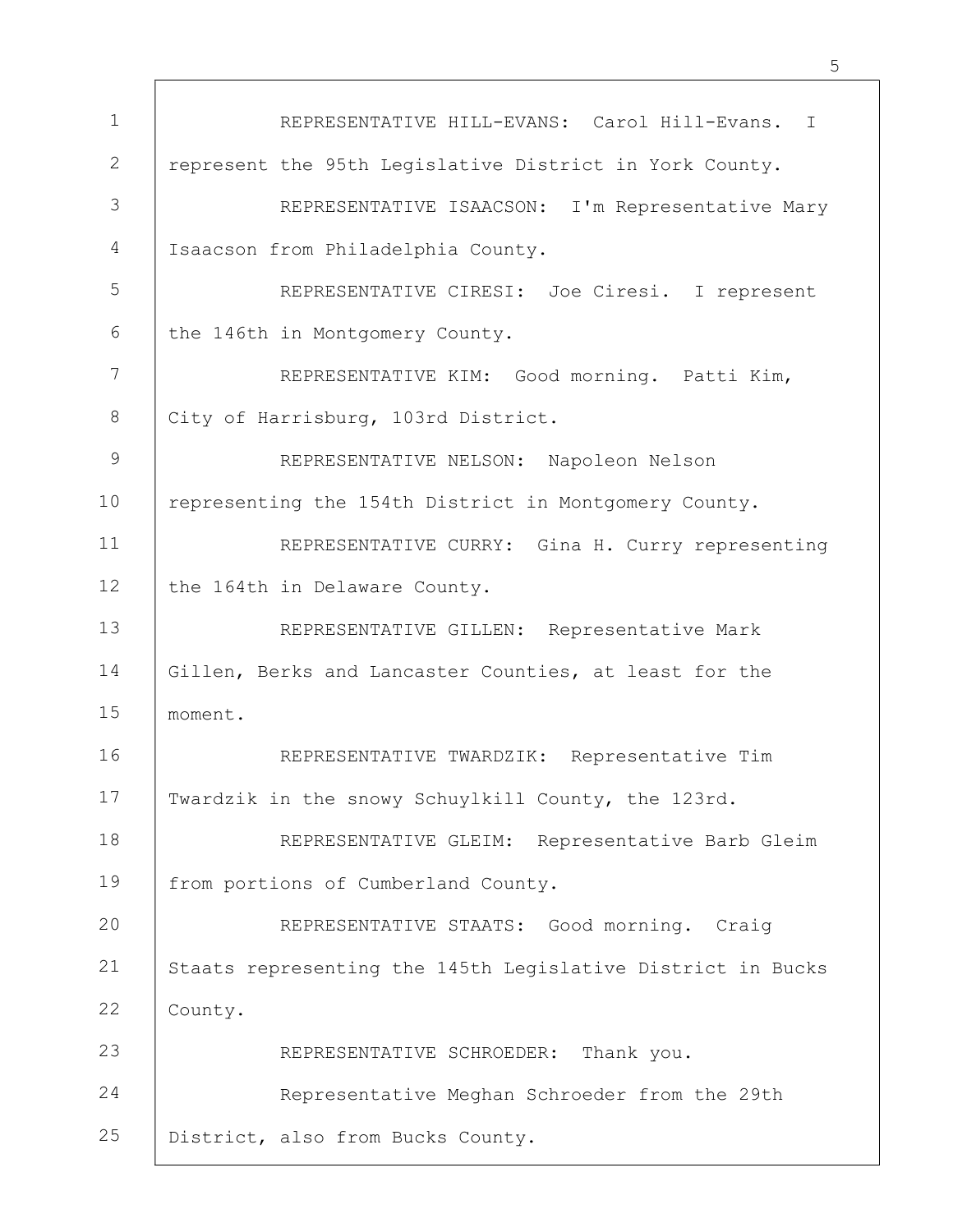REPRESENTATIVE HILL-EVANS: Carol Hill-Evans. I represent the 95th Legislative District in York County.

REPRESENTATIVE ISAACSON: I'm Representative Mary Isaacson from Philadelphia County.

REPRESENTATIVE CIRESI: Joe Ciresi. I represent the 146th in Montgomery County.

REPRESENTATIVE KIM: Good morning. Patti Kim, City of Harrisburg, 103rd District.

REPRESENTATIVE NELSON: Napoleon Nelson representing the 154th District in Montgomery County.

REPRESENTATIVE CURRY: Gina H. Curry representing the 164th in Delaware County.

REPRESENTATIVE GILLEN: Representative Mark Gillen, Berks and Lancaster Counties, at least for the moment.

REPRESENTATIVE TWARDZIK: Representative Tim Twardzik in the snowy Schuylkill County, the 123rd.

REPRESENTATIVE GLEIM: Representative Barb Gleim from portions of Cumberland County.

REPRESENTATIVE STAATS: Good morning. Craig Staats representing the 145th Legislative District in Bucks County.

REPRESENTATIVE SCHROEDER: Thank you.

Representative Meghan Schroeder from the 29th District, also from Bucks County.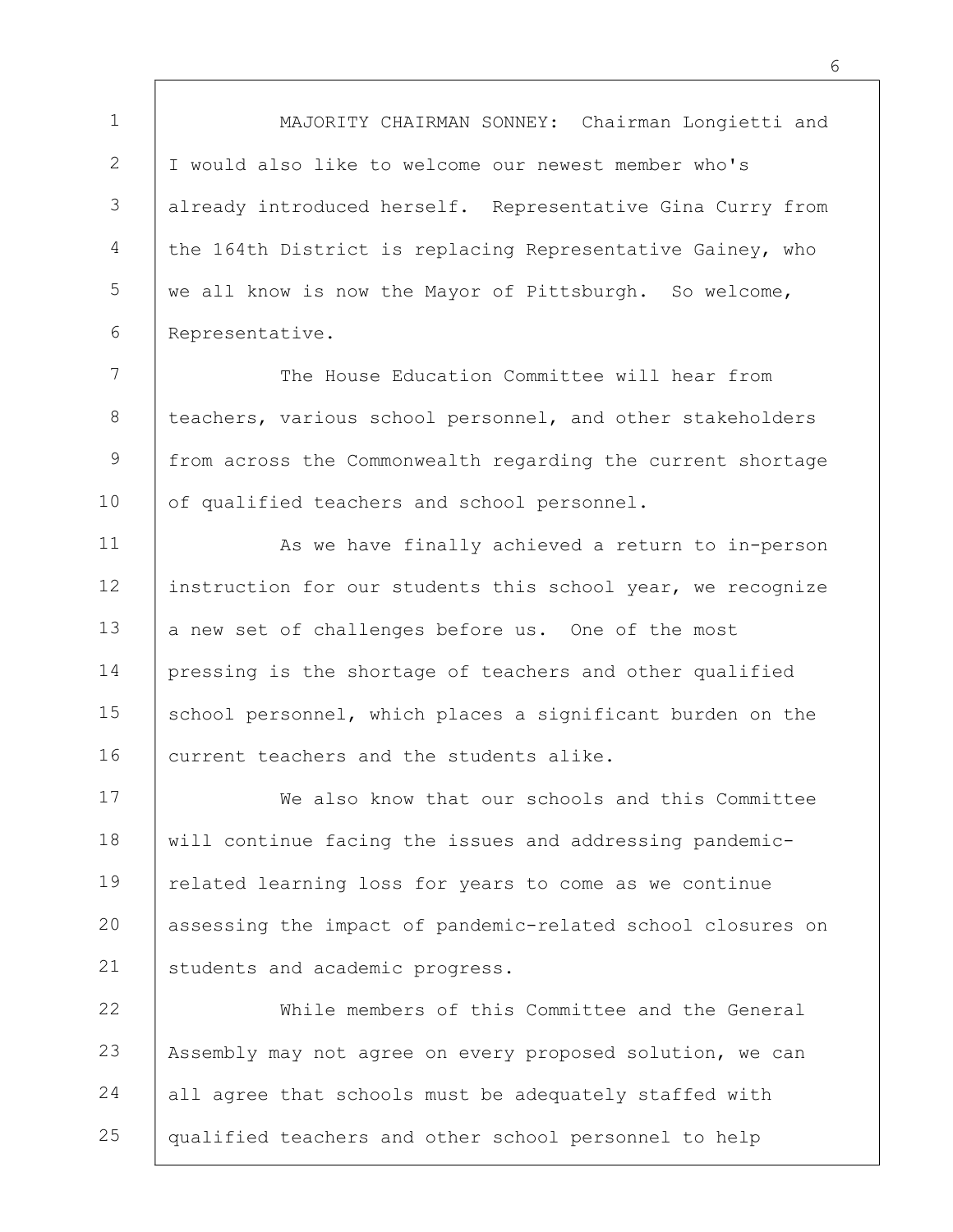MAJORITY CHAIRMAN SONNEY: Chairman Longietti and I would also like to welcome our newest member who's already introduced herself. Representative Gina Curry from the 164th District is replacing Representative Gainey, who we all know is now the Mayor of Pittsburgh. So welcome, Representative.

The House Education Committee will hear from teachers, various school personnel, and other stakeholders from across the Commonwealth regarding the current shortage of qualified teachers and school personnel.

As we have finally achieved a return to in-person instruction for our students this school year, we recognize a new set of challenges before us. One of the most pressing is the shortage of teachers and other qualified school personnel, which places a significant burden on the current teachers and the students alike.

We also know that our schools and this Committee will continue facing the issues and addressing pandemic-related learning loss for years to come as we continue assessing the impact of pandemic-related school closures on students and academic progress.

While members of this Committee and the General Assembly may not agree on every proposed solution, we can all agree that schools must be adequately staffed with qualified teachers and other school personnel to help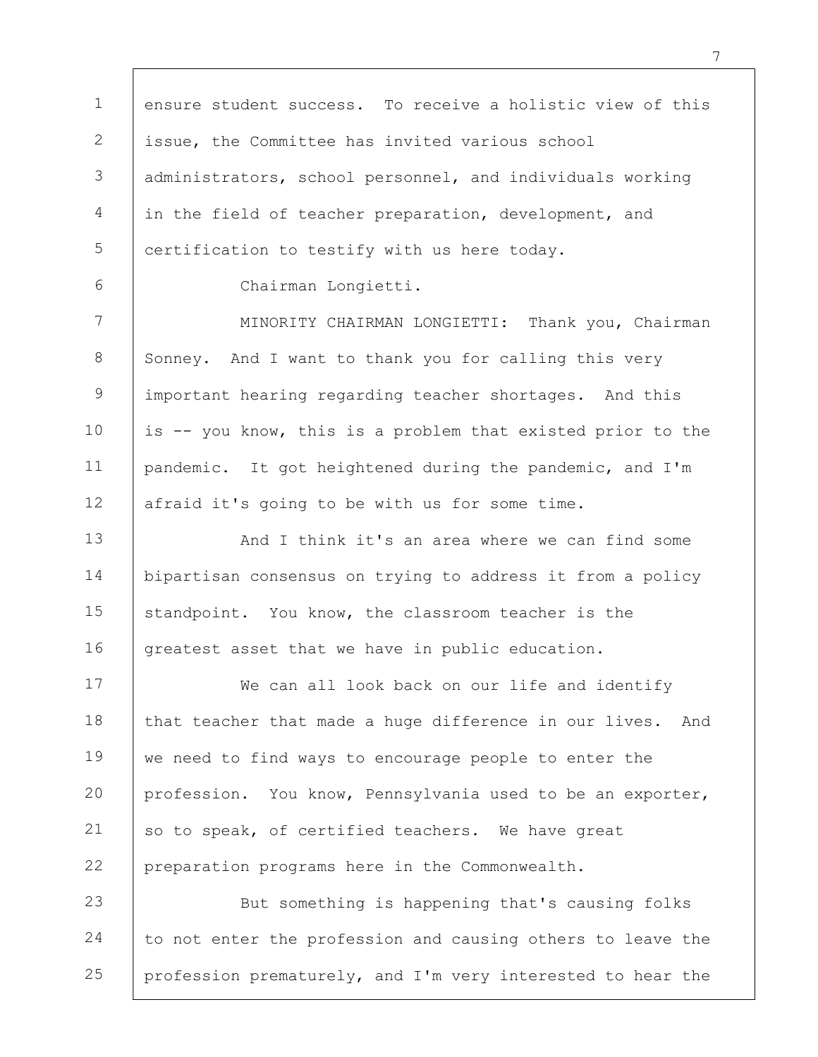ensure student success. To receive a holistic view of this issue, the Committee has invited various school administrators, school personnel, and individuals working in the field of teacher preparation, development, and certification to testify with us here today.

Chairman Longietti.

MINORITY CHAIRMAN LONGIETTI: Thank you, Chairman Sonney. And I want to thank you for calling this very important hearing regarding teacher shortages. And this is -- you know, this is a problem that existed prior to the pandemic. It got heightened during the pandemic, and I'm afraid it's going to be with us for some time.

And I think it's an area where we can find some bipartisan consensus on trying to address it from a policy standpoint. You know, the classroom teacher is the greatest asset that we have in public education.

We can all look back on our life and identify that teacher that made a huge difference in our lives. And we need to find ways to encourage people to enter the profession. You know, Pennsylvania used to be an exporter, so to speak, of certified teachers. We have great preparation programs here in the Commonwealth.

But something is happening that's causing folks to not enter the profession and causing others to leave the profession prematurely, and I'm very interested to hear the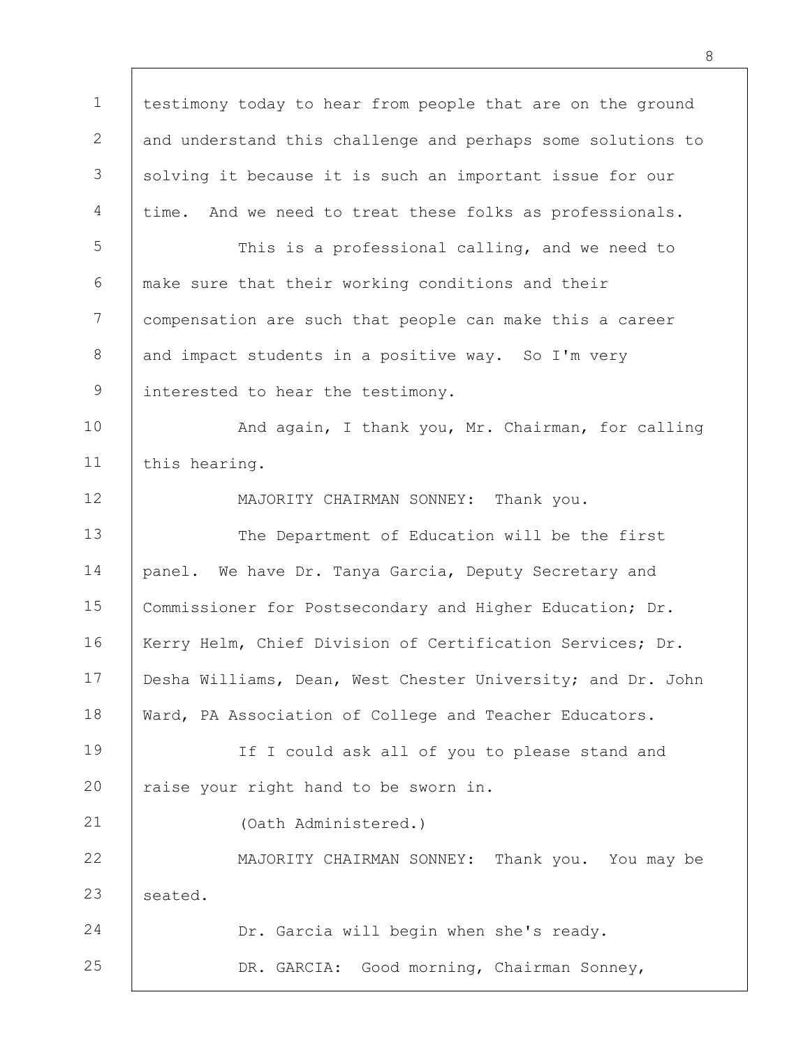testimony today to hear from people that are on the ground and understand this challenge and perhaps some solutions to solving it because it is such an important issue for our time. And we need to treat these folks as professionals.

This is a professional calling, and we need to make sure that their working conditions and their compensation are such that people can make this a career and impact students in a positive way. So I'm very interested to hear the testimony.

And again, I thank you, Mr. Chairman, for calling this hearing.

MAJORITY CHAIRMAN SONNEY: Thank you.

The Department of Education will be the first panel. We have Dr. Tanya Garcia, Deputy Secretary and Commissioner for Postsecondary and Higher Education; Dr. Kerry Helm, Chief Division of Certification Services; Dr. Desha Williams, Dean, West Chester University; and Dr. John Ward, PA Association of College and Teacher Educators.

If I could ask all of you to please stand and raise your right hand to be sworn in.

(Oath Administered.)

MAJORITY CHAIRMAN SONNEY: Thank you. You may be seated.

Dr. Garcia will begin when she's ready.

DR. GARCIA: Good morning, Chairman Sonney,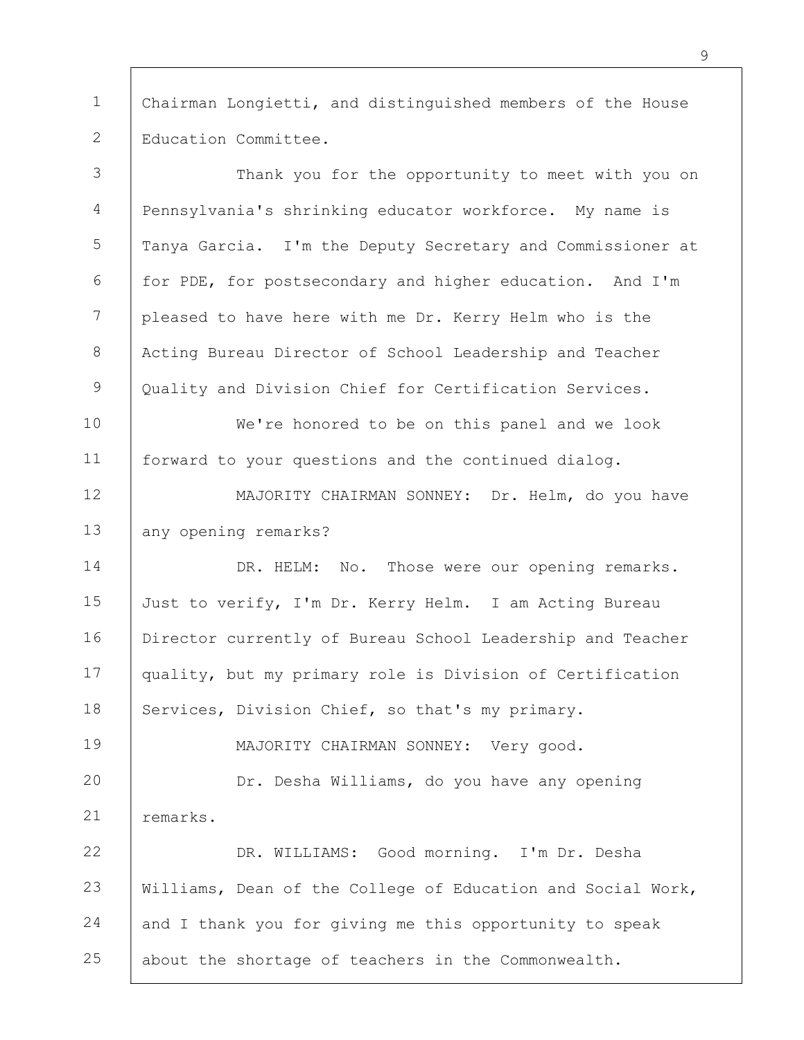Chairman Longietti, and distinguished members of the House Education Committee.

Thank you for the opportunity to meet with you on Pennsylvania's shrinking educator workforce. My name is Tanya Garcia. I'm the Deputy Secretary and Commissioner at for PDE, for postsecondary and higher education. And I'm pleased to have here with me Dr. Kerry Helm who is the Acting Bureau Director of School Leadership and Teacher Quality and Division Chief for Certification Services.

We're honored to be on this panel and we look forward to your questions and the continued dialog.

MAJORITY CHAIRMAN SONNEY: Dr. Helm, do you have any opening remarks?

DR. HELM: No. Those were our opening remarks. Just to verify, I'm Dr. Kerry Helm. I am Acting Bureau Director currently of Bureau School Leadership and Teacher quality, but my primary role is Division of Certification Services, Division Chief, so that's my primary.

MAJORITY CHAIRMAN SONNEY: Very good.

Dr. Desha Williams, do you have any opening remarks.

DR. WILLIAMS: Good morning. I'm Dr. Desha Williams, Dean of the College of Education and Social Work, and I thank you for giving me this opportunity to speak about the shortage of teachers in the Commonwealth.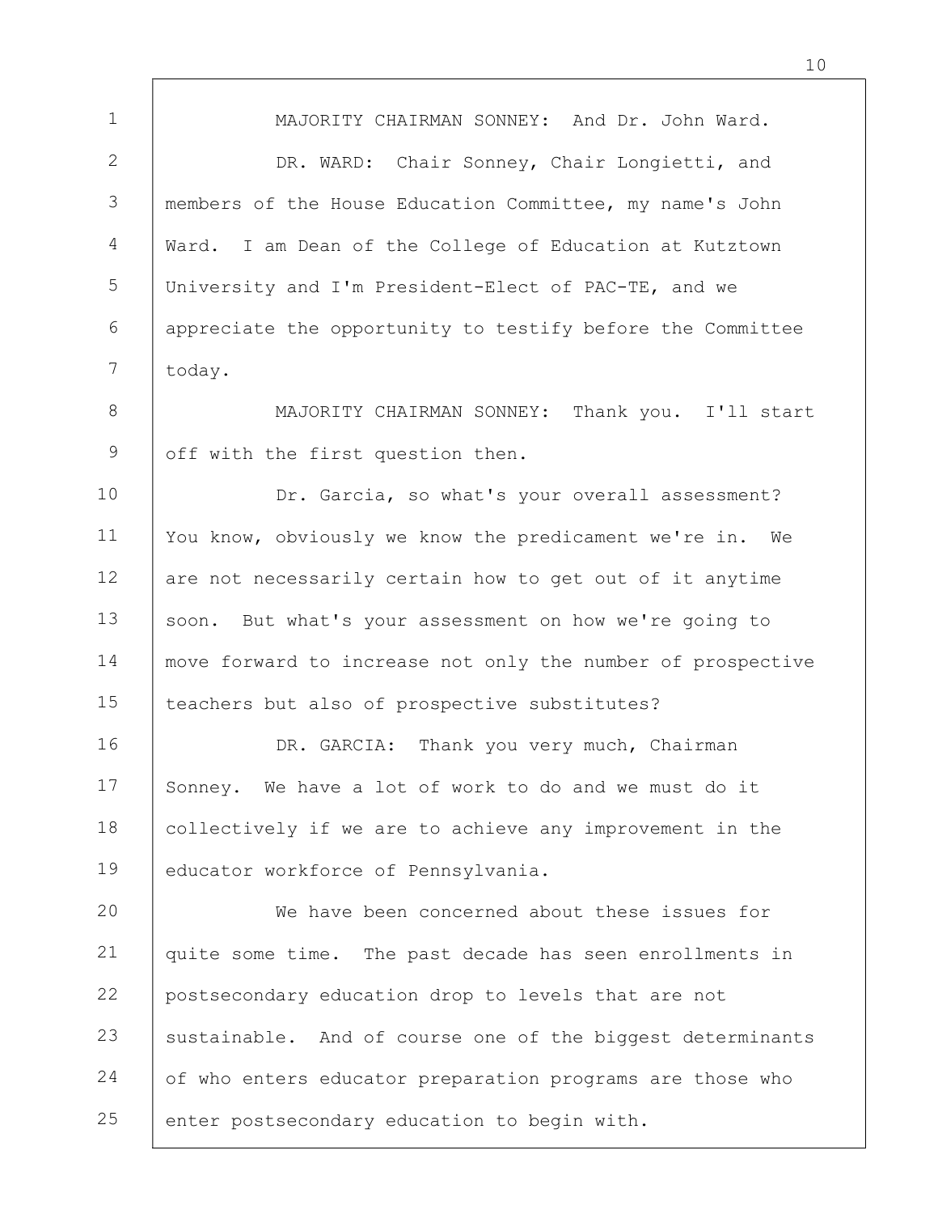MAJORITY CHAIRMAN SONNEY: And Dr. John Ward.

DR. WARD: Chair Sonney, Chair Longietti, and members of the House Education Committee, my name's John Ward. I am Dean of the College of Education at Kutztown University and I'm President-Elect of PAC-TE, and we appreciate the opportunity to testify before the Committee today.

MAJORITY CHAIRMAN SONNEY: Thank you. I'll start off with the first question then.

Dr. Garcia, so what's your overall assessment? You know, obviously we know the predicament we're in. We are not necessarily certain how to get out of it anytime soon. But what's your assessment on how we're going to move forward to increase not only the number of prospective teachers but also of prospective substitutes?

DR. GARCIA: Thank you very much, Chairman Sonney. We have a lot of work to do and we must do it collectively if we are to achieve any improvement in the educator workforce of Pennsylvania.

We have been concerned about these issues for quite some time. The past decade has seen enrollments in postsecondary education drop to levels that are not sustainable. And of course one of the biggest determinants of who enters educator preparation programs are those who enter postsecondary education to begin with.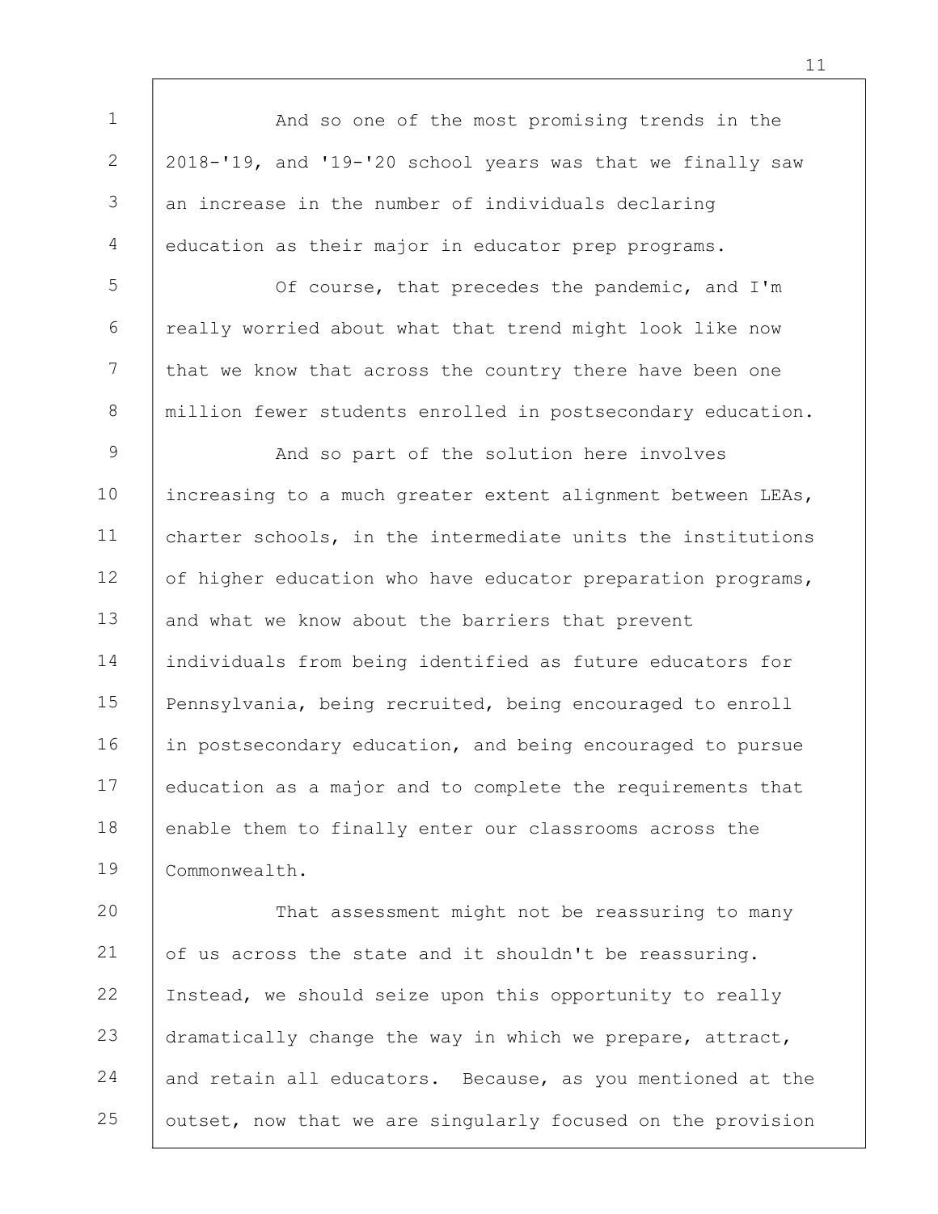And so one of the most promising trends in the 2018-'19, and '19-'20 school years was that we finally saw an increase in the number of individuals declaring education as their major in educator prep programs.

Of course, that precedes the pandemic, and I'm really worried about what that trend might look like now that we know that across the country there have been one million fewer students enrolled in postsecondary education.

And so part of the solution here involves increasing to a much greater extent alignment between LEAs, charter schools, in the intermediate units the institutions of higher education who have educator preparation programs, and what we know about the barriers that prevent individuals from being identified as future educators for Pennsylvania, being recruited, being encouraged to enroll in postsecondary education, and being encouraged to pursue education as a major and to complete the requirements that enable them to finally enter our classrooms across the Commonwealth.

That assessment might not be reassuring to many of us across the state and it shouldn't be reassuring. Instead, we should seize upon this opportunity to really dramatically change the way in which we prepare, attract, and retain all educators. Because, as you mentioned at the outset, now that we are singularly focused on the provision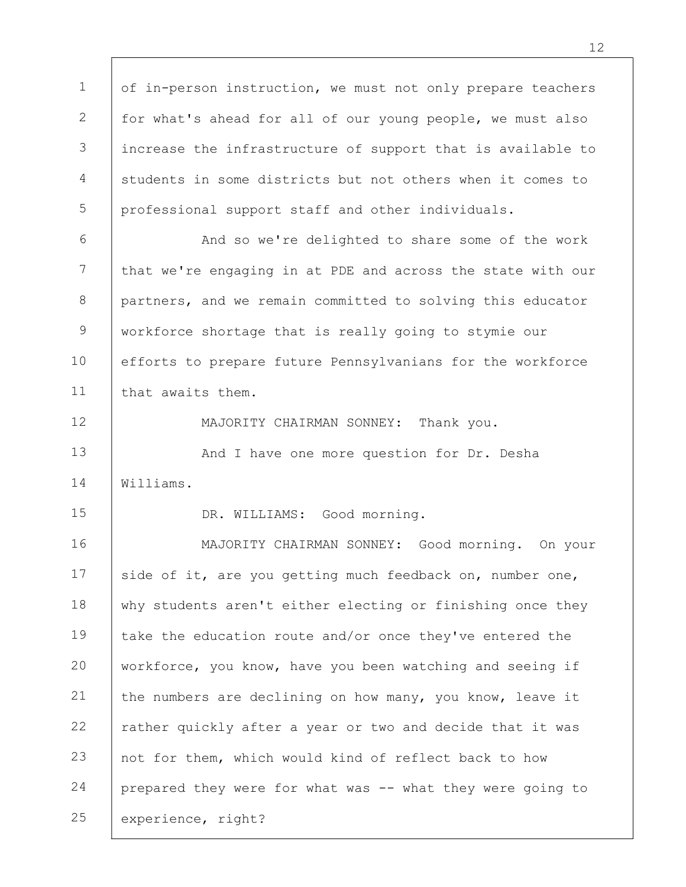of in-person instruction, we must not only prepare teachers for what's ahead for all of our young people, we must also increase the infrastructure of support that is available to students in some districts but not others when it comes to professional support staff and other individuals.

And so we're delighted to share some of the work that we're engaging in at PDE and across the state with our partners, and we remain committed to solving this educator workforce shortage that is really going to stymie our efforts to prepare future Pennsylvanians for the workforce that awaits them.

MAJORITY CHAIRMAN SONNEY: Thank you.

And I have one more question for Dr. Desha Williams.

DR. WILLIAMS: Good morning.

MAJORITY CHAIRMAN SONNEY: Good morning. On your side of it, are you getting much feedback on, number one, why students aren't either electing or finishing once they take the education route and/or once they've entered the workforce, you know, have you been watching and seeing if the numbers are declining on how many, you know, leave it rather quickly after a year or two and decide that it was not for them, which would kind of reflect back to how prepared they were for what was -- what they were going to experience, right?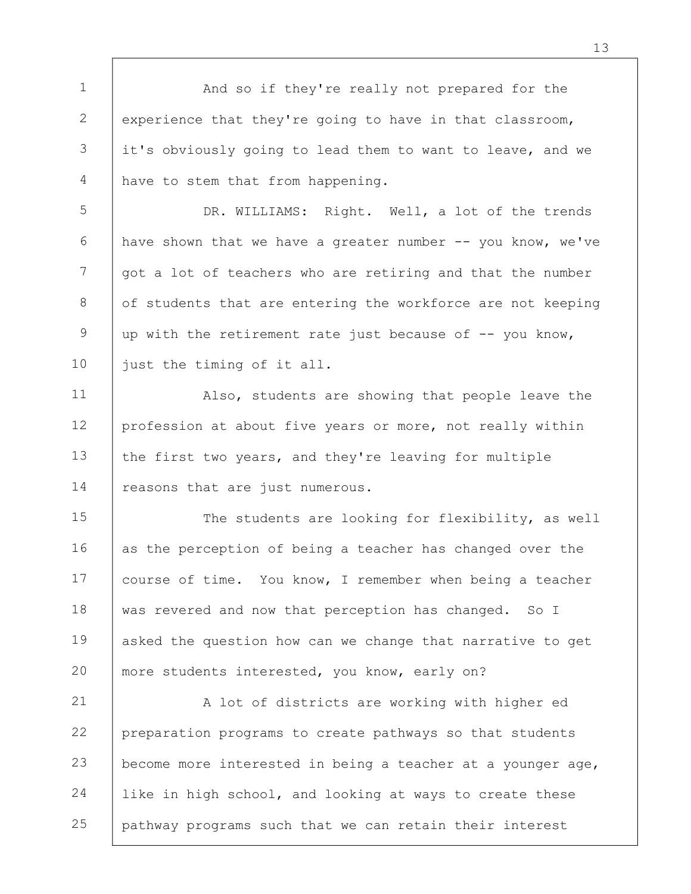And so if they're really not prepared for the experience that they're going to have in that classroom, it's obviously going to lead them to want to leave, and we have to stem that from happening.

DR. WILLIAMS: Right. Well, a lot of the trends have shown that we have a greater number -- you know, we've got a lot of teachers who are retiring and that the number of students that are entering the workforce are not keeping up with the retirement rate just because of -- you know, just the timing of it all.

Also, students are showing that people leave the profession at about five years or more, not really within the first two years, and they're leaving for multiple reasons that are just numerous.

The students are looking for flexibility, as well as the perception of being a teacher has changed over the course of time. You know, I remember when being a teacher was revered and now that perception has changed. So I asked the question how can we change that narrative to get more students interested, you know, early on?

A lot of districts are working with higher ed preparation programs to create pathways so that students become more interested in being a teacher at a younger age, like in high school, and looking at ways to create these pathway programs such that we can retain their interest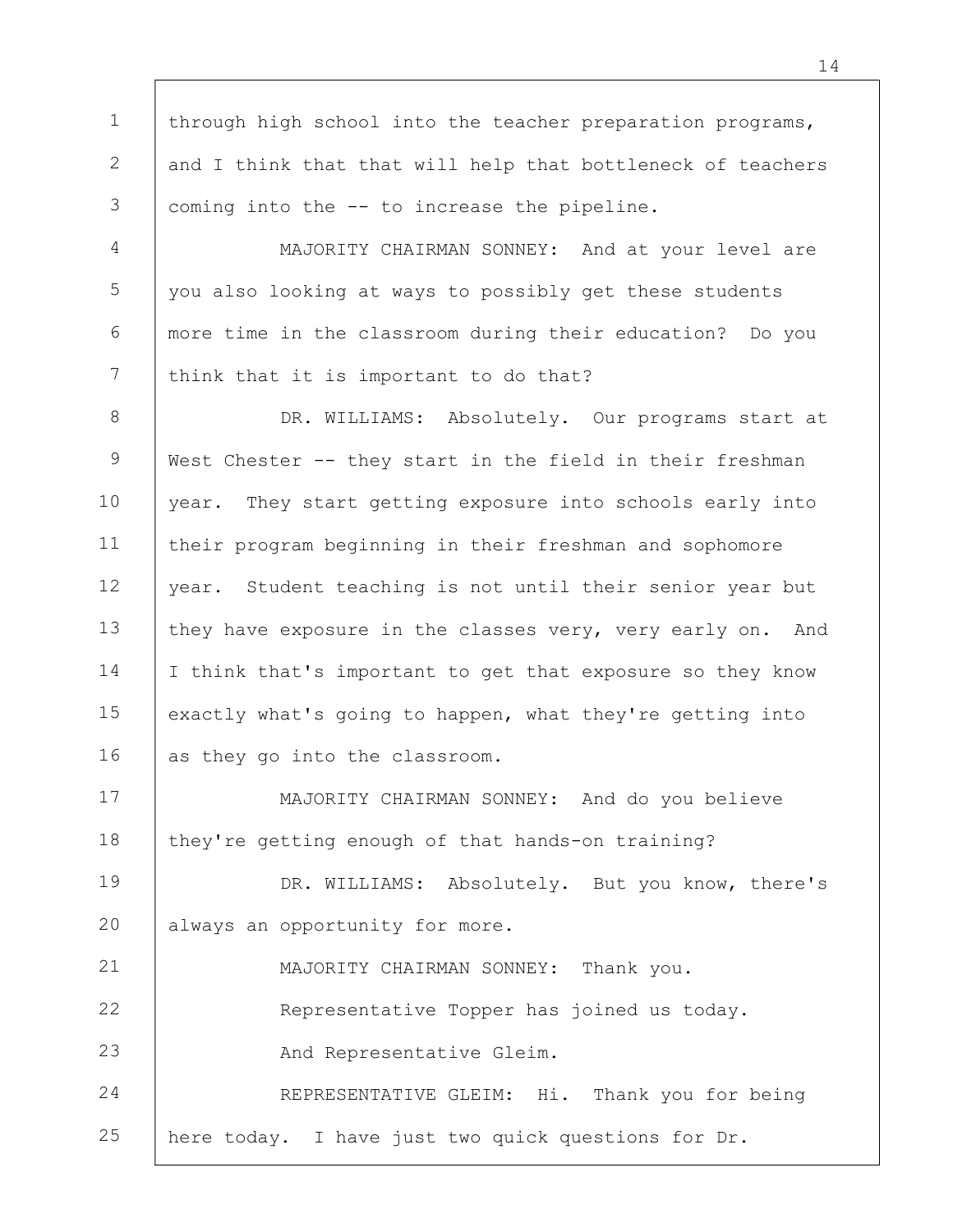through high school into the teacher preparation programs, and I think that that will help that bottleneck of teachers coming into the -- to increase the pipeline.

MAJORITY CHAIRMAN SONNEY: And at your level are you also looking at ways to possibly get these students more time in the classroom during their education? Do you think that it is important to do that?

DR. WILLIAMS: Absolutely. Our programs start at West Chester -- they start in the field in their freshman year. They start getting exposure into schools early into their program beginning in their freshman and sophomore year. Student teaching is not until their senior year but they have exposure in the classes very, very early on. And I think that's important to get that exposure so they know exactly what's going to happen, what they're getting into as they go into the classroom.

MAJORITY CHAIRMAN SONNEY: And do you believe they're getting enough of that hands-on training?

DR. WILLIAMS: Absolutely. But you know, there's always an opportunity for more.

MAJORITY CHAIRMAN SONNEY: Thank you.

Representative Topper has joined us today.

And Representative Gleim.

REPRESENTATIVE GLEIM: Hi. Thank you for being here today. I have just two quick questions for Dr.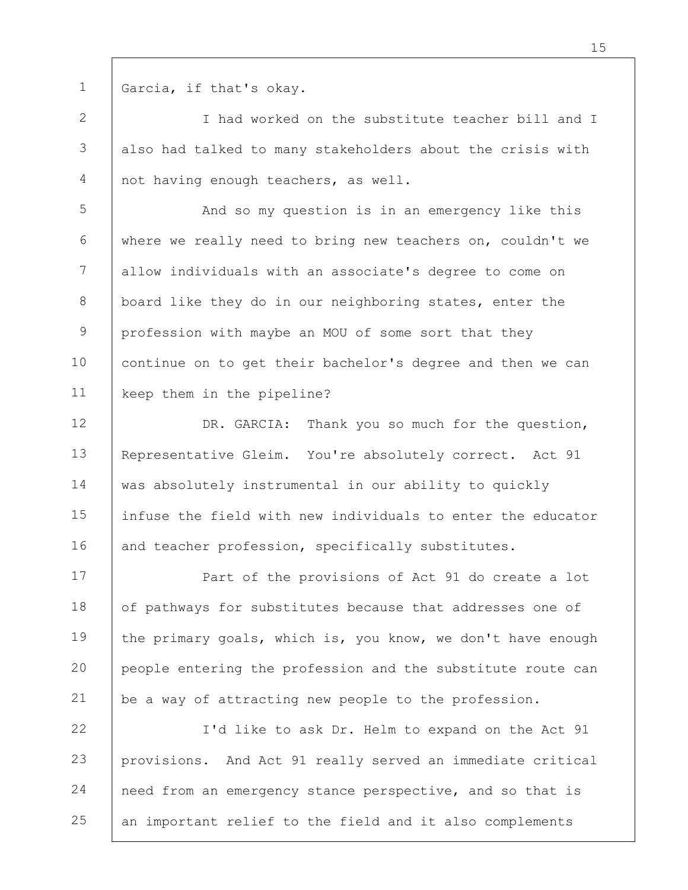Garcia, if that's okay.

I had worked on the substitute teacher bill and I also had talked to many stakeholders about the crisis with not having enough teachers, as well.

And so my question is in an emergency like this where we really need to bring new teachers on, couldn't we allow individuals with an associate's degree to come on board like they do in our neighboring states, enter the profession with maybe an MOU of some sort that they continue on to get their bachelor's degree and then we can keep them in the pipeline?

DR. GARCIA: Thank you so much for the question, Representative Gleim. You're absolutely correct. Act 91 was absolutely instrumental in our ability to quickly infuse the field with new individuals to enter the educator and teacher profession, specifically substitutes.

Part of the provisions of Act 91 do create a lot of pathways for substitutes because that addresses one of the primary goals, which is, you know, we don't have enough people entering the profession and the substitute route can be a way of attracting new people to the profession.

I'd like to ask Dr. Helm to expand on the Act 91 provisions. And Act 91 really served an immediate critical need from an emergency stance perspective, and so that is an important relief to the field and it also complements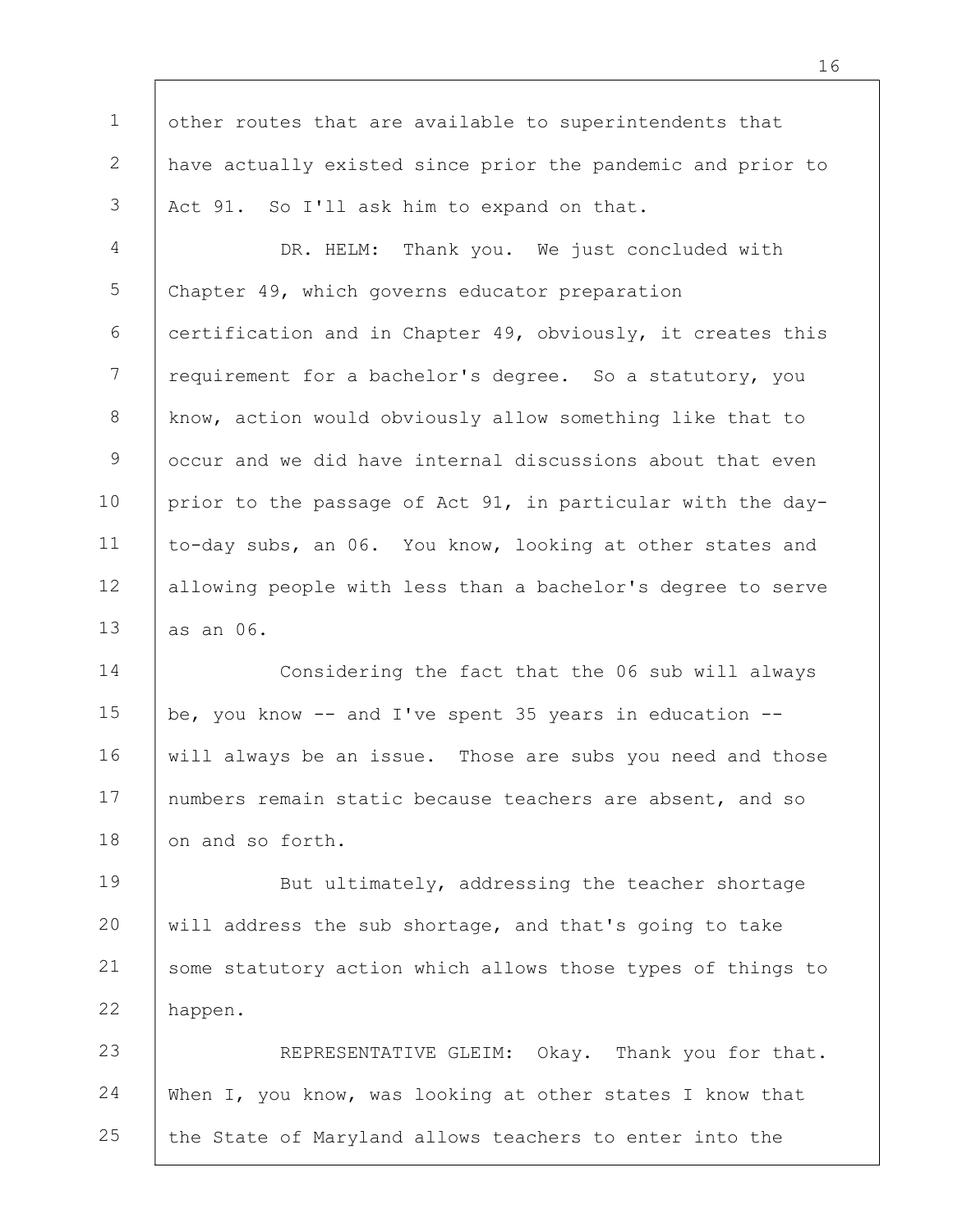other routes that are available to superintendents that have actually existed since prior the pandemic and prior to Act 91. So I'll ask him to expand on that.

DR. HELM: Thank you. We just concluded with Chapter 49, which governs educator preparation certification and in Chapter 49, obviously, it creates this requirement for a bachelor's degree. So a statutory, you know, action would obviously allow something like that to occur and we did have internal discussions about that even prior to the passage of Act 91, in particular with the day-to-day subs, an 06. You know, looking at other states and allowing people with less than a bachelor's degree to serve as an 06.

Considering the fact that the 06 sub will always be, you know -- and I've spent 35 years in education -- will always be an issue. Those are subs you need and those numbers remain static because teachers are absent, and so on and so forth.

But ultimately, addressing the teacher shortage will address the sub shortage, and that's going to take some statutory action which allows those types of things to happen.

REPRESENTATIVE GLEIM: Okay. Thank you for that. When I, you know, was looking at other states I know that the State of Maryland allows teachers to enter into the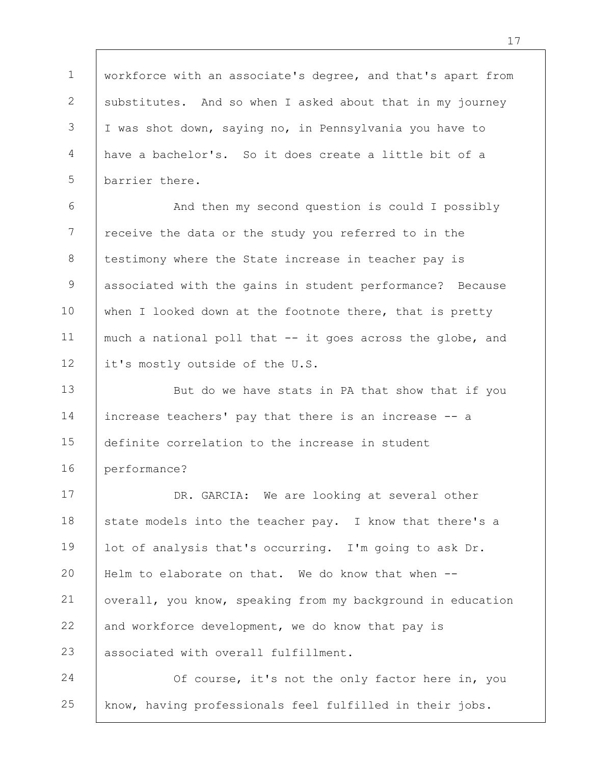workforce with an associate's degree, and that's apart from substitutes. And so when I asked about that in my journey I was shot down, saying no, in Pennsylvania you have to have a bachelor's. So it does create a little bit of a barrier there.

And then my second question is could I possibly receive the data or the study you referred to in the testimony where the State increase in teacher pay is associated with the gains in student performance? Because when I looked down at the footnote there, that is pretty much a national poll that -- it goes across the globe, and it's mostly outside of the U.S.

But do we have stats in PA that show that if you increase teachers' pay that there is an increase -- a definite correlation to the increase in student performance?

DR. GARCIA: We are looking at several other state models into the teacher pay. I know that there's a lot of analysis that's occurring. I'm going to ask Dr. Helm to elaborate on that. We do know that when -- overall, you know, speaking from my background in education and workforce development, we do know that pay is associated with overall fulfillment.

Of course, it's not the only factor here in, you know, having professionals feel fulfilled in their jobs.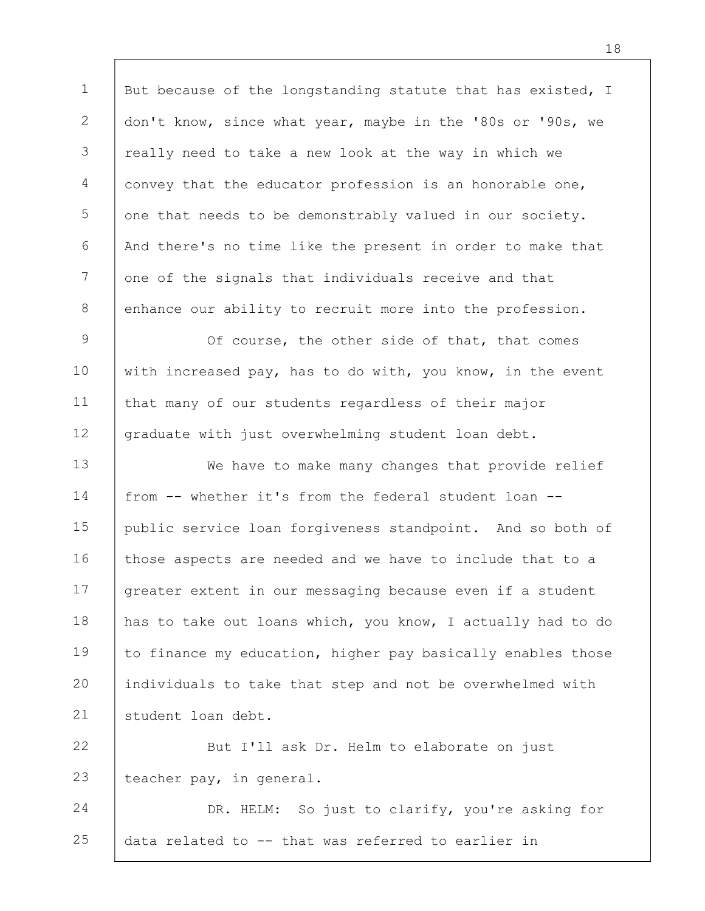But because of the longstanding statute that has existed, I don't know, since what year, maybe in the '80s or '90s, we really need to take a new look at the way in which we convey that the educator profession is an honorable one, one that needs to be demonstrably valued in our society. And there's no time like the present in order to make that one of the signals that individuals receive and that enhance our ability to recruit more into the profession.

Of course, the other side of that, that comes with increased pay, has to do with, you know, in the event that many of our students regardless of their major graduate with just overwhelming student loan debt.

We have to make many changes that provide relief from -- whether it's from the federal student loan -- public service loan forgiveness standpoint. And so both of those aspects are needed and we have to include that to a greater extent in our messaging because even if a student has to take out loans which, you know, I actually had to do to finance my education, higher pay basically enables those individuals to take that step and not be overwhelmed with student loan debt.

But I'll ask Dr. Helm to elaborate on just teacher pay, in general.

DR. HELM: So just to clarify, you're asking for data related to -- that was referred to earlier in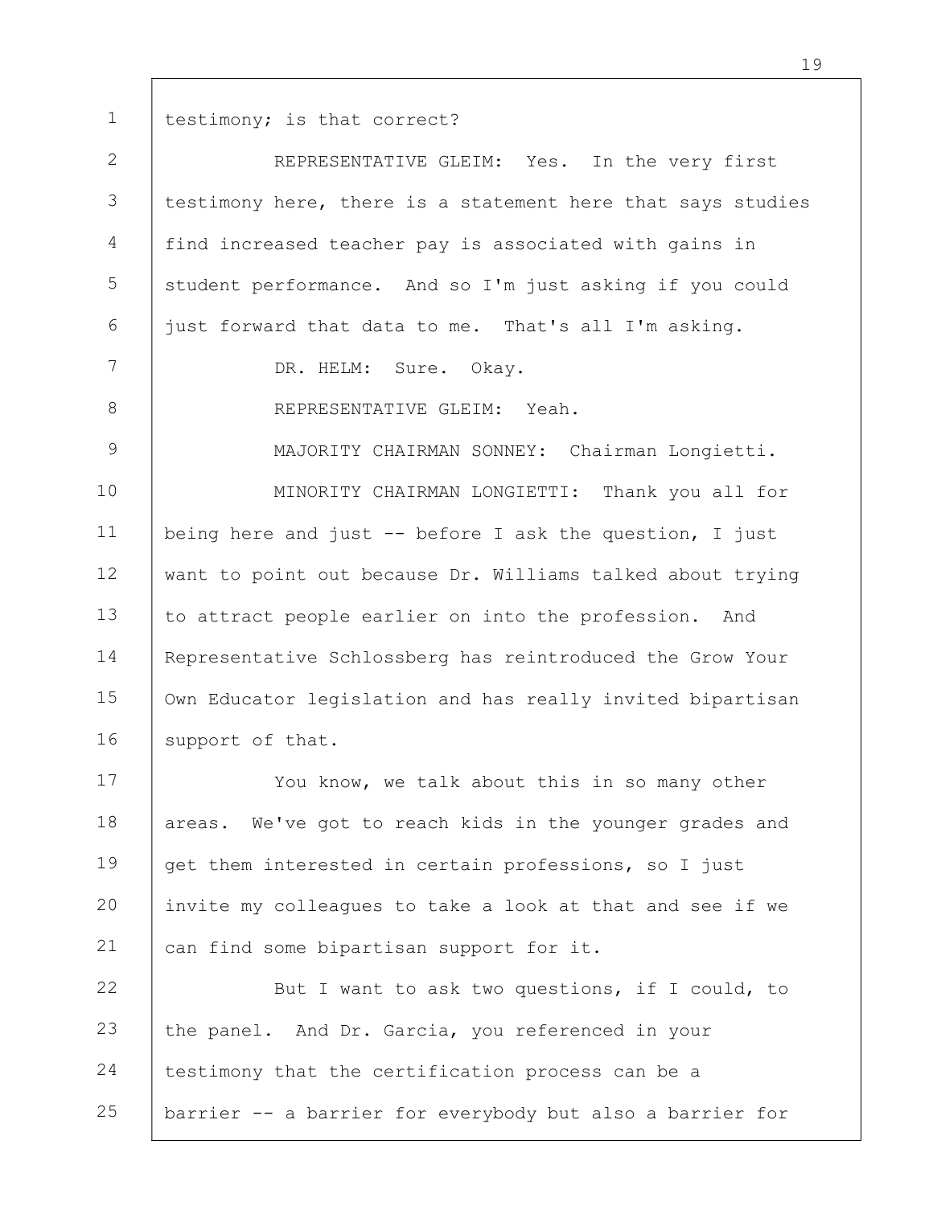testimony; is that correct?

REPRESENTATIVE GLEIM: Yes. In the very first testimony here, there is a statement here that says studies find increased teacher pay is associated with gains in student performance. And so I'm just asking if you could just forward that data to me. That's all I'm asking.

DR. HELM: Sure. Okay.

REPRESENTATIVE GLEIM: Yeah.

MAJORITY CHAIRMAN SONNEY: Chairman Longietti.

MINORITY CHAIRMAN LONGIETTI: Thank you all for being here and just -- before I ask the question, I just want to point out because Dr. Williams talked about trying to attract people earlier on into the profession. And Representative Schlossberg has reintroduced the Grow Your Own Educator legislation and has really invited bipartisan support of that.

You know, we talk about this in so many other areas. We've got to reach kids in the younger grades and get them interested in certain professions, so I just invite my colleagues to take a look at that and see if we can find some bipartisan support for it.

But I want to ask two questions, if I could, to the panel. And Dr. Garcia, you referenced in your testimony that the certification process can be a barrier -- a barrier for everybody but also a barrier for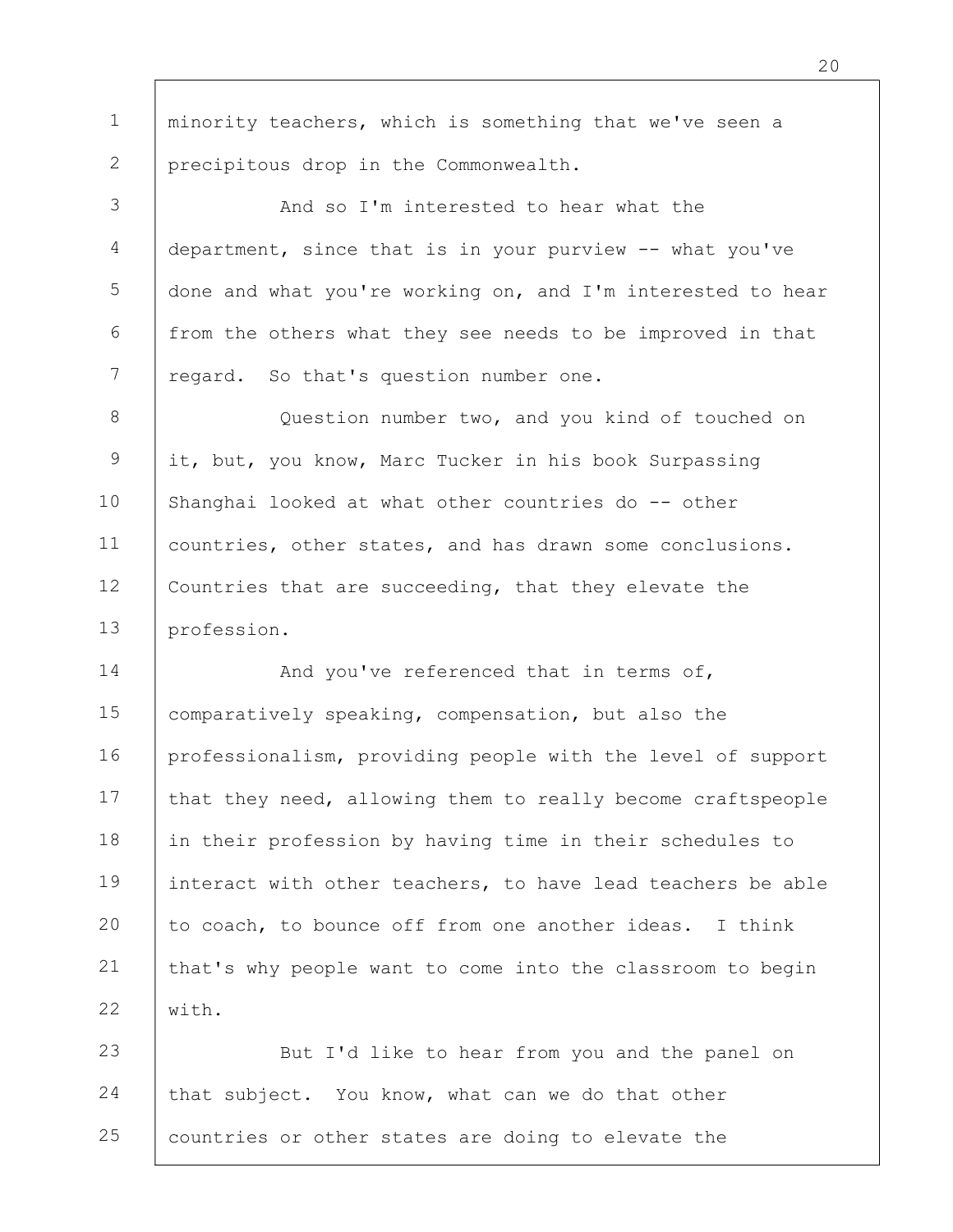minority teachers, which is something that we've seen a precipitous drop in the Commonwealth.

And so I'm interested to hear what the department, since that is in your purview -- what you've done and what you're working on, and I'm interested to hear from the others what they see needs to be improved in that regard. So that's question number one.

Question number two, and you kind of touched on it, but, you know, Marc Tucker in his book Surpassing Shanghai looked at what other countries do -- other countries, other states, and has drawn some conclusions. Countries that are succeeding, that they elevate the profession.

And you've referenced that in terms of, comparatively speaking, compensation, but also the professionalism, providing people with the level of support that they need, allowing them to really become craftspeople in their profession by having time in their schedules to interact with other teachers, to have lead teachers be able to coach, to bounce off from one another ideas. I think that's why people want to come into the classroom to begin with.

But I'd like to hear from you and the panel on that subject. You know, what can we do that other countries or other states are doing to elevate the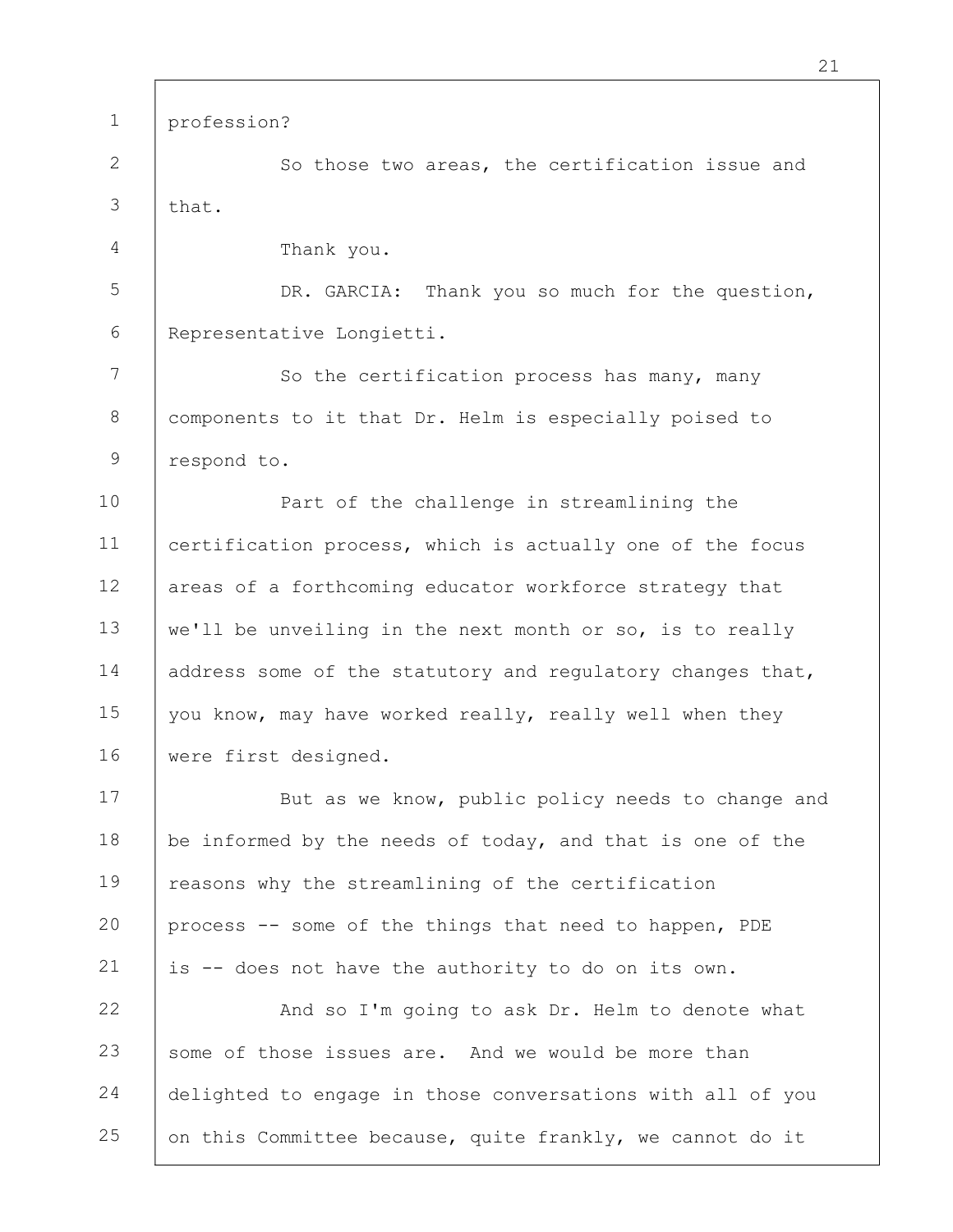profession?

So those two areas, the certification issue and that.

Thank you.

DR. GARCIA: Thank you so much for the question, Representative Longietti.

So the certification process has many, many components to it that Dr. Helm is especially poised to respond to.

Part of the challenge in streamlining the certification process, which is actually one of the focus areas of a forthcoming educator workforce strategy that we'll be unveiling in the next month or so, is to really address some of the statutory and regulatory changes that, you know, may have worked really, really well when they were first designed.

But as we know, public policy needs to change and be informed by the needs of today, and that is one of the reasons why the streamlining of the certification process -- some of the things that need to happen, PDE is -- does not have the authority to do on its own.

And so I'm going to ask Dr. Helm to denote what some of those issues are. And we would be more than delighted to engage in those conversations with all of you on this Committee because, quite frankly, we cannot do it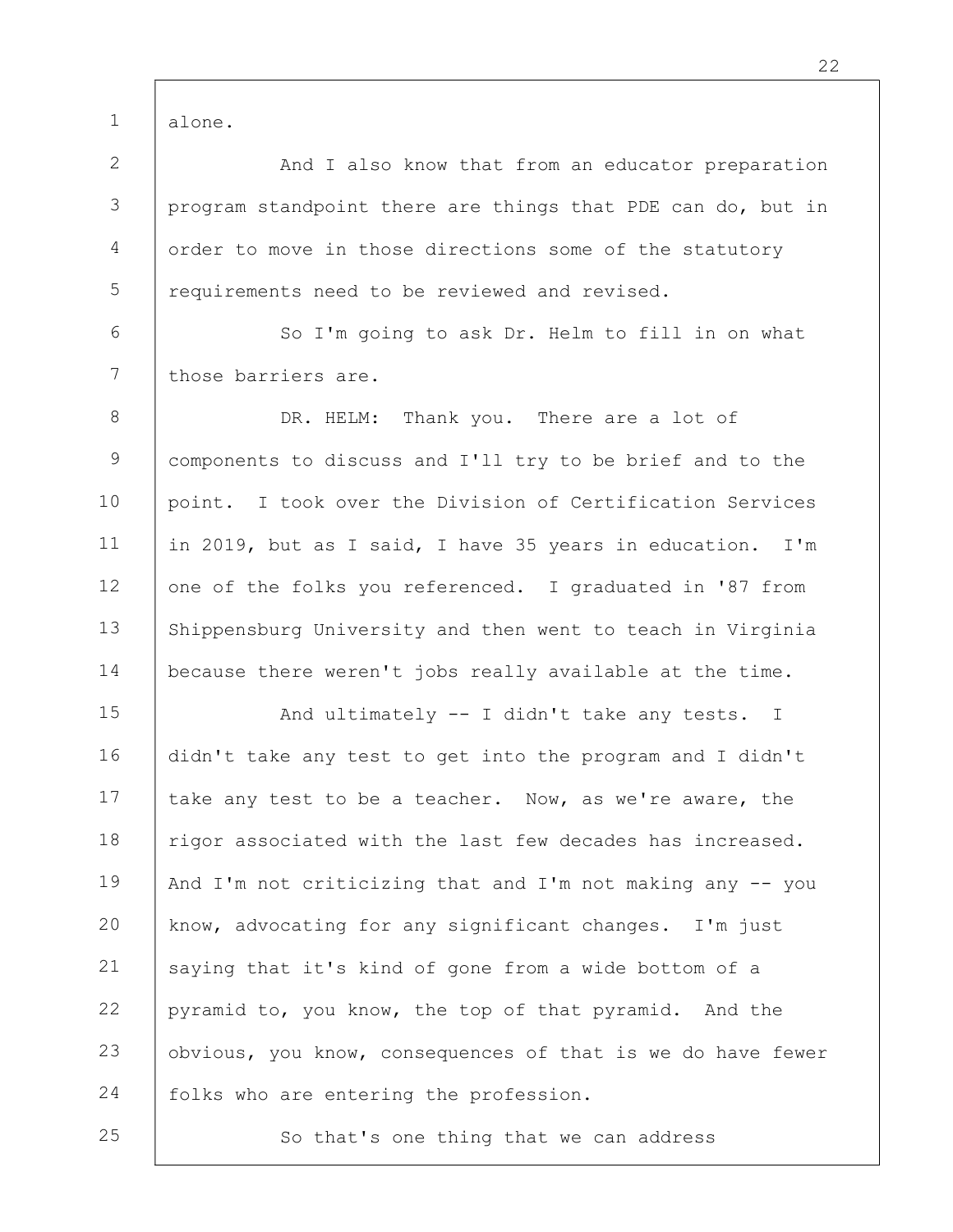alone.

And I also know that from an educator preparation program standpoint there are things that PDE can do, but in order to move in those directions some of the statutory requirements need to be reviewed and revised.

So I'm going to ask Dr. Helm to fill in on what those barriers are.

DR. HELM: Thank you. There are a lot of components to discuss and I'll try to be brief and to the point. I took over the Division of Certification Services in 2019, but as I said, I have 35 years in education. I'm one of the folks you referenced. I graduated in '87 from Shippensburg University and then went to teach in Virginia because there weren't jobs really available at the time.

And ultimately -- I didn't take any tests. I didn't take any test to get into the program and I didn't take any test to be a teacher. Now, as we're aware, the rigor associated with the last few decades has increased. And I'm not criticizing that and I'm not making any -- you know, advocating for any significant changes. I'm just saying that it's kind of gone from a wide bottom of a pyramid to, you know, the top of that pyramid. And the obvious, you know, consequences of that is we do have fewer folks who are entering the profession.

So that's one thing that we can address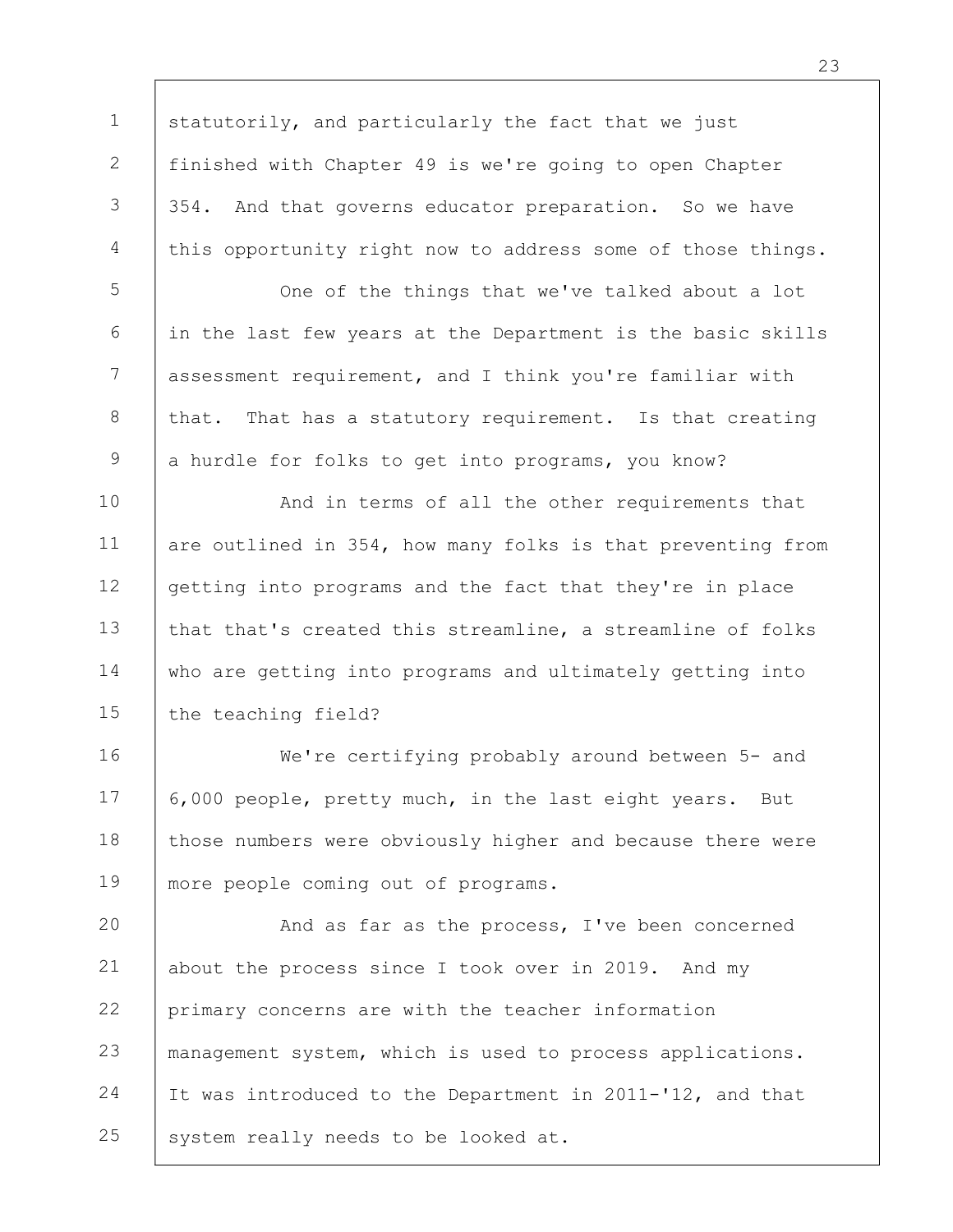statutorily, and particularly the fact that we just finished with Chapter 49 is we're going to open Chapter 354. And that governs educator preparation. So we have this opportunity right now to address some of those things.

One of the things that we've talked about a lot in the last few years at the Department is the basic skills assessment requirement, and I think you're familiar with that. That has a statutory requirement. Is that creating a hurdle for folks to get into programs, you know?

And in terms of all the other requirements that are outlined in 354, how many folks is that preventing from getting into programs and the fact that they're in place that that's created this streamline, a streamline of folks who are getting into programs and ultimately getting into the teaching field?

We're certifying probably around between 5- and 6,000 people, pretty much, in the last eight years. But those numbers were obviously higher and because there were more people coming out of programs.

And as far as the process, I've been concerned about the process since I took over in 2019. And my primary concerns are with the teacher information management system, which is used to process applications. It was introduced to the Department in 2011-'12, and that system really needs to be looked at.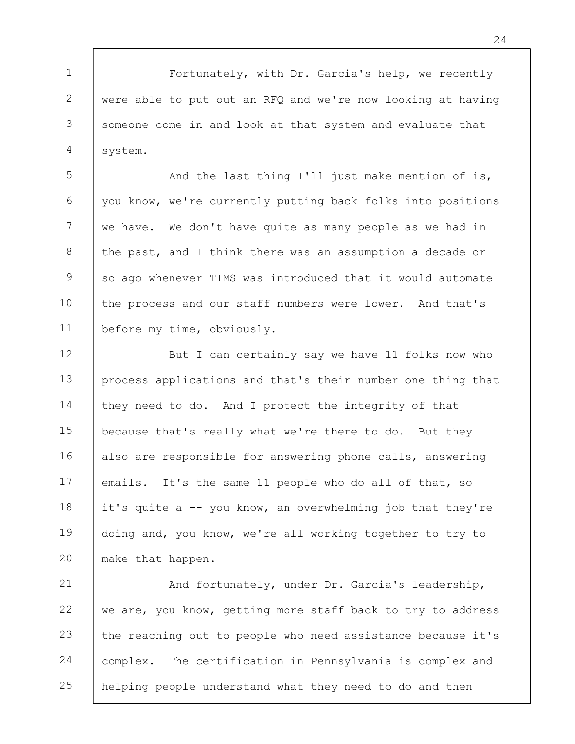Fortunately, with Dr. Garcia's help, we recently were able to put out an RFQ and we're now looking at having someone come in and look at that system and evaluate that system.

And the last thing I'll just make mention of is, you know, we're currently putting back folks into positions we have. We don't have quite as many people as we had in the past, and I think there was an assumption a decade or so ago whenever TIMS was introduced that it would automate the process and our staff numbers were lower. And that's before my time, obviously.

But I can certainly say we have 11 folks now who process applications and that's their number one thing that they need to do. And I protect the integrity of that because that's really what we're there to do. But they also are responsible for answering phone calls, answering emails. It's the same 11 people who do all of that, so it's quite a -- you know, an overwhelming job that they're doing and, you know, we're all working together to try to make that happen.

And fortunately, under Dr. Garcia's leadership, we are, you know, getting more staff back to try to address the reaching out to people who need assistance because it's complex. The certification in Pennsylvania is complex and helping people understand what they need to do and then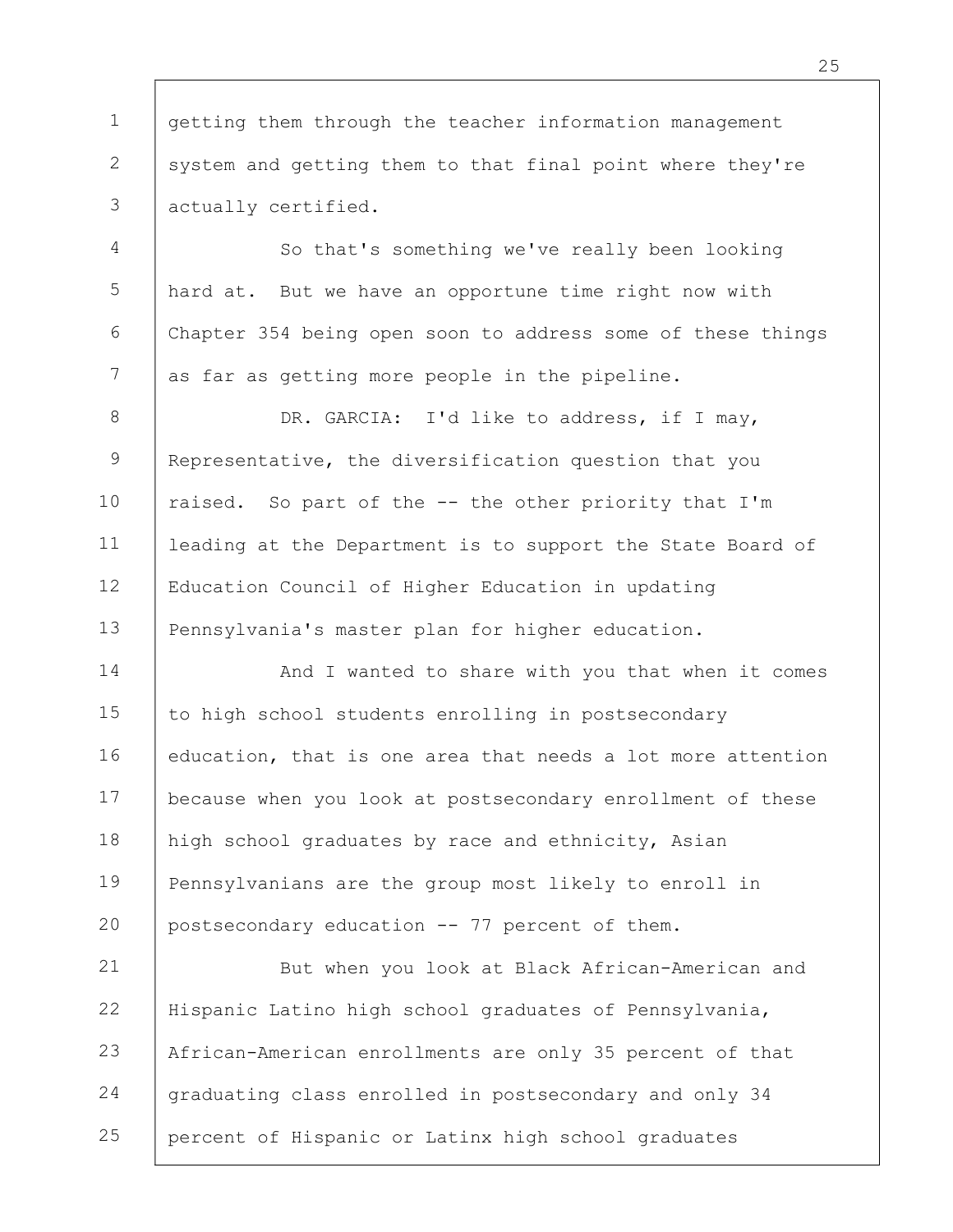getting them through the teacher information management system and getting them to that final point where they're actually certified.

So that's something we've really been looking hard at. But we have an opportune time right now with Chapter 354 being open soon to address some of these things as far as getting more people in the pipeline.

DR. GARCIA: I'd like to address, if I may, Representative, the diversification question that you raised. So part of the -- the other priority that I'm leading at the Department is to support the State Board of Education Council of Higher Education in updating Pennsylvania's master plan for higher education.

And I wanted to share with you that when it comes to high school students enrolling in postsecondary education, that is one area that needs a lot more attention because when you look at postsecondary enrollment of these high school graduates by race and ethnicity, Asian Pennsylvanians are the group most likely to enroll in postsecondary education -- 77 percent of them.

But when you look at Black African-American and Hispanic Latino high school graduates of Pennsylvania, African-American enrollments are only 35 percent of that graduating class enrolled in postsecondary and only 34 percent of Hispanic or Latinx high school graduates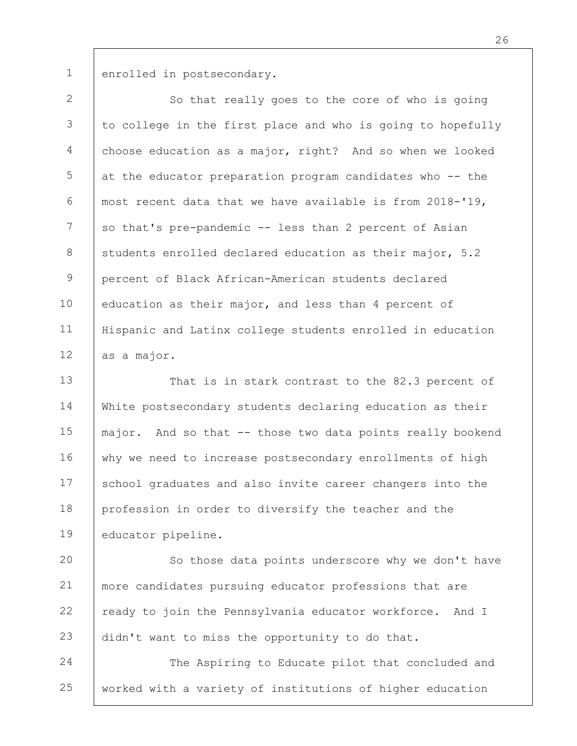enrolled in postsecondary.

So that really goes to the core of who is going to college in the first place and who is going to hopefully choose education as a major, right? And so when we looked at the educator preparation program candidates who -- the most recent data that we have available is from 2018-'19, so that's pre-pandemic -- less than 2 percent of Asian students enrolled declared education as their major, 5.2 percent of Black African-American students declared education as their major, and less than 4 percent of Hispanic and Latinx college students enrolled in education as a major.

That is in stark contrast to the 82.3 percent of White postsecondary students declaring education as their major. And so that -- those two data points really bookend why we need to increase postsecondary enrollments of high school graduates and also invite career changers into the profession in order to diversify the teacher and the educator pipeline.

So those data points underscore why we don't have more candidates pursuing educator professions that are ready to join the Pennsylvania educator workforce. And I didn't want to miss the opportunity to do that.

The Aspiring to Educate pilot that concluded and worked with a variety of institutions of higher education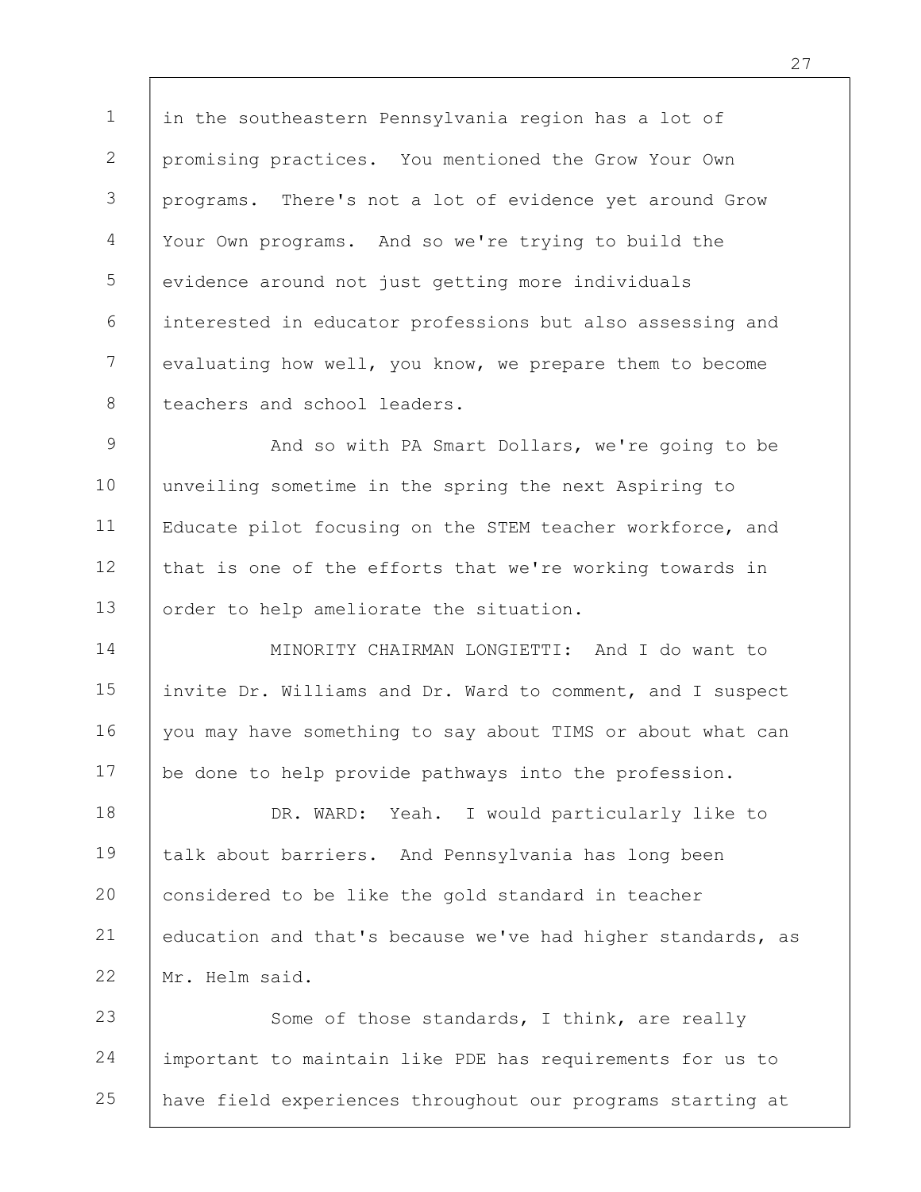in the southeastern Pennsylvania region has a lot of promising practices. You mentioned the Grow Your Own programs. There's not a lot of evidence yet around Grow Your Own programs. And so we're trying to build the evidence around not just getting more individuals interested in educator professions but also assessing and evaluating how well, you know, we prepare them to become teachers and school leaders.

And so with PA Smart Dollars, we're going to be unveiling sometime in the spring the next Aspiring to Educate pilot focusing on the STEM teacher workforce, and that is one of the efforts that we're working towards in order to help ameliorate the situation.

MINORITY CHAIRMAN LONGIETTI: And I do want to invite Dr. Williams and Dr. Ward to comment, and I suspect you may have something to say about TIMS or about what can be done to help provide pathways into the profession.

DR. WARD: Yeah. I would particularly like to talk about barriers. And Pennsylvania has long been considered to be like the gold standard in teacher education and that's because we've had higher standards, as Mr. Helm said.

Some of those standards, I think, are really important to maintain like PDE has requirements for us to have field experiences throughout our programs starting at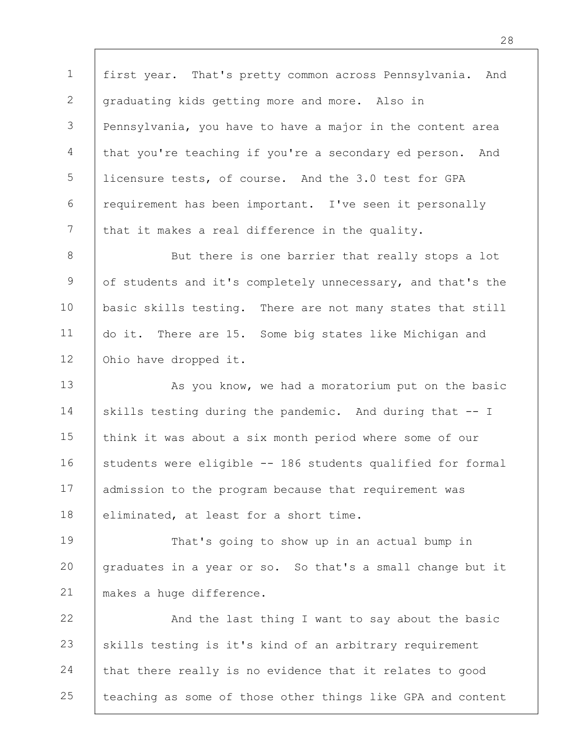first year. That's pretty common across Pennsylvania. And graduating kids getting more and more. Also in Pennsylvania, you have to have a major in the content area that you're teaching if you're a secondary ed person. And licensure tests, of course. And the 3.0 test for GPA requirement has been important. I've seen it personally that it makes a real difference in the quality.

But there is one barrier that really stops a lot of students and it's completely unnecessary, and that's the basic skills testing. There are not many states that still do it. There are 15. Some big states like Michigan and Ohio have dropped it.

As you know, we had a moratorium put on the basic skills testing during the pandemic. And during that -- I think it was about a six month period where some of our students were eligible -- 186 students qualified for formal admission to the program because that requirement was eliminated, at least for a short time.

That's going to show up in an actual bump in graduates in a year or so. So that's a small change but it makes a huge difference.

And the last thing I want to say about the basic skills testing is it's kind of an arbitrary requirement that there really is no evidence that it relates to good teaching as some of those other things like GPA and content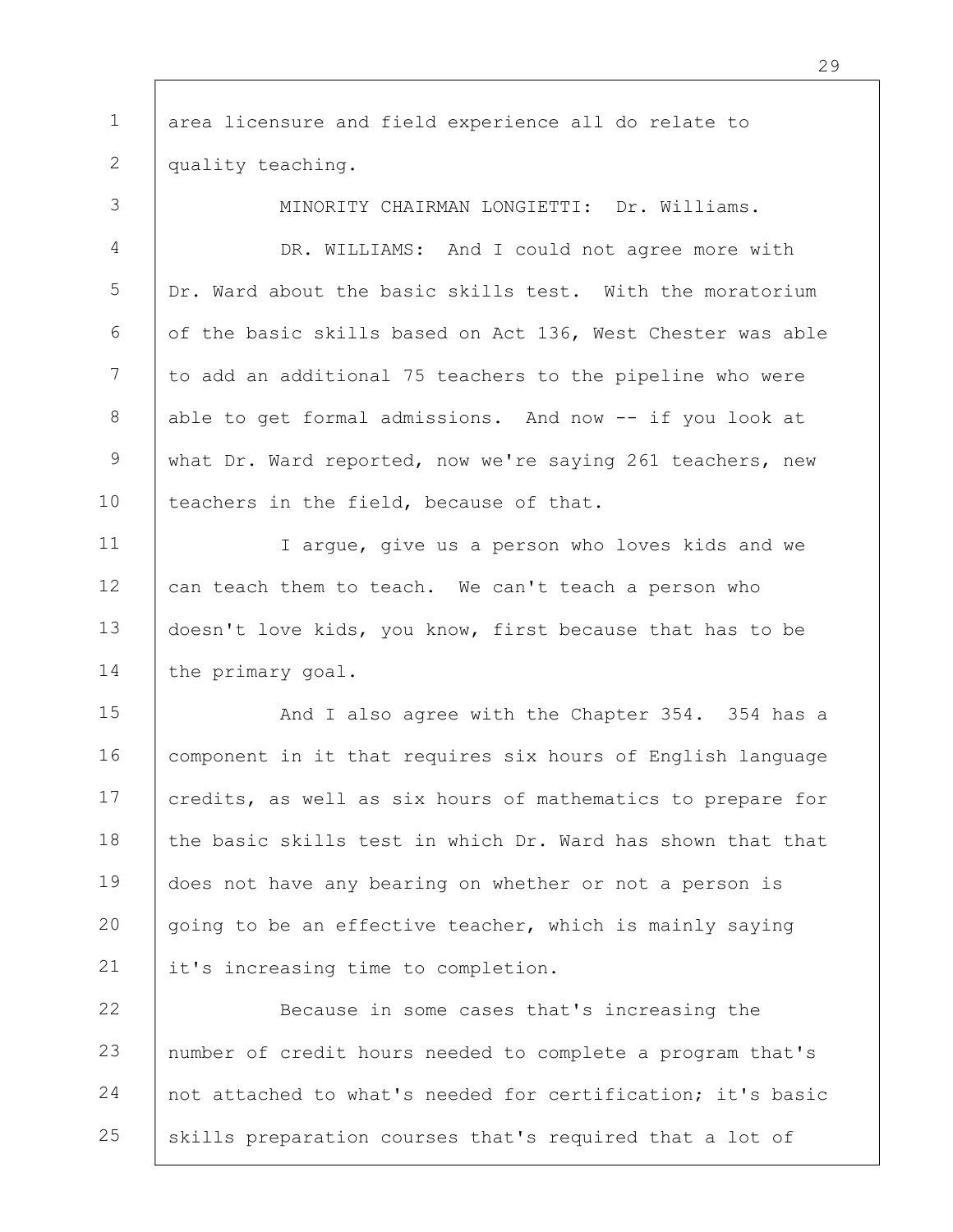area licensure and field experience all do relate to quality teaching.

MINORITY CHAIRMAN LONGIETTI: Dr. Williams.

DR. WILLIAMS: And I could not agree more with Dr. Ward about the basic skills test. With the moratorium of the basic skills based on Act 136, West Chester was able to add an additional 75 teachers to the pipeline who were able to get formal admissions. And now -- if you look at what Dr. Ward reported, now we're saying 261 teachers, new teachers in the field, because of that.

I argue, give us a person who loves kids and we can teach them to teach. We can't teach a person who doesn't love kids, you know, first because that has to be the primary goal.

And I also agree with the Chapter 354. 354 has a component in it that requires six hours of English language credits, as well as six hours of mathematics to prepare for the basic skills test in which Dr. Ward has shown that that does not have any bearing on whether or not a person is going to be an effective teacher, which is mainly saying it's increasing time to completion.

Because in some cases that's increasing the number of credit hours needed to complete a program that's not attached to what's needed for certification; it's basic skills preparation courses that's required that a lot of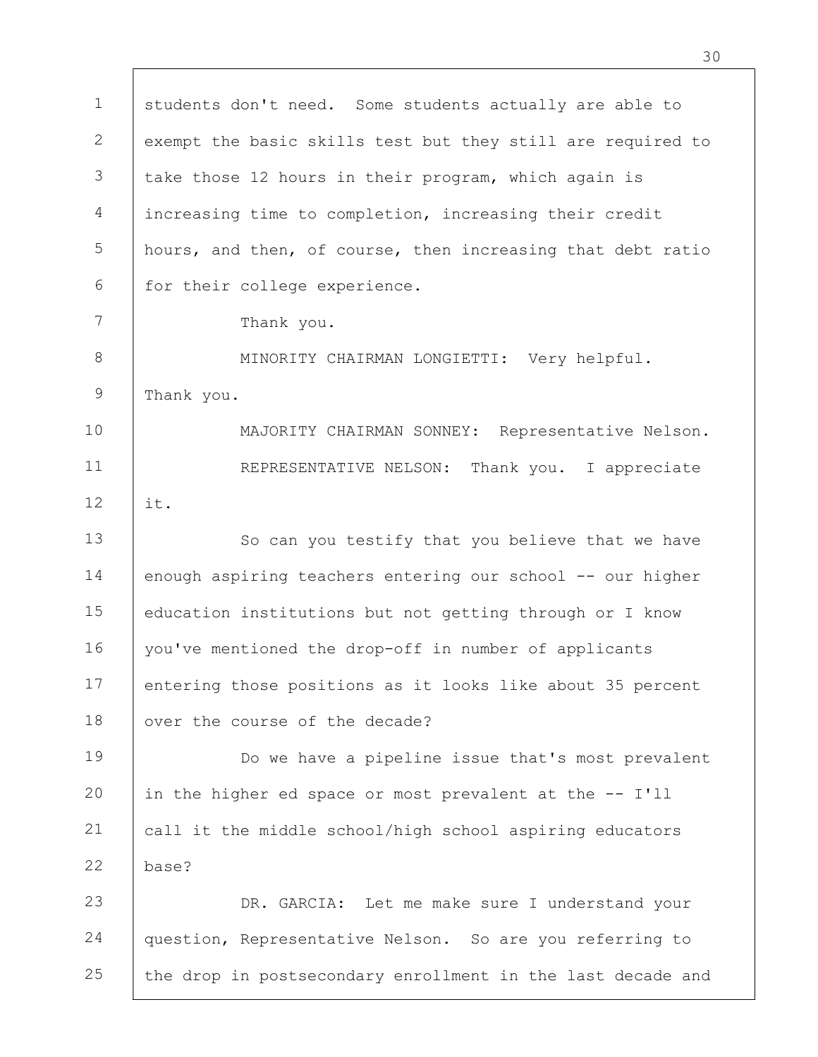students don't need. Some students actually are able to exempt the basic skills test but they still are required to take those 12 hours in their program, which again is increasing time to completion, increasing their credit hours, and then, of course, then increasing that debt ratio for their college experience.

Thank you.

MINORITY CHAIRMAN LONGIETTI: Very helpful. Thank you.

MAJORITY CHAIRMAN SONNEY: Representative Nelson.

REPRESENTATIVE NELSON: Thank you. I appreciate it.

So can you testify that you believe that we have enough aspiring teachers entering our school -- our higher education institutions but not getting through or I know you've mentioned the drop-off in number of applicants entering those positions as it looks like about 35 percent over the course of the decade?

Do we have a pipeline issue that's most prevalent in the higher ed space or most prevalent at the -- I'll call it the middle school/high school aspiring educators base?

DR. GARCIA: Let me make sure I understand your question, Representative Nelson. So are you referring to the drop in postsecondary enrollment in the last decade and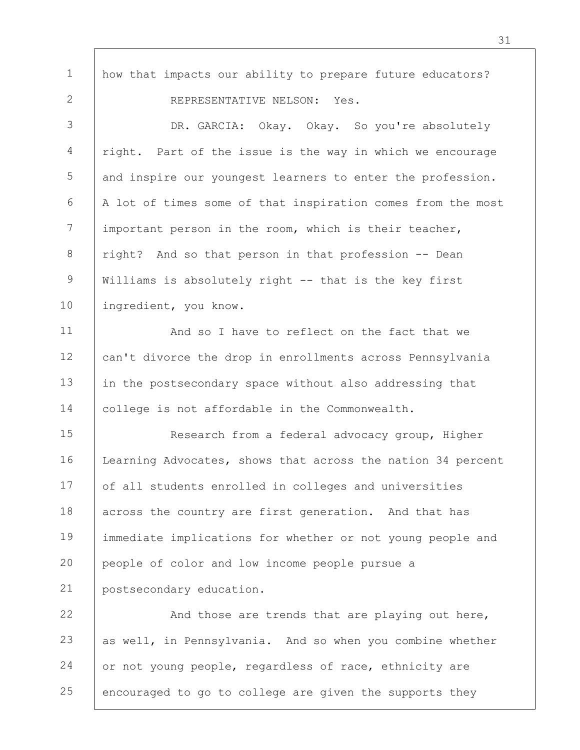how that impacts our ability to prepare future educators?

REPRESENTATIVE NELSON: Yes.

DR. GARCIA: Okay. Okay. So you're absolutely right. Part of the issue is the way in which we encourage and inspire our youngest learners to enter the profession. A lot of times some of that inspiration comes from the most important person in the room, which is their teacher, right? And so that person in that profession -- Dean Williams is absolutely right -- that is the key first ingredient, you know.

And so I have to reflect on the fact that we can't divorce the drop in enrollments across Pennsylvania in the postsecondary space without also addressing that college is not affordable in the Commonwealth.

Research from a federal advocacy group, Higher Learning Advocates, shows that across the nation 34 percent of all students enrolled in colleges and universities across the country are first generation. And that has immediate implications for whether or not young people and people of color and low income people pursue a postsecondary education.

And those are trends that are playing out here, as well, in Pennsylvania. And so when you combine whether or not young people, regardless of race, ethnicity are encouraged to go to college are given the supports they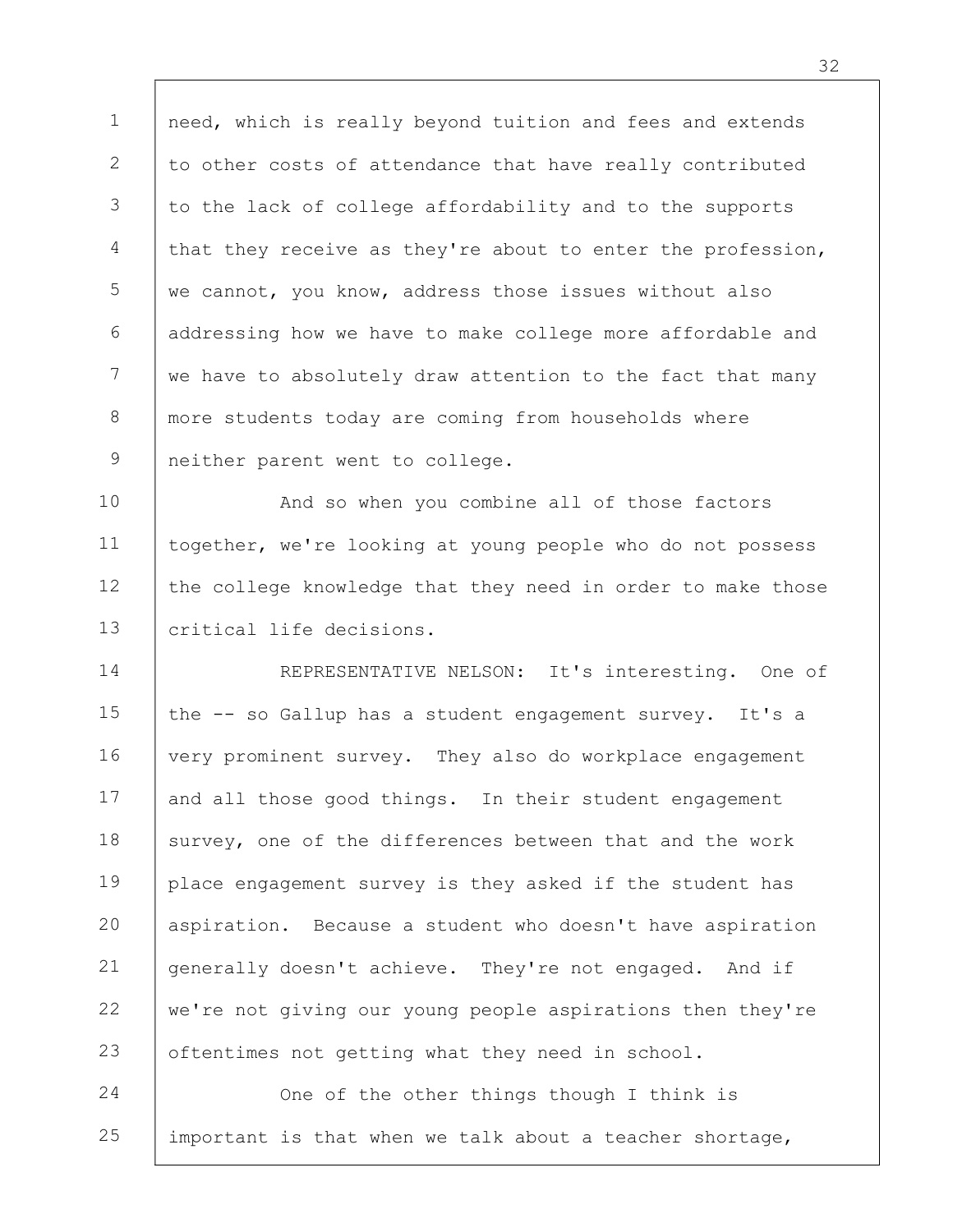need, which is really beyond tuition and fees and extends to other costs of attendance that have really contributed to the lack of college affordability and to the supports that they receive as they're about to enter the profession, we cannot, you know, address those issues without also addressing how we have to make college more affordable and we have to absolutely draw attention to the fact that many more students today are coming from households where neither parent went to college.

And so when you combine all of those factors together, we're looking at young people who do not possess the college knowledge that they need in order to make those critical life decisions.

REPRESENTATIVE NELSON: It's interesting. One of the -- so Gallup has a student engagement survey. It's a very prominent survey. They also do workplace engagement and all those good things. In their student engagement survey, one of the differences between that and the work place engagement survey is they asked if the student has aspiration. Because a student who doesn't have aspiration generally doesn't achieve. They're not engaged. And if we're not giving our young people aspirations then they're oftentimes not getting what they need in school.

One of the other things though I think is important is that when we talk about a teacher shortage,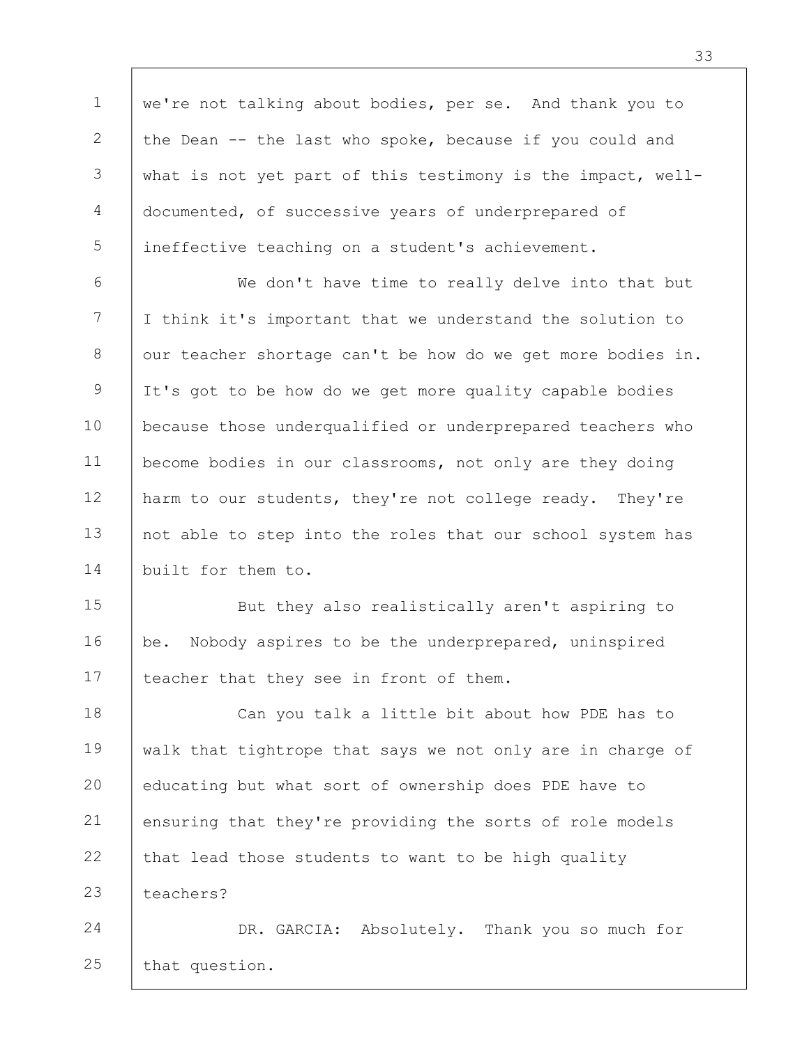we're not talking about bodies, per se. And thank you to the Dean -- the last who spoke, because if you could and what is not yet part of this testimony is the impact, well-documented, of successive years of underprepared of ineffective teaching on a student's achievement.

We don't have time to really delve into that but I think it's important that we understand the solution to our teacher shortage can't be how do we get more bodies in. It's got to be how do we get more quality capable bodies because those underqualified or underprepared teachers who become bodies in our classrooms, not only are they doing harm to our students, they're not college ready. They're not able to step into the roles that our school system has built for them to.

But they also realistically aren't aspiring to be. Nobody aspires to be the underprepared, uninspired teacher that they see in front of them.

Can you talk a little bit about how PDE has to walk that tightrope that says we not only are in charge of educating but what sort of ownership does PDE have to ensuring that they're providing the sorts of role models that lead those students to want to be high quality teachers?

DR. GARCIA: Absolutely. Thank you so much for that question.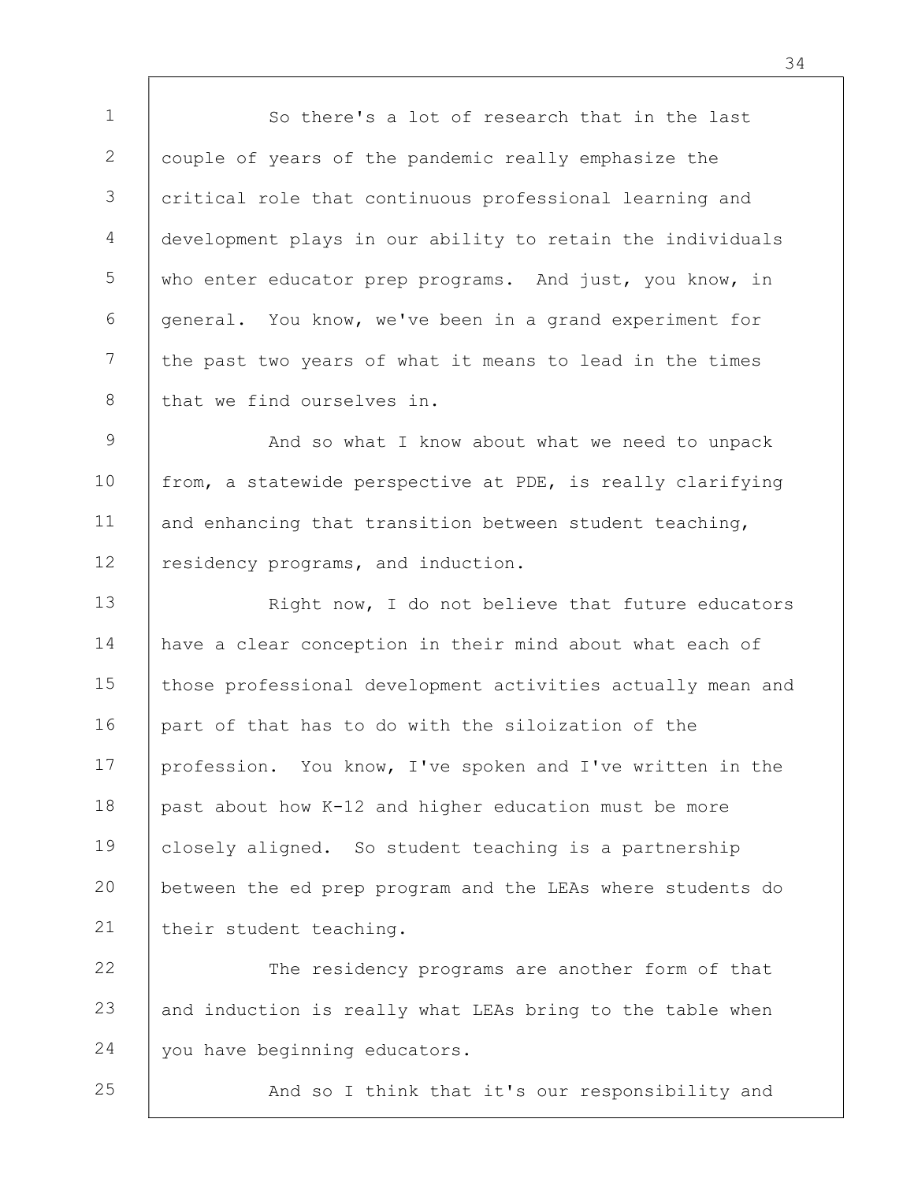So there's a lot of research that in the last couple of years of the pandemic really emphasize the critical role that continuous professional learning and development plays in our ability to retain the individuals who enter educator prep programs. And just, you know, in general. You know, we've been in a grand experiment for the past two years of what it means to lead in the times that we find ourselves in.

And so what I know about what we need to unpack from, a statewide perspective at PDE, is really clarifying and enhancing that transition between student teaching, residency programs, and induction.

Right now, I do not believe that future educators have a clear conception in their mind about what each of those professional development activities actually mean and part of that has to do with the siloization of the profession. You know, I've spoken and I've written in the past about how K-12 and higher education must be more closely aligned. So student teaching is a partnership between the ed prep program and the LEAs where students do their student teaching.

The residency programs are another form of that and induction is really what LEAs bring to the table when you have beginning educators.

And so I think that it's our responsibility and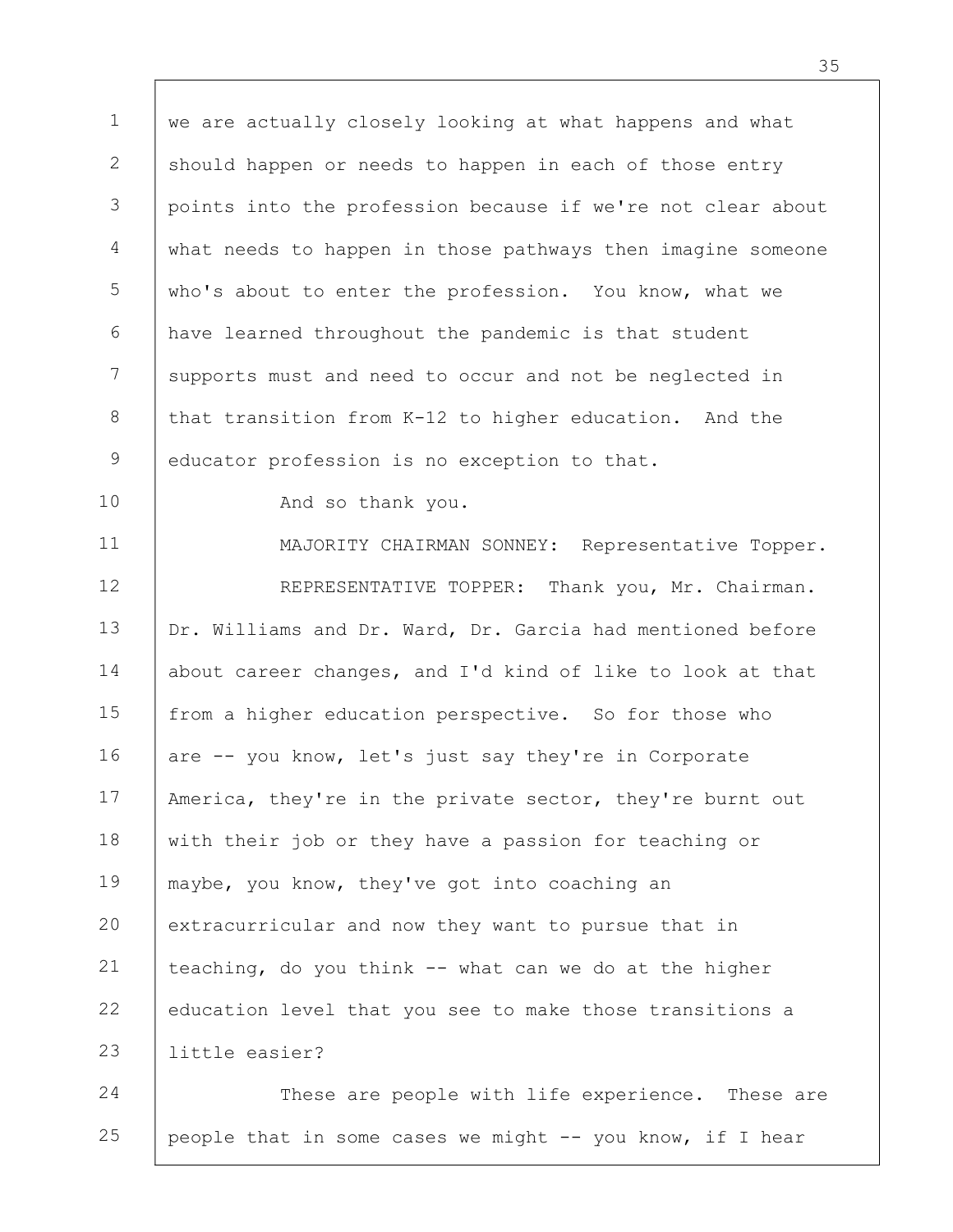we are actually closely looking at what happens and what should happen or needs to happen in each of those entry points into the profession because if we're not clear about what needs to happen in those pathways then imagine someone who's about to enter the profession. You know, what we have learned throughout the pandemic is that student supports must and need to occur and not be neglected in that transition from K-12 to higher education. And the educator profession is no exception to that.

And so thank you.

MAJORITY CHAIRMAN SONNEY: Representative Topper.

REPRESENTATIVE TOPPER: Thank you, Mr. Chairman. Dr. Williams and Dr. Ward, Dr. Garcia had mentioned before about career changes, and I'd kind of like to look at that from a higher education perspective. So for those who are -- you know, let's just say they're in Corporate America, they're in the private sector, they're burnt out with their job or they have a passion for teaching or maybe, you know, they've got into coaching an extracurricular and now they want to pursue that in teaching, do you think -- what can we do at the higher education level that you see to make those transitions a little easier?

These are people with life experience. These are people that in some cases we might -- you know, if I hear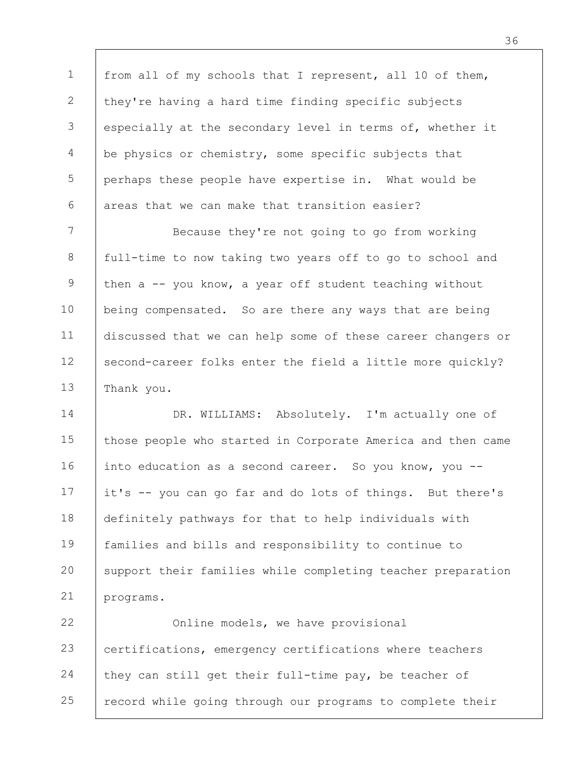from all of my schools that I represent, all 10 of them, they're having a hard time finding specific subjects especially at the secondary level in terms of, whether it be physics or chemistry, some specific subjects that perhaps these people have expertise in. What would be areas that we can make that transition easier?

Because they're not going to go from working full-time to now taking two years off to go to school and then a -- you know, a year off student teaching without being compensated. So are there any ways that are being discussed that we can help some of these career changers or second-career folks enter the field a little more quickly? Thank you.

DR. WILLIAMS: Absolutely. I'm actually one of those people who started in Corporate America and then came into education as a second career. So you know, you -- it's -- you can go far and do lots of things. But there's definitely pathways for that to help individuals with families and bills and responsibility to continue to support their families while completing teacher preparation programs.

Online models, we have provisional certifications, emergency certifications where teachers they can still get their full-time pay, be teacher of record while going through our programs to complete their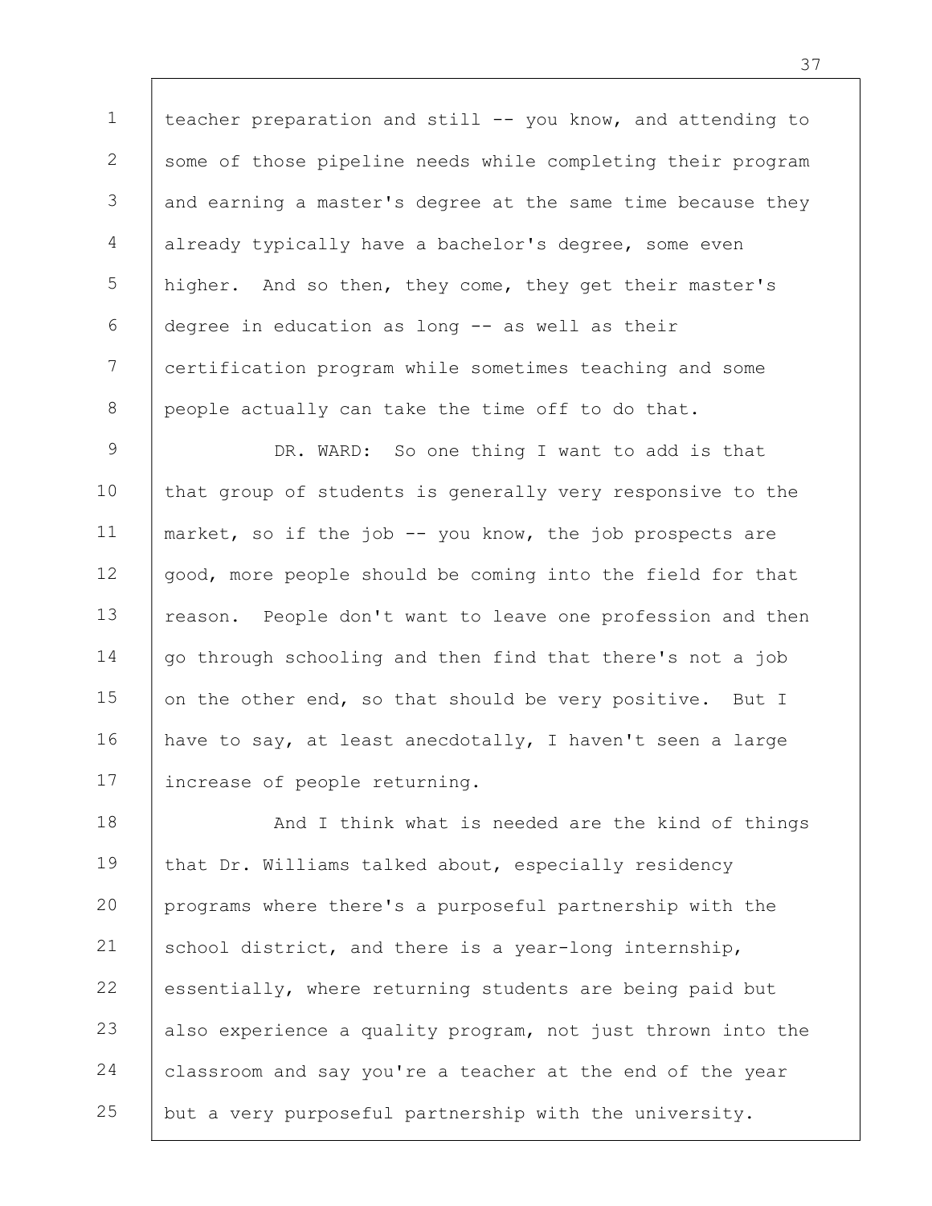teacher preparation and still -- you know, and attending to some of those pipeline needs while completing their program and earning a master's degree at the same time because they already typically have a bachelor's degree, some even higher. And so then, they come, they get their master's degree in education as long -- as well as their certification program while sometimes teaching and some people actually can take the time off to do that.

DR. WARD: So one thing I want to add is that that group of students is generally very responsive to the market, so if the job -- you know, the job prospects are good, more people should be coming into the field for that reason. People don't want to leave one profession and then go through schooling and then find that there's not a job on the other end, so that should be very positive. But I have to say, at least anecdotally, I haven't seen a large increase of people returning.

And I think what is needed are the kind of things that Dr. Williams talked about, especially residency programs where there's a purposeful partnership with the school district, and there is a year-long internship, essentially, where returning students are being paid but also experience a quality program, not just thrown into the classroom and say you're a teacher at the end of the year but a very purposeful partnership with the university.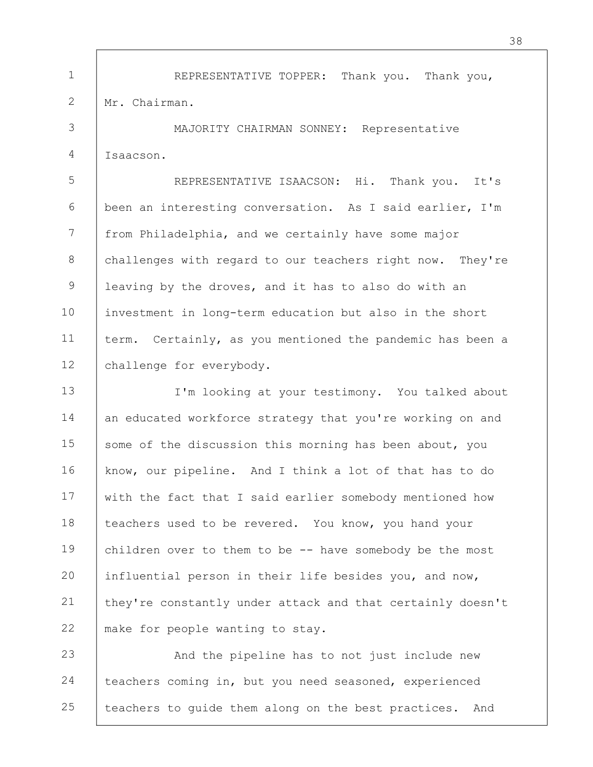REPRESENTATIVE TOPPER: Thank you. Thank you, Mr. Chairman.

MAJORITY CHAIRMAN SONNEY: Representative Isaacson.

REPRESENTATIVE ISAACSON: Hi. Thank you. It's been an interesting conversation. As I said earlier, I'm from Philadelphia, and we certainly have some major challenges with regard to our teachers right now. They're leaving by the droves, and it has to also do with an investment in long-term education but also in the short term. Certainly, as you mentioned the pandemic has been a challenge for everybody.

I'm looking at your testimony. You talked about an educated workforce strategy that you're working on and some of the discussion this morning has been about, you know, our pipeline. And I think a lot of that has to do with the fact that I said earlier somebody mentioned how teachers used to be revered. You know, you hand your children over to them to be -- have somebody be the most influential person in their life besides you, and now, they're constantly under attack and that certainly doesn't make for people wanting to stay.

And the pipeline has to not just include new teachers coming in, but you need seasoned, experienced teachers to guide them along on the best practices. And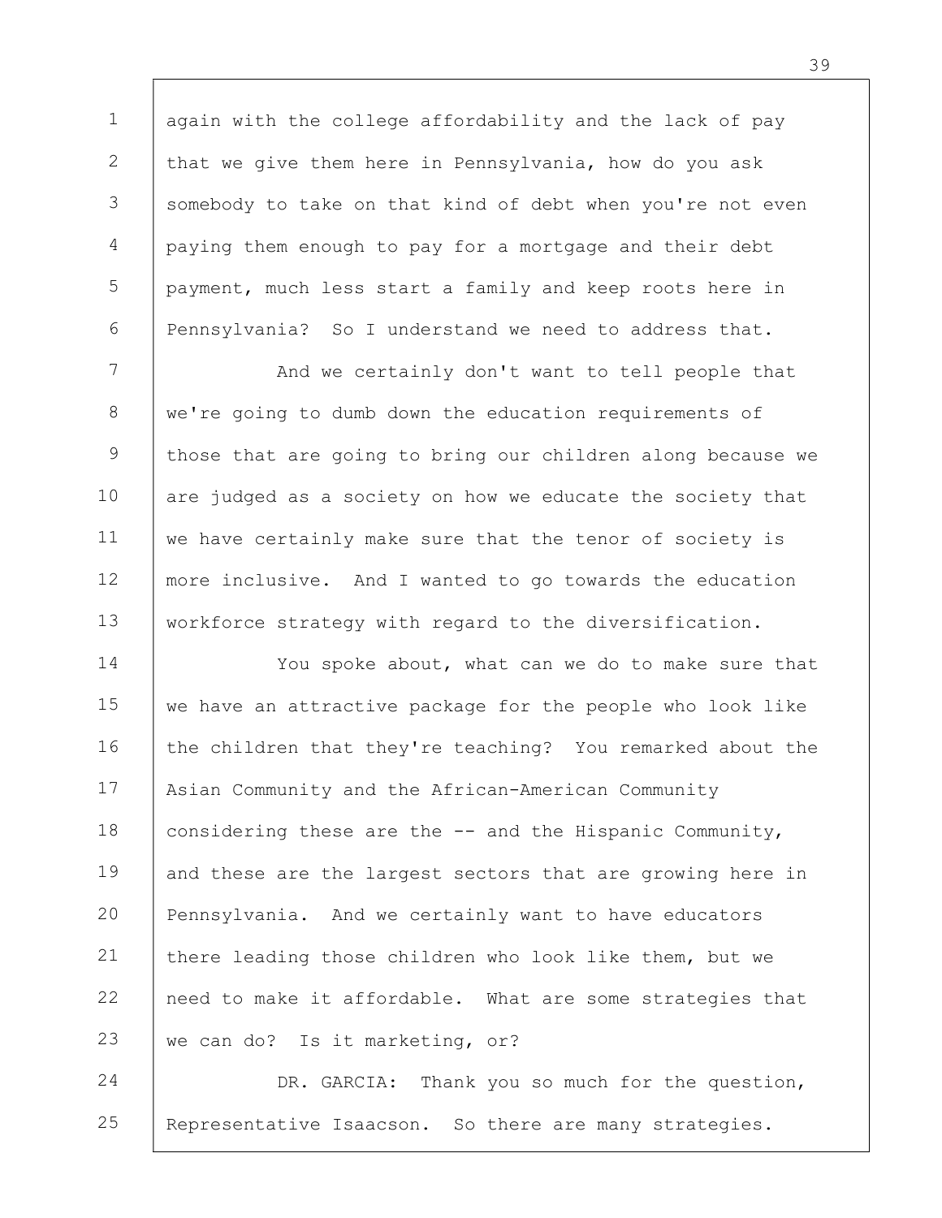again with the college affordability and the lack of pay that we give them here in Pennsylvania, how do you ask somebody to take on that kind of debt when you're not even paying them enough to pay for a mortgage and their debt payment, much less start a family and keep roots here in Pennsylvania? So I understand we need to address that.

And we certainly don't want to tell people that we're going to dumb down the education requirements of those that are going to bring our children along because we are judged as a society on how we educate the society that we have certainly make sure that the tenor of society is more inclusive. And I wanted to go towards the education workforce strategy with regard to the diversification.

You spoke about, what can we do to make sure that we have an attractive package for the people who look like the children that they're teaching? You remarked about the Asian Community and the African-American Community considering these are the -- and the Hispanic Community, and these are the largest sectors that are growing here in Pennsylvania. And we certainly want to have educators there leading those children who look like them, but we need to make it affordable. What are some strategies that we can do? Is it marketing, or?

DR. GARCIA: Thank you so much for the question, Representative Isaacson. So there are many strategies.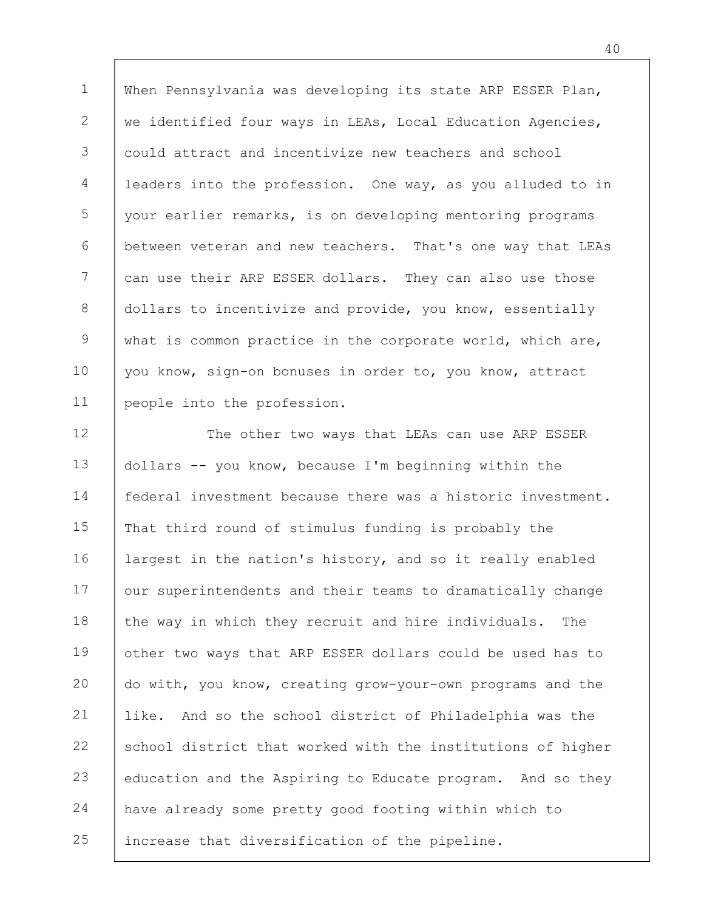When Pennsylvania was developing its state ARP ESSER Plan, we identified four ways in LEAs, Local Education Agencies, could attract and incentivize new teachers and school leaders into the profession. One way, as you alluded to in your earlier remarks, is on developing mentoring programs between veteran and new teachers. That's one way that LEAs can use their ARP ESSER dollars. They can also use those dollars to incentivize and provide, you know, essentially what is common practice in the corporate world, which are, you know, sign-on bonuses in order to, you know, attract people into the profession.

The other two ways that LEAs can use ARP ESSER dollars -- you know, because I'm beginning within the federal investment because there was a historic investment. That third round of stimulus funding is probably the largest in the nation's history, and so it really enabled our superintendents and their teams to dramatically change the way in which they recruit and hire individuals. The other two ways that ARP ESSER dollars could be used has to do with, you know, creating grow-your-own programs and the like. And so the school district of Philadelphia was the school district that worked with the institutions of higher education and the Aspiring to Educate program. And so they have already some pretty good footing within which to increase that diversification of the pipeline.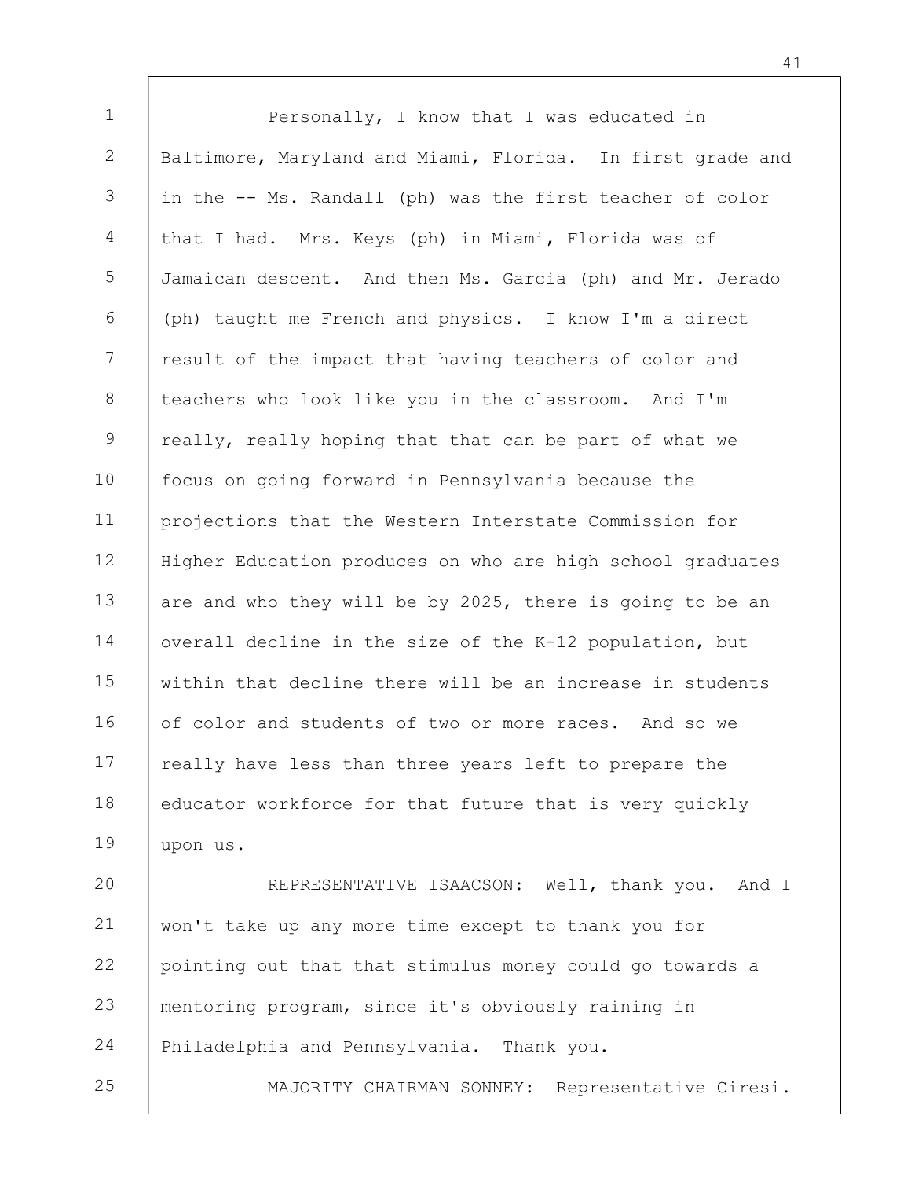Personally, I know that I was educated in Baltimore, Maryland and Miami, Florida. In first grade and in the -- Ms. Randall (ph) was the first teacher of color that I had. Mrs. Keys (ph) in Miami, Florida was of Jamaican descent. And then Ms. Garcia (ph) and Mr. Jerado (ph) taught me French and physics. I know I'm a direct result of the impact that having teachers of color and teachers who look like you in the classroom. And I'm really, really hoping that that can be part of what we focus on going forward in Pennsylvania because the projections that the Western Interstate Commission for Higher Education produces on who are high school graduates are and who they will be by 2025, there is going to be an overall decline in the size of the K-12 population, but within that decline there will be an increase in students of color and students of two or more races. And so we really have less than three years left to prepare the educator workforce for that future that is very quickly upon us.

REPRESENTATIVE ISAACSON: Well, thank you. And I won't take up any more time except to thank you for pointing out that that stimulus money could go towards a mentoring program, since it's obviously raining in Philadelphia and Pennsylvania. Thank you.

MAJORITY CHAIRMAN SONNEY: Representative Ciresi.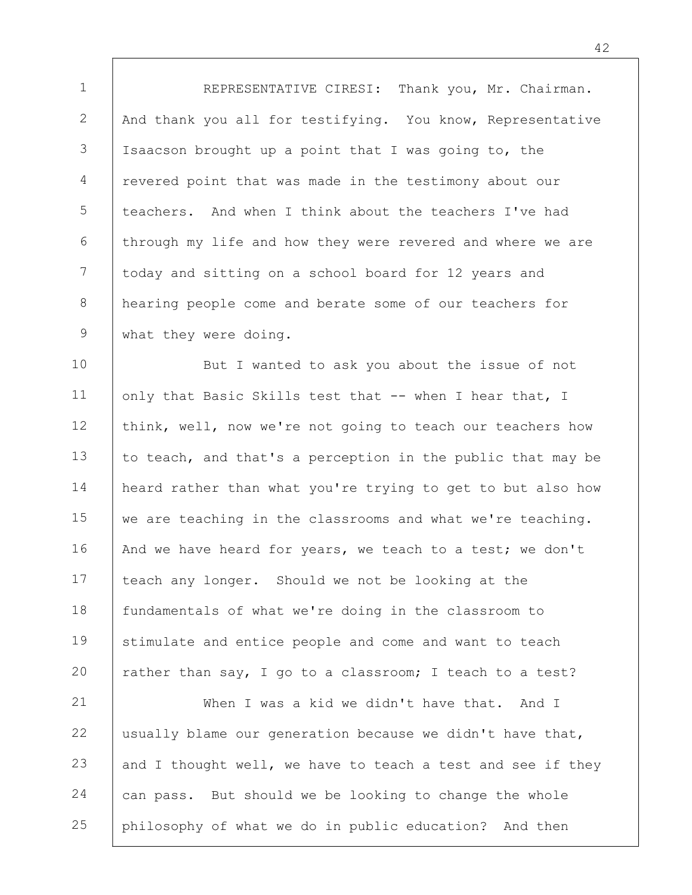REPRESENTATIVE CIRESI: Thank you, Mr. Chairman. And thank you all for testifying. You know, Representative Isaacson brought up a point that I was going to, the revered point that was made in the testimony about our teachers. And when I think about the teachers I've had through my life and how they were revered and where we are today and sitting on a school board for 12 years and hearing people come and berate some of our teachers for what they were doing.

But I wanted to ask you about the issue of not only that Basic Skills test that -- when I hear that, I think, well, now we're not going to teach our teachers how to teach, and that's a perception in the public that may be heard rather than what you're trying to get to but also how we are teaching in the classrooms and what we're teaching. And we have heard for years, we teach to a test; we don't teach any longer. Should we not be looking at the fundamentals of what we're doing in the classroom to stimulate and entice people and come and want to teach rather than say, I go to a classroom; I teach to a test?

When I was a kid we didn't have that. And I usually blame our generation because we didn't have that, and I thought well, we have to teach a test and see if they can pass. But should we be looking to change the whole philosophy of what we do in public education? And then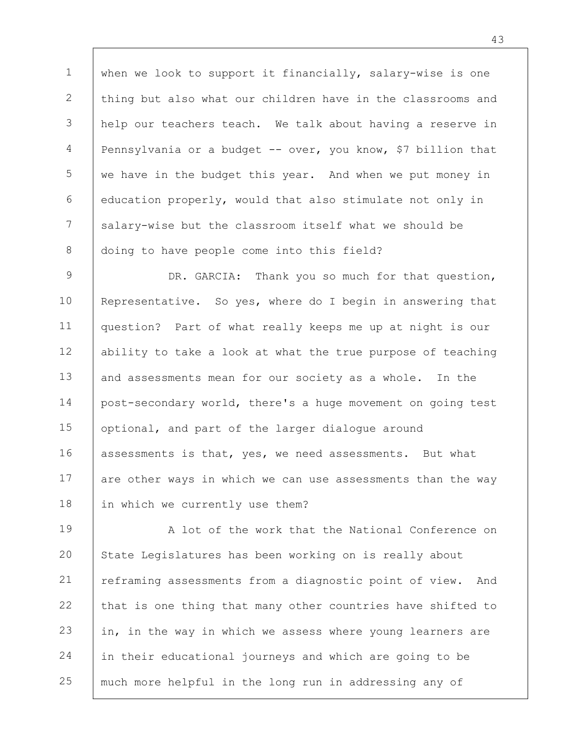when we look to support it financially, salary-wise is one thing but also what our children have in the classrooms and help our teachers teach. We talk about having a reserve in Pennsylvania or a budget -- over, you know, $7 billion that we have in the budget this year. And when we put money in education properly, would that also stimulate not only in salary-wise but the classroom itself what we should be doing to have people come into this field?

DR. GARCIA: Thank you so much for that question, Representative. So yes, where do I begin in answering that question? Part of what really keeps me up at night is our ability to take a look at what the true purpose of teaching and assessments mean for our society as a whole. In the post-secondary world, there's a huge movement on going test optional, and part of the larger dialogue around assessments is that, yes, we need assessments. But what are other ways in which we can use assessments than the way in which we currently use them?

A lot of the work that the National Conference on State Legislatures has been working on is really about reframing assessments from a diagnostic point of view. And that is one thing that many other countries have shifted to in, in the way in which we assess where young learners are in their educational journeys and which are going to be much more helpful in the long run in addressing any of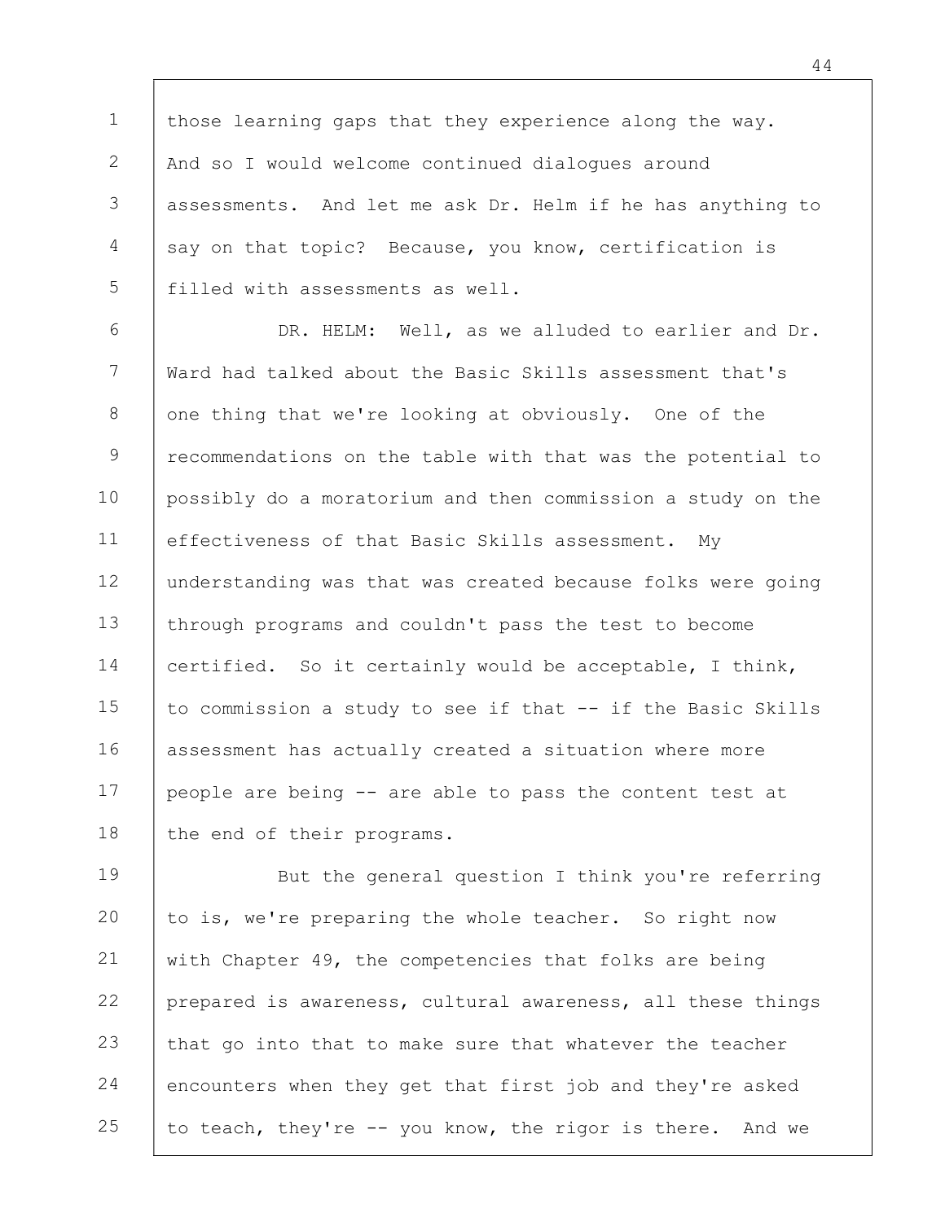those learning gaps that they experience along the way. And so I would welcome continued dialogues around assessments. And let me ask Dr. Helm if he has anything to say on that topic? Because, you know, certification is filled with assessments as well.

DR. HELM: Well, as we alluded to earlier and Dr. Ward had talked about the Basic Skills assessment that's one thing that we're looking at obviously. One of the recommendations on the table with that was the potential to possibly do a moratorium and then commission a study on the effectiveness of that Basic Skills assessment. My understanding was that was created because folks were going through programs and couldn't pass the test to become certified. So it certainly would be acceptable, I think, to commission a study to see if that -- if the Basic Skills assessment has actually created a situation where more people are being -- are able to pass the content test at the end of their programs.

But the general question I think you're referring to is, we're preparing the whole teacher. So right now with Chapter 49, the competencies that folks are being prepared is awareness, cultural awareness, all these things that go into that to make sure that whatever the teacher encounters when they get that first job and they're asked to teach, they're -- you know, the rigor is there. And we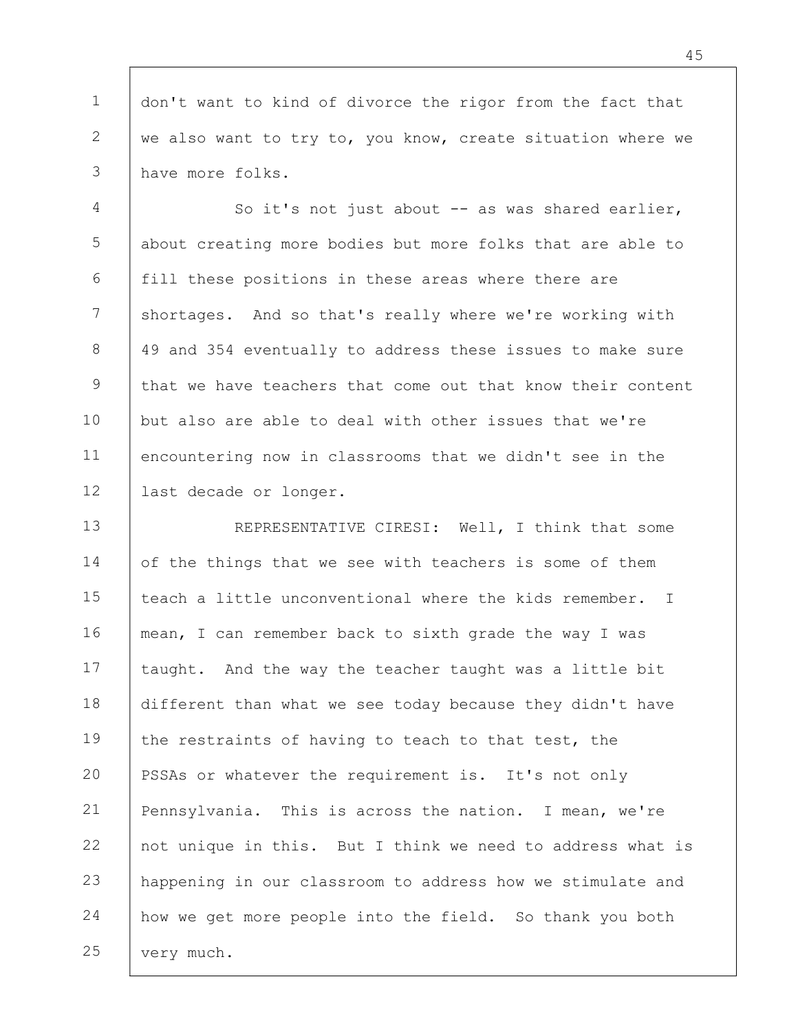don't want to kind of divorce the rigor from the fact that we also want to try to, you know, create situation where we have more folks.

So it's not just about -- as was shared earlier, about creating more bodies but more folks that are able to fill these positions in these areas where there are shortages. And so that's really where we're working with 49 and 354 eventually to address these issues to make sure that we have teachers that come out that know their content but also are able to deal with other issues that we're encountering now in classrooms that we didn't see in the last decade or longer.

REPRESENTATIVE CIRESI: Well, I think that some of the things that we see with teachers is some of them teach a little unconventional where the kids remember. I mean, I can remember back to sixth grade the way I was taught. And the way the teacher taught was a little bit different than what we see today because they didn't have the restraints of having to teach to that test, the PSSAs or whatever the requirement is. It's not only Pennsylvania. This is across the nation. I mean, we're not unique in this. But I think we need to address what is happening in our classroom to address how we stimulate and how we get more people into the field. So thank you both very much.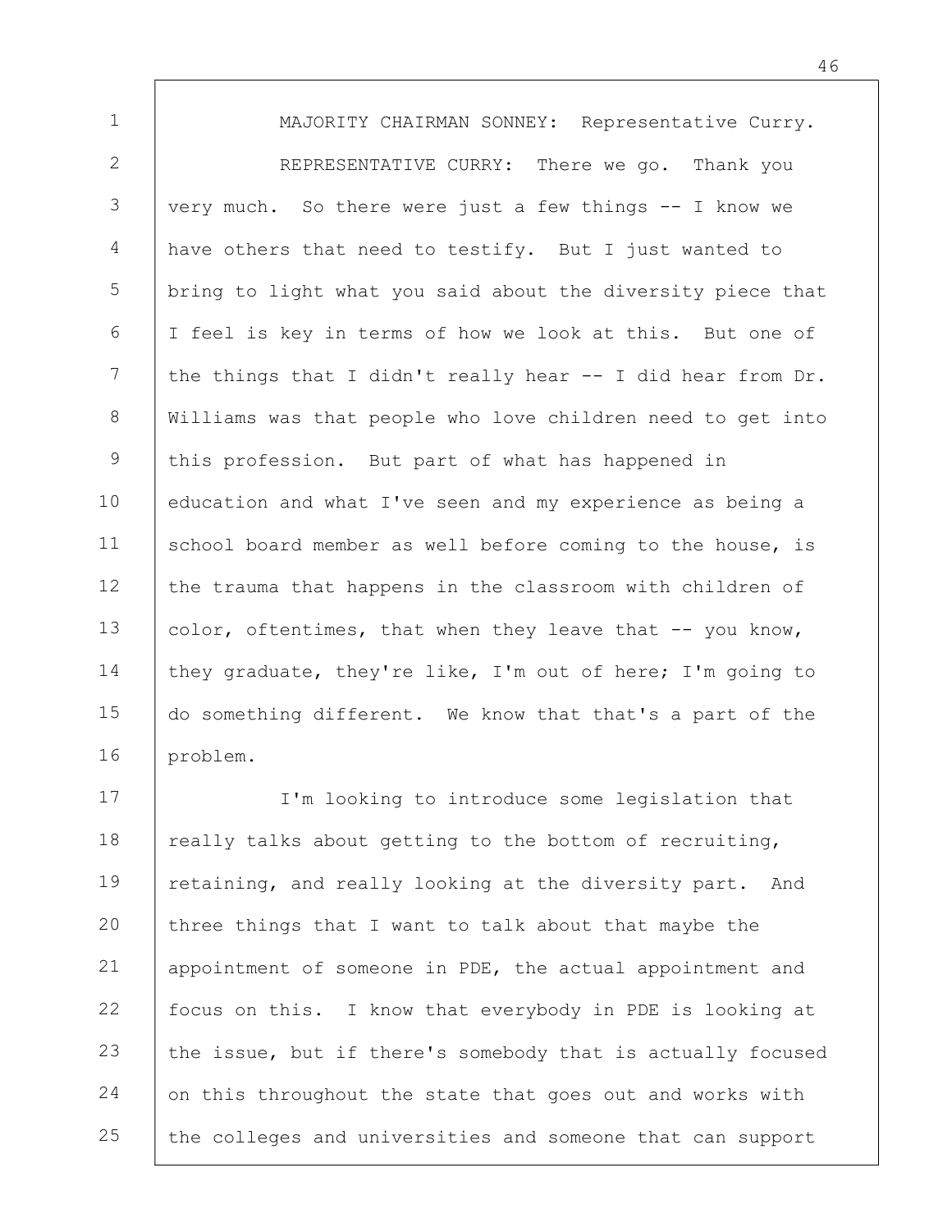MAJORITY CHAIRMAN SONNEY: Representative Curry.

REPRESENTATIVE CURRY: There we go. Thank you very much. So there were just a few things -- I know we have others that need to testify. But I just wanted to bring to light what you said about the diversity piece that I feel is key in terms of how we look at this. But one of the things that I didn't really hear -- I did hear from Dr. Williams was that people who love children need to get into this profession. But part of what has happened in education and what I've seen and my experience as being a school board member as well before coming to the house, is the trauma that happens in the classroom with children of color, oftentimes, that when they leave that -- you know, they graduate, they're like, I'm out of here; I'm going to do something different. We know that that's a part of the problem.

I'm looking to introduce some legislation that really talks about getting to the bottom of recruiting, retaining, and really looking at the diversity part. And three things that I want to talk about that maybe the appointment of someone in PDE, the actual appointment and focus on this. I know that everybody in PDE is looking at the issue, but if there's somebody that is actually focused on this throughout the state that goes out and works with the colleges and universities and someone that can support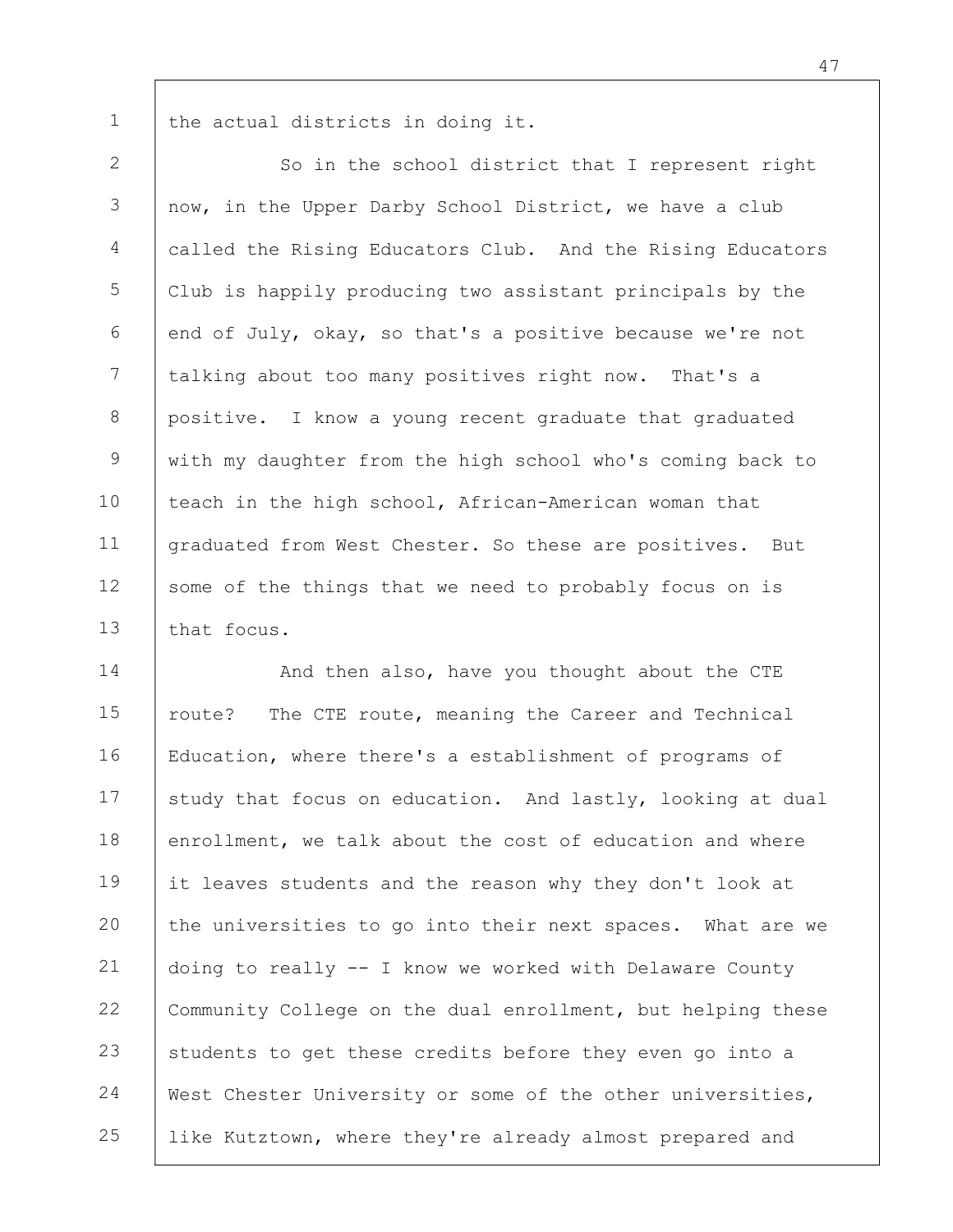the actual districts in doing it.

So in the school district that I represent right now, in the Upper Darby School District, we have a club called the Rising Educators Club. And the Rising Educators Club is happily producing two assistant principals by the end of July, okay, so that's a positive because we're not talking about too many positives right now. That's a positive. I know a young recent graduate that graduated with my daughter from the high school who's coming back to teach in the high school, African-American woman that graduated from West Chester. So these are positives. But some of the things that we need to probably focus on is that focus.

And then also, have you thought about the CTE route? The CTE route, meaning the Career and Technical Education, where there's a establishment of programs of study that focus on education. And lastly, looking at dual enrollment, we talk about the cost of education and where it leaves students and the reason why they don't look at the universities to go into their next spaces. What are we doing to really -- I know we worked with Delaware County Community College on the dual enrollment, but helping these students to get these credits before they even go into a West Chester University or some of the other universities, like Kutztown, where they're already almost prepared and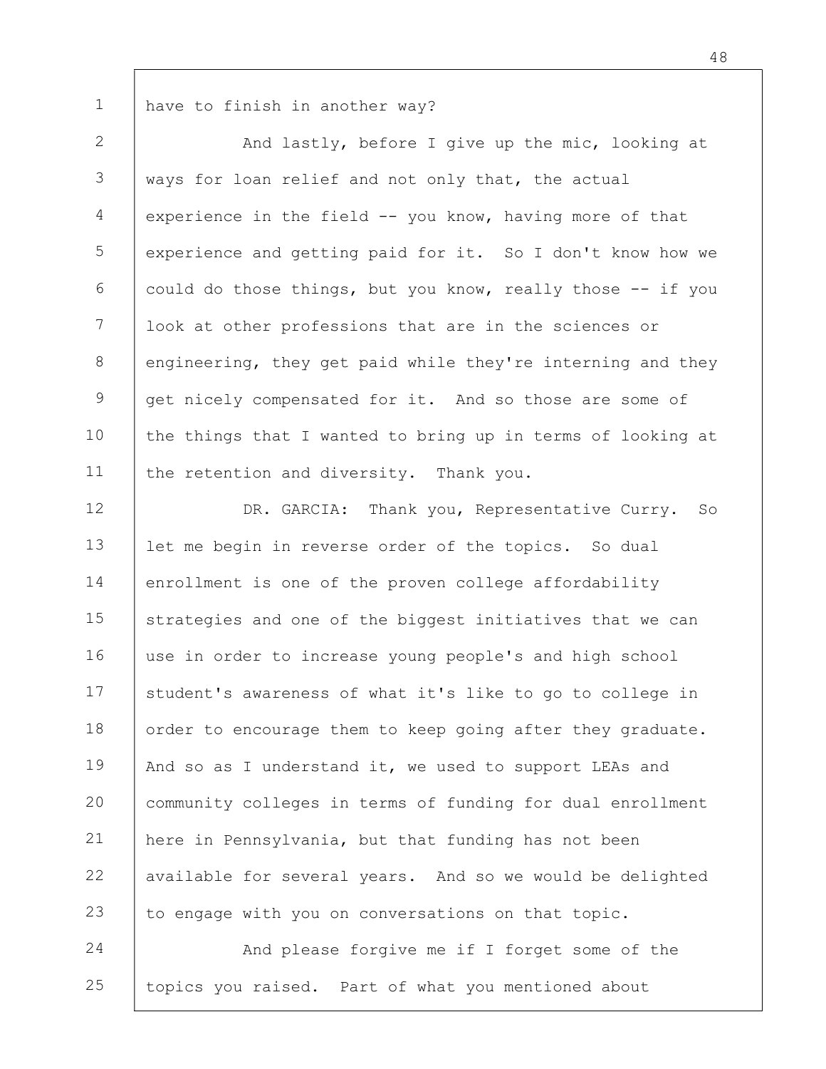have to finish in another way?

And lastly, before I give up the mic, looking at ways for loan relief and not only that, the actual experience in the field -- you know, having more of that experience and getting paid for it. So I don't know how we could do those things, but you know, really those -- if you look at other professions that are in the sciences or engineering, they get paid while they're interning and they get nicely compensated for it. And so those are some of the things that I wanted to bring up in terms of looking at the retention and diversity. Thank you.

DR. GARCIA: Thank you, Representative Curry. So let me begin in reverse order of the topics. So dual enrollment is one of the proven college affordability strategies and one of the biggest initiatives that we can use in order to increase young people's and high school student's awareness of what it's like to go to college in order to encourage them to keep going after they graduate. And so as I understand it, we used to support LEAs and community colleges in terms of funding for dual enrollment here in Pennsylvania, but that funding has not been available for several years. And so we would be delighted to engage with you on conversations on that topic.

And please forgive me if I forget some of the topics you raised. Part of what you mentioned about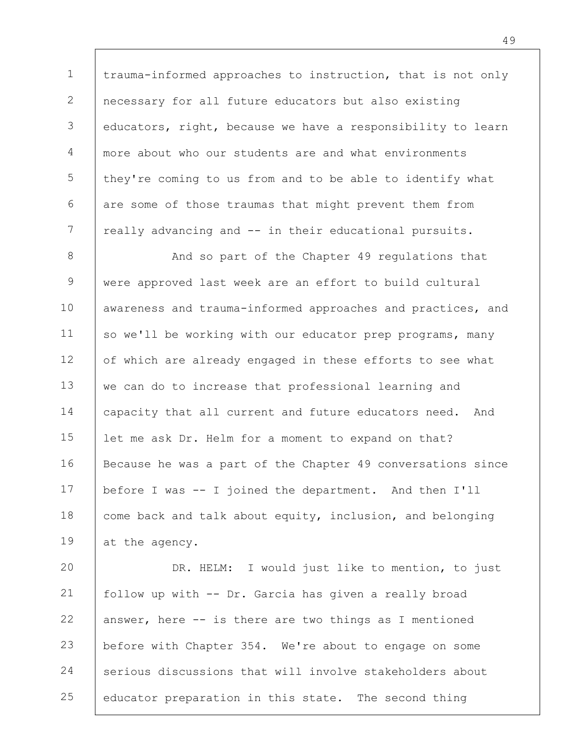trauma-informed approaches to instruction, that is not only necessary for all future educators but also existing educators, right, because we have a responsibility to learn more about who our students are and what environments they're coming to us from and to be able to identify what are some of those traumas that might prevent them from really advancing and -- in their educational pursuits.

And so part of the Chapter 49 regulations that were approved last week are an effort to build cultural awareness and trauma-informed approaches and practices, and so we'll be working with our educator prep programs, many of which are already engaged in these efforts to see what we can do to increase that professional learning and capacity that all current and future educators need. And let me ask Dr. Helm for a moment to expand on that? Because he was a part of the Chapter 49 conversations since before I was -- I joined the department. And then I'll come back and talk about equity, inclusion, and belonging at the agency.

DR. HELM: I would just like to mention, to just follow up with -- Dr. Garcia has given a really broad answer, here -- is there are two things as I mentioned before with Chapter 354. We're about to engage on some serious discussions that will involve stakeholders about educator preparation in this state. The second thing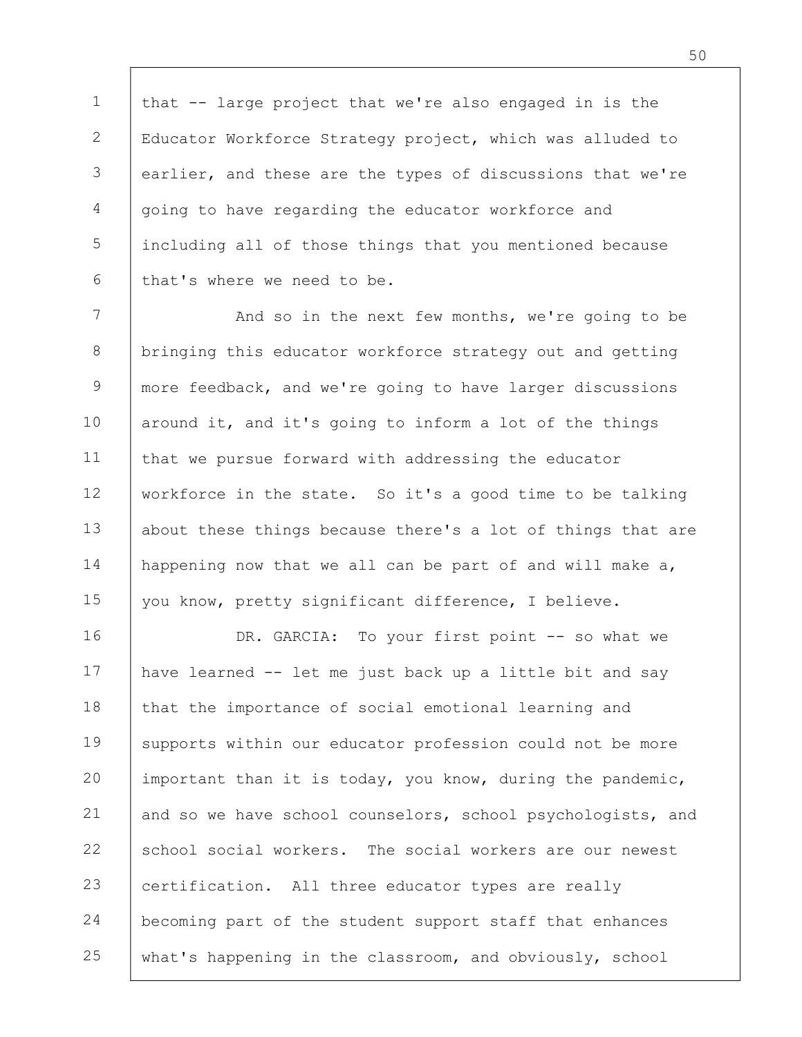that -- large project that we're also engaged in is the Educator Workforce Strategy project, which was alluded to earlier, and these are the types of discussions that we're going to have regarding the educator workforce and including all of those things that you mentioned because that's where we need to be.

And so in the next few months, we're going to be bringing this educator workforce strategy out and getting more feedback, and we're going to have larger discussions around it, and it's going to inform a lot of the things that we pursue forward with addressing the educator workforce in the state. So it's a good time to be talking about these things because there's a lot of things that are happening now that we all can be part of and will make a, you know, pretty significant difference, I believe.

DR. GARCIA: To your first point -- so what we have learned -- let me just back up a little bit and say that the importance of social emotional learning and supports within our educator profession could not be more important than it is today, you know, during the pandemic, and so we have school counselors, school psychologists, and school social workers. The social workers are our newest certification. All three educator types are really becoming part of the student support staff that enhances what's happening in the classroom, and obviously, school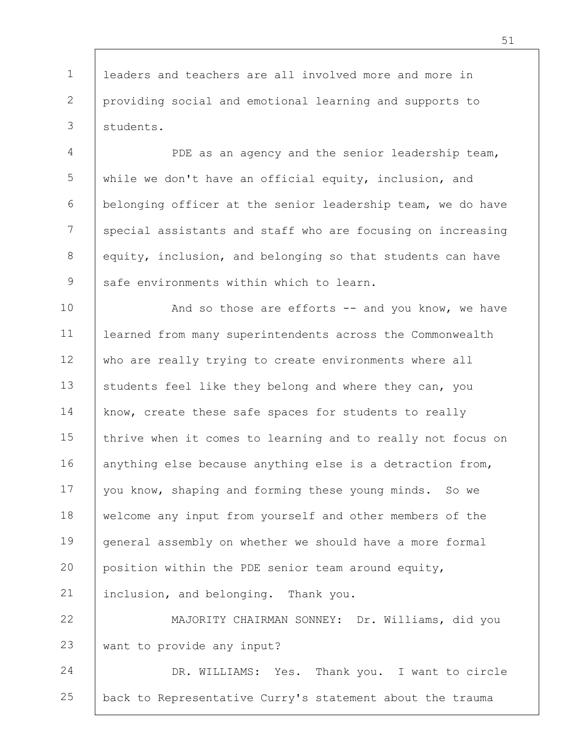leaders and teachers are all involved more and more in providing social and emotional learning and supports to students.

PDE as an agency and the senior leadership team, while we don't have an official equity, inclusion, and belonging officer at the senior leadership team, we do have special assistants and staff who are focusing on increasing equity, inclusion, and belonging so that students can have safe environments within which to learn.

And so those are efforts -- and you know, we have learned from many superintendents across the Commonwealth who are really trying to create environments where all students feel like they belong and where they can, you know, create these safe spaces for students to really thrive when it comes to learning and to really not focus on anything else because anything else is a detraction from, you know, shaping and forming these young minds. So we welcome any input from yourself and other members of the general assembly on whether we should have a more formal position within the PDE senior team around equity, inclusion, and belonging. Thank you.

MAJORITY CHAIRMAN SONNEY: Dr. Williams, did you want to provide any input?

DR. WILLIAMS: Yes. Thank you. I want to circle back to Representative Curry's statement about the trauma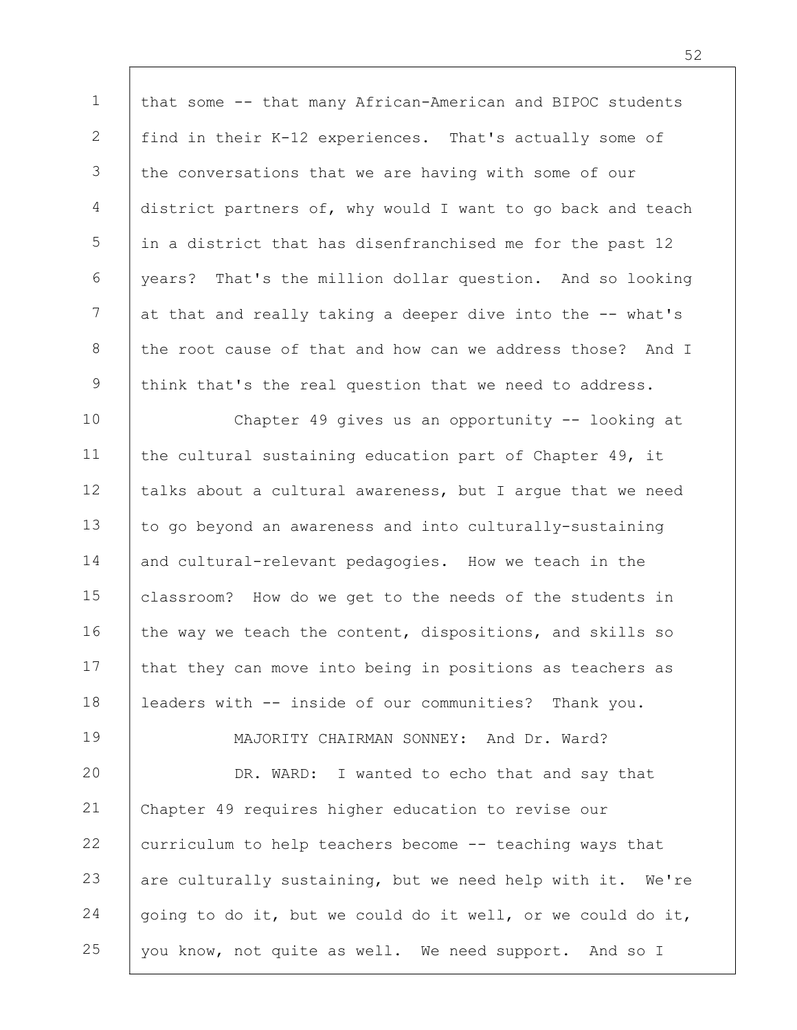that some -- that many African-American and BIPOC students find in their K-12 experiences. That's actually some of the conversations that we are having with some of our district partners of, why would I want to go back and teach in a district that has disenfranchised me for the past 12 years? That's the million dollar question. And so looking at that and really taking a deeper dive into the -- what's the root cause of that and how can we address those? And I think that's the real question that we need to address.

Chapter 49 gives us an opportunity -- looking at the cultural sustaining education part of Chapter 49, it talks about a cultural awareness, but I argue that we need to go beyond an awareness and into culturally-sustaining and cultural-relevant pedagogies. How we teach in the classroom? How do we get to the needs of the students in the way we teach the content, dispositions, and skills so that they can move into being in positions as teachers as leaders with -- inside of our communities? Thank you.

MAJORITY CHAIRMAN SONNEY: And Dr. Ward?

DR. WARD: I wanted to echo that and say that Chapter 49 requires higher education to revise our curriculum to help teachers become -- teaching ways that are culturally sustaining, but we need help with it. We're going to do it, but we could do it well, or we could do it, you know, not quite as well. We need support. And so I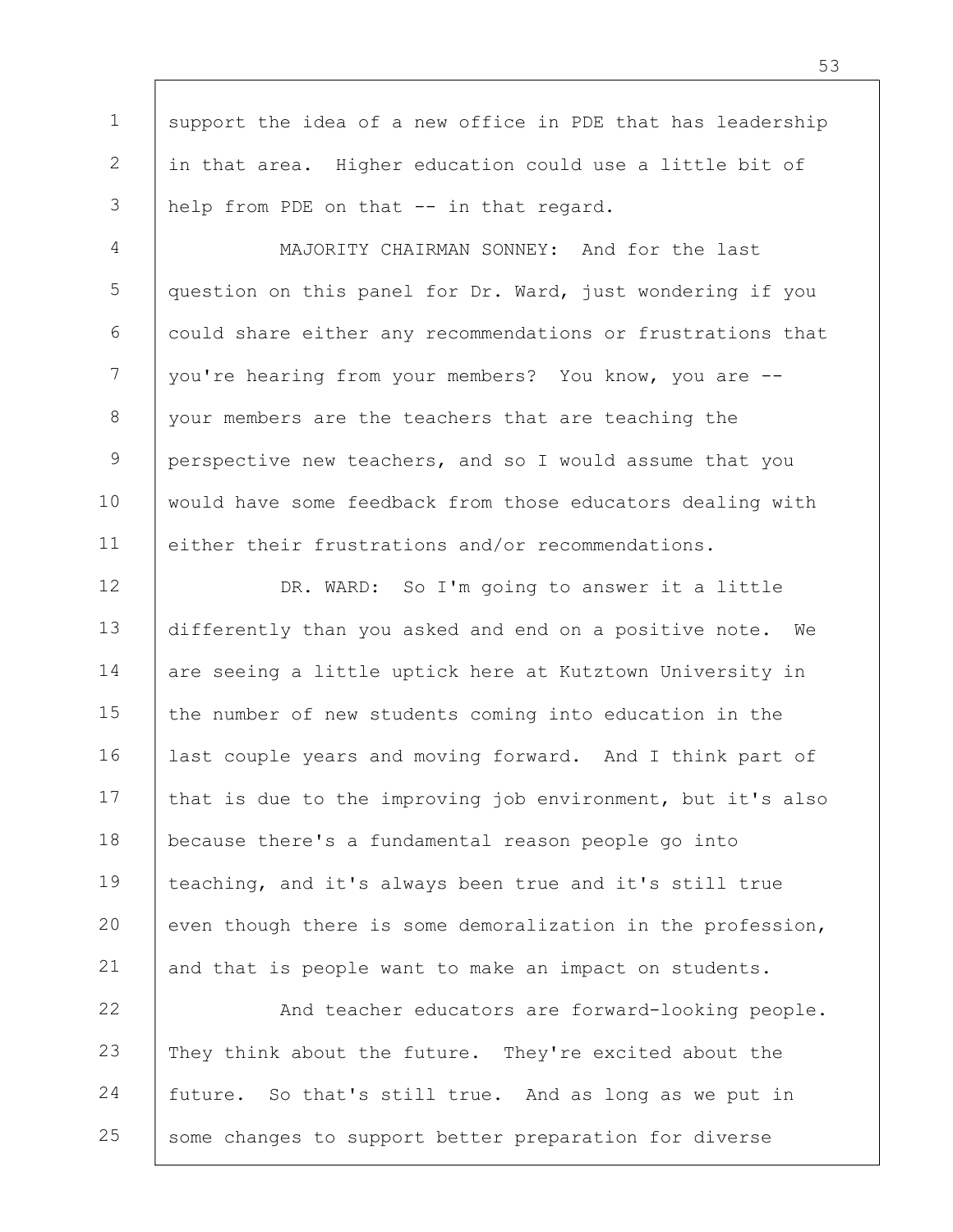support the idea of a new office in PDE that has leadership in that area. Higher education could use a little bit of help from PDE on that -- in that regard.

MAJORITY CHAIRMAN SONNEY: And for the last question on this panel for Dr. Ward, just wondering if you could share either any recommendations or frustrations that you're hearing from your members? You know, you are -- your members are the teachers that are teaching the perspective new teachers, and so I would assume that you would have some feedback from those educators dealing with either their frustrations and/or recommendations.

DR. WARD: So I'm going to answer it a little differently than you asked and end on a positive note. We are seeing a little uptick here at Kutztown University in the number of new students coming into education in the last couple years and moving forward. And I think part of that is due to the improving job environment, but it's also because there's a fundamental reason people go into teaching, and it's always been true and it's still true even though there is some demoralization in the profession, and that is people want to make an impact on students.

And teacher educators are forward-looking people. They think about the future. They're excited about the future. So that's still true. And as long as we put in some changes to support better preparation for diverse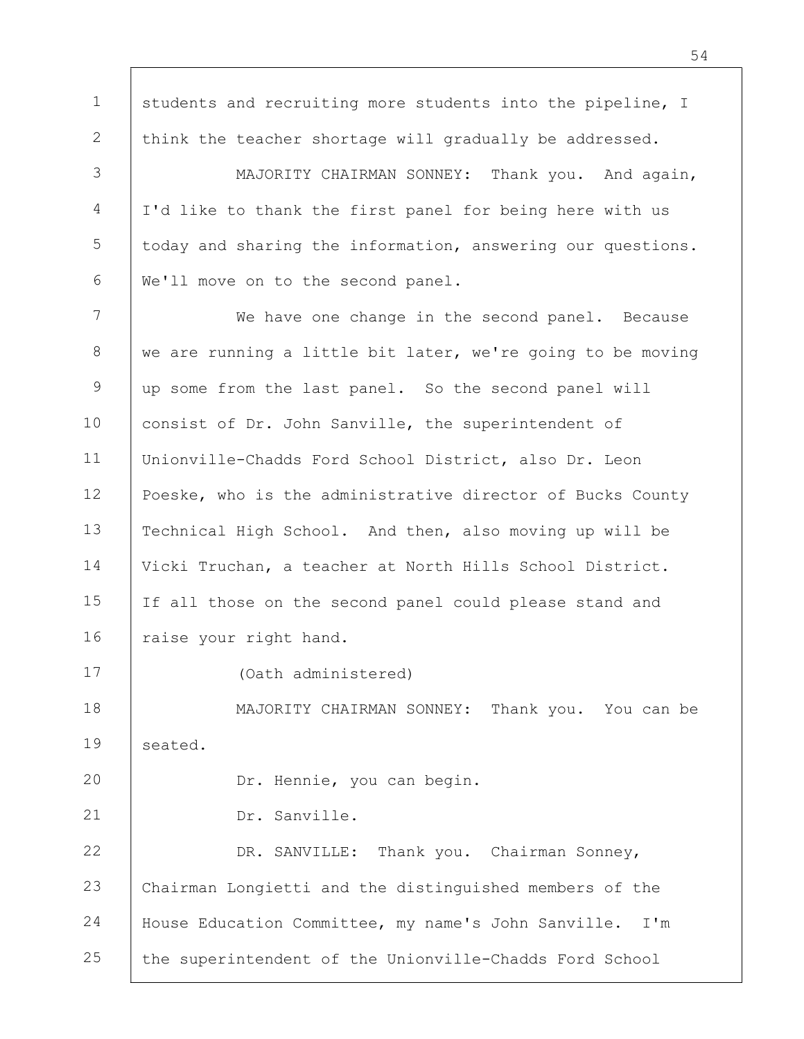students and recruiting more students into the pipeline, I think the teacher shortage will gradually be addressed.

MAJORITY CHAIRMAN SONNEY: Thank you. And again, I'd like to thank the first panel for being here with us today and sharing the information, answering our questions. We'll move on to the second panel.

We have one change in the second panel. Because we are running a little bit later, we're going to be moving up some from the last panel. So the second panel will consist of Dr. John Sanville, the superintendent of Unionville-Chadds Ford School District, also Dr. Leon Poeske, who is the administrative director of Bucks County Technical High School. And then, also moving up will be Vicki Truchan, a teacher at North Hills School District. If all those on the second panel could please stand and raise your right hand.

(Oath administered)

MAJORITY CHAIRMAN SONNEY: Thank you. You can be seated.

Dr. Hennie, you can begin.

Dr. Sanville.

DR. SANVILLE: Thank you. Chairman Sonney, Chairman Longietti and the distinguished members of the House Education Committee, my name's John Sanville. I'm the superintendent of the Unionville-Chadds Ford School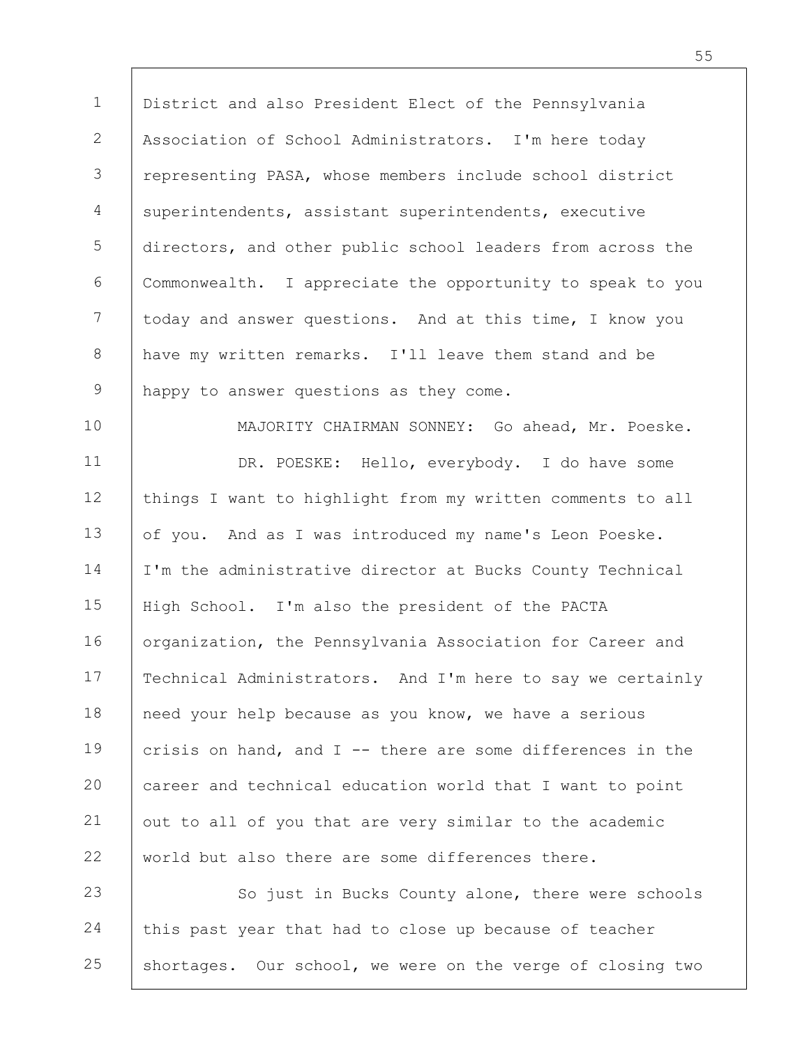District and also President Elect of the Pennsylvania Association of School Administrators. I'm here today representing PASA, whose members include school district superintendents, assistant superintendents, executive directors, and other public school leaders from across the Commonwealth. I appreciate the opportunity to speak to you today and answer questions. And at this time, I know you have my written remarks. I'll leave them stand and be happy to answer questions as they come.

MAJORITY CHAIRMAN SONNEY: Go ahead, Mr. Poeske.

DR. POESKE: Hello, everybody. I do have some things I want to highlight from my written comments to all of you. And as I was introduced my name's Leon Poeske. I'm the administrative director at Bucks County Technical High School. I'm also the president of the PACTA organization, the Pennsylvania Association for Career and Technical Administrators. And I'm here to say we certainly need your help because as you know, we have a serious crisis on hand, and I -- there are some differences in the career and technical education world that I want to point out to all of you that are very similar to the academic world but also there are some differences there.

So just in Bucks County alone, there were schools this past year that had to close up because of teacher shortages. Our school, we were on the verge of closing two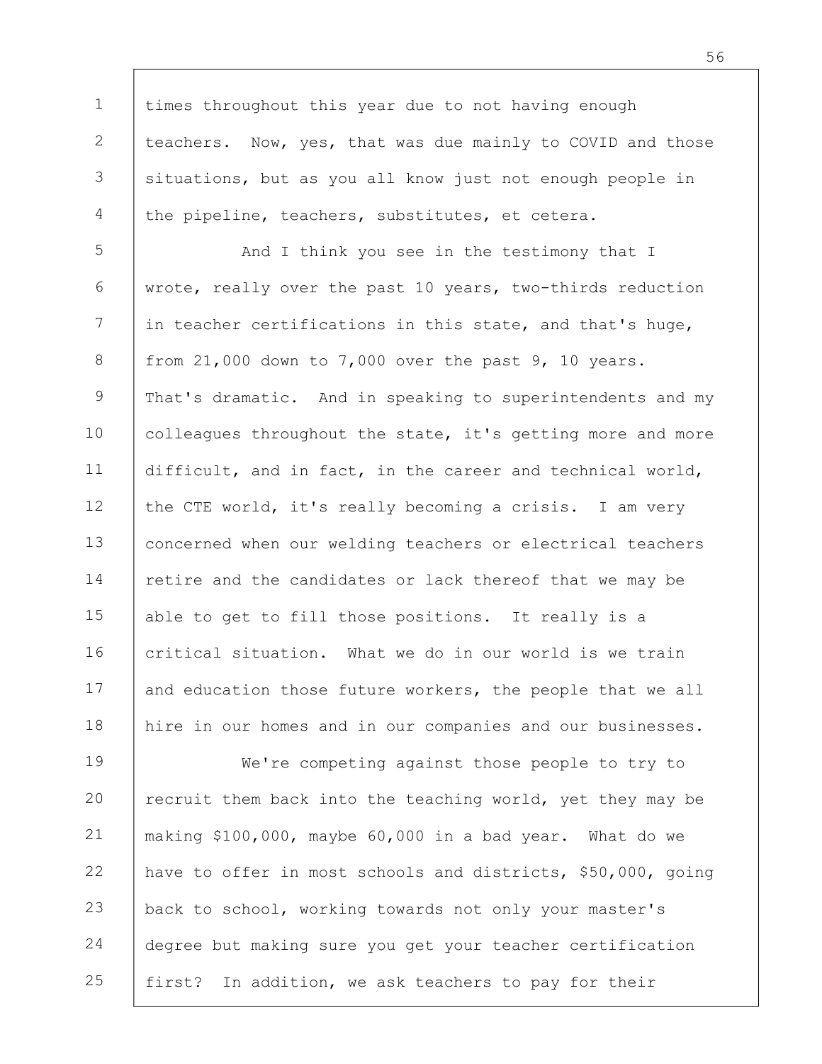times throughout this year due to not having enough teachers. Now, yes, that was due mainly to COVID and those situations, but as you all know just not enough people in the pipeline, teachers, substitutes, et cetera.

And I think you see in the testimony that I wrote, really over the past 10 years, two-thirds reduction in teacher certifications in this state, and that's huge, from 21,000 down to 7,000 over the past 9, 10 years. That's dramatic. And in speaking to superintendents and my colleagues throughout the state, it's getting more and more difficult, and in fact, in the career and technical world, the CTE world, it's really becoming a crisis. I am very concerned when our welding teachers or electrical teachers retire and the candidates or lack thereof that we may be able to get to fill those positions. It really is a critical situation. What we do in our world is we train and education those future workers, the people that we all hire in our homes and in our companies and our businesses.

We're competing against those people to try to recruit them back into the teaching world, yet they may be making $100,000, maybe 60,000 in a bad year. What do we have to offer in most schools and districts, $50,000, going back to school, working towards not only your master's degree but making sure you get your teacher certification first? In addition, we ask teachers to pay for their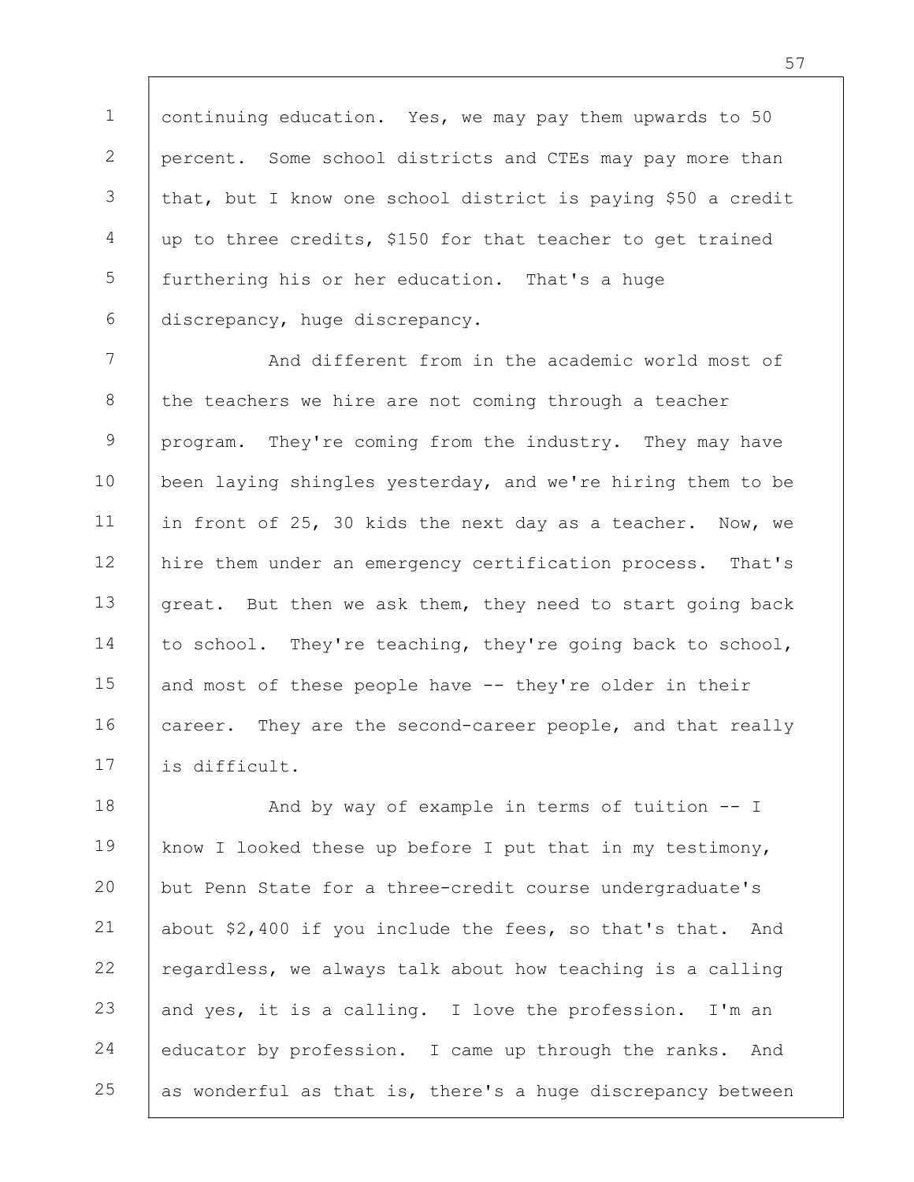continuing education. Yes, we may pay them upwards to 50 percent. Some school districts and CTEs may pay more than that, but I know one school district is paying $50 a credit up to three credits, $150 for that teacher to get trained furthering his or her education. That's a huge discrepancy, huge discrepancy.

And different from in the academic world most of the teachers we hire are not coming through a teacher program. They're coming from the industry. They may have been laying shingles yesterday, and we're hiring them to be in front of 25, 30 kids the next day as a teacher. Now, we hire them under an emergency certification process. That's great. But then we ask them, they need to start going back to school. They're teaching, they're going back to school, and most of these people have -- they're older in their career. They are the second-career people, and that really is difficult.

And by way of example in terms of tuition -- I know I looked these up before I put that in my testimony, but Penn State for a three-credit course undergraduate's about $2,400 if you include the fees, so that's that. And regardless, we always talk about how teaching is a calling and yes, it is a calling. I love the profession. I'm an educator by profession. I came up through the ranks. And as wonderful as that is, there's a huge discrepancy between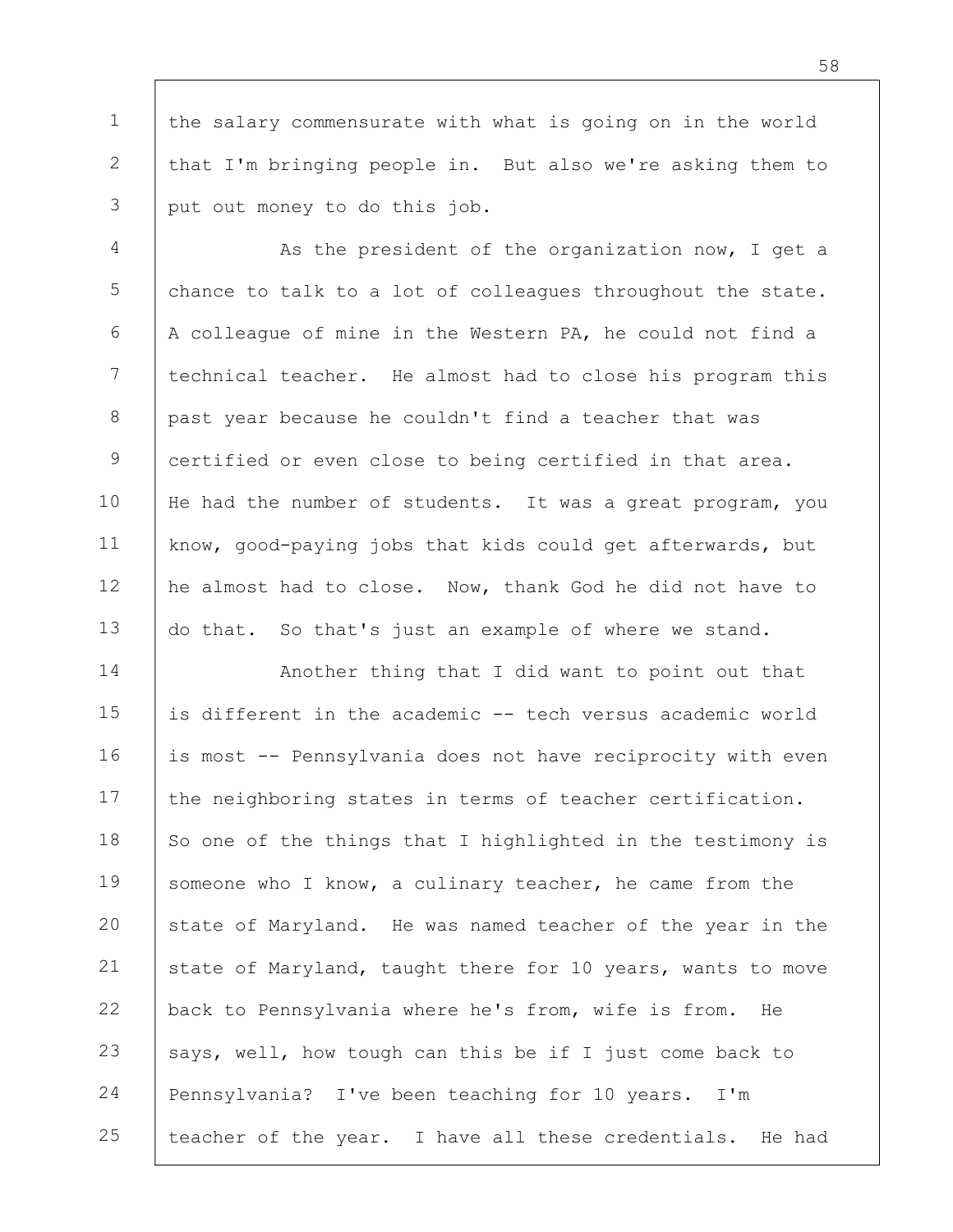the salary commensurate with what is going on in the world that I'm bringing people in. But also we're asking them to put out money to do this job.

As the president of the organization now, I get a chance to talk to a lot of colleagues throughout the state. A colleague of mine in the Western PA, he could not find a technical teacher. He almost had to close his program this past year because he couldn't find a teacher that was certified or even close to being certified in that area. He had the number of students. It was a great program, you know, good-paying jobs that kids could get afterwards, but he almost had to close. Now, thank God he did not have to do that. So that's just an example of where we stand.

Another thing that I did want to point out that is different in the academic -- tech versus academic world is most -- Pennsylvania does not have reciprocity with even the neighboring states in terms of teacher certification. So one of the things that I highlighted in the testimony is someone who I know, a culinary teacher, he came from the state of Maryland. He was named teacher of the year in the state of Maryland, taught there for 10 years, wants to move back to Pennsylvania where he's from, wife is from. He says, well, how tough can this be if I just come back to Pennsylvania? I've been teaching for 10 years. I'm teacher of the year. I have all these credentials. He had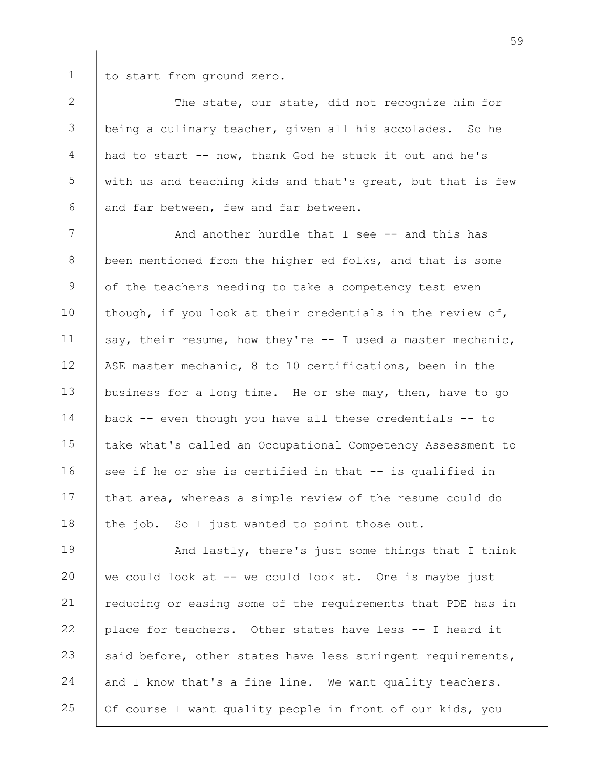to start from ground zero.

The state, our state, did not recognize him for being a culinary teacher, given all his accolades. So he had to start -- now, thank God he stuck it out and he's with us and teaching kids and that's great, but that is few and far between, few and far between.

And another hurdle that I see -- and this has been mentioned from the higher ed folks, and that is some of the teachers needing to take a competency test even though, if you look at their credentials in the review of, say, their resume, how they're -- I used a master mechanic, ASE master mechanic, 8 to 10 certifications, been in the business for a long time. He or she may, then, have to go back -- even though you have all these credentials -- to take what's called an Occupational Competency Assessment to see if he or she is certified in that -- is qualified in that area, whereas a simple review of the resume could do the job. So I just wanted to point those out.

And lastly, there's just some things that I think we could look at -- we could look at. One is maybe just reducing or easing some of the requirements that PDE has in place for teachers. Other states have less -- I heard it said before, other states have less stringent requirements, and I know that's a fine line. We want quality teachers. Of course I want quality people in front of our kids, you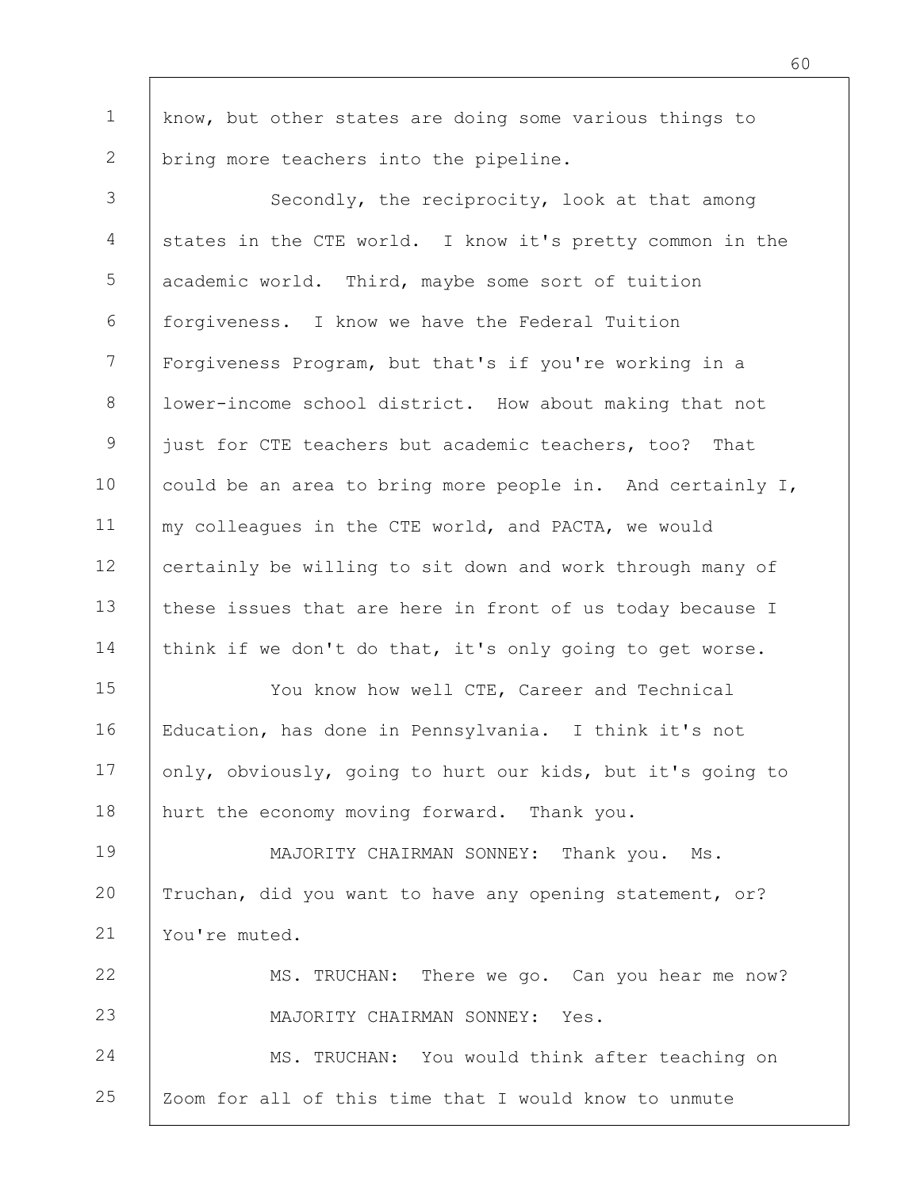know, but other states are doing some various things to bring more teachers into the pipeline.

Secondly, the reciprocity, look at that among states in the CTE world. I know it's pretty common in the academic world. Third, maybe some sort of tuition forgiveness. I know we have the Federal Tuition Forgiveness Program, but that's if you're working in a lower-income school district. How about making that not just for CTE teachers but academic teachers, too? That could be an area to bring more people in. And certainly I, my colleagues in the CTE world, and PACTA, we would certainly be willing to sit down and work through many of these issues that are here in front of us today because I think if we don't do that, it's only going to get worse.

You know how well CTE, Career and Technical Education, has done in Pennsylvania. I think it's not only, obviously, going to hurt our kids, but it's going to hurt the economy moving forward. Thank you.

MAJORITY CHAIRMAN SONNEY: Thank you. Ms. Truchan, did you want to have any opening statement, or? You're muted.

MS. TRUCHAN: There we go. Can you hear me now?

MAJORITY CHAIRMAN SONNEY: Yes.

MS. TRUCHAN: You would think after teaching on Zoom for all of this time that I would know to unmute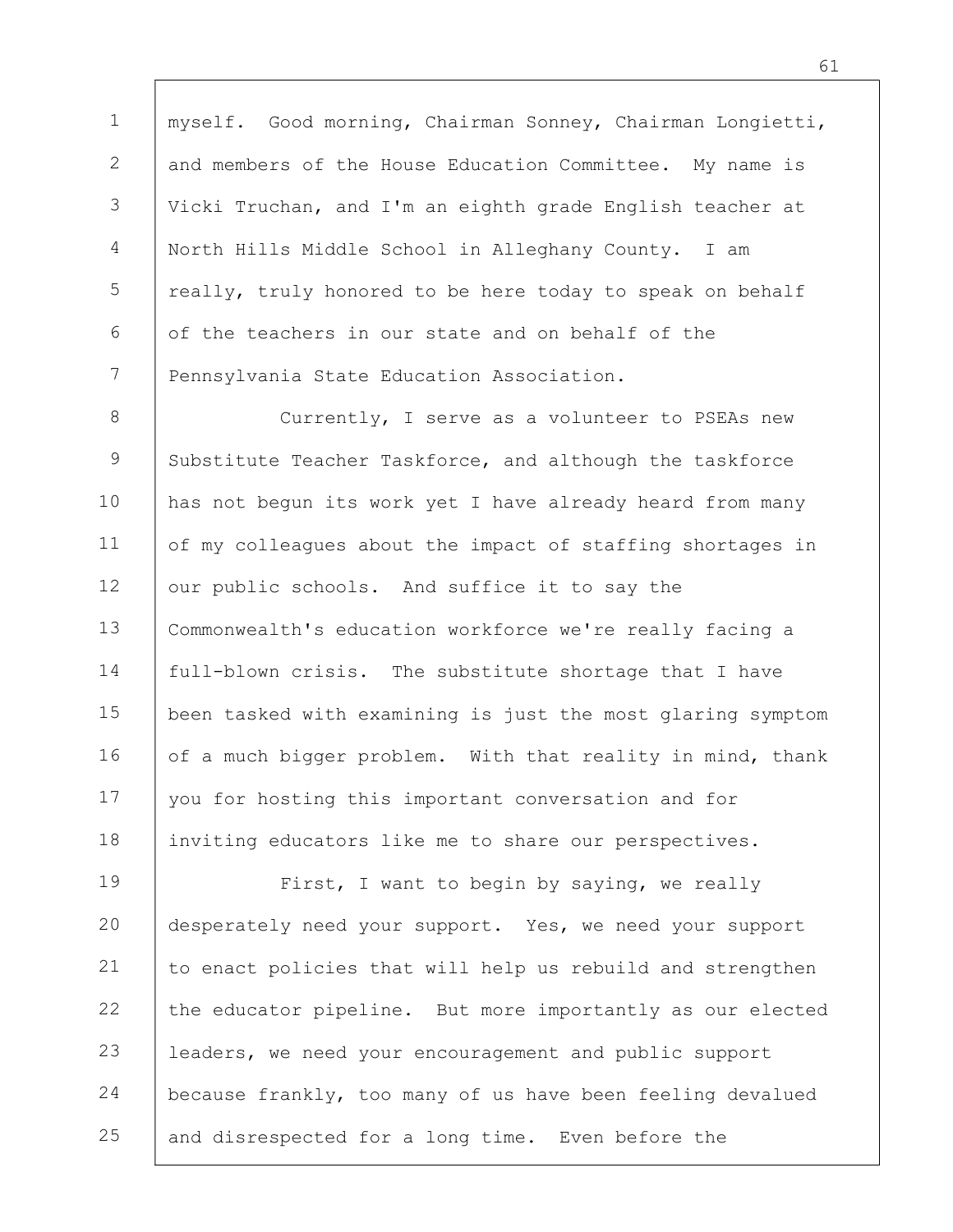myself. Good morning, Chairman Sonney, Chairman Longietti, and members of the House Education Committee. My name is Vicki Truchan, and I'm an eighth grade English teacher at North Hills Middle School in Alleghany County. I am really, truly honored to be here today to speak on behalf of the teachers in our state and on behalf of the Pennsylvania State Education Association.

Currently, I serve as a volunteer to PSEAs new Substitute Teacher Taskforce, and although the taskforce has not begun its work yet I have already heard from many of my colleagues about the impact of staffing shortages in our public schools. And suffice it to say the Commonwealth's education workforce we're really facing a full-blown crisis. The substitute shortage that I have been tasked with examining is just the most glaring symptom of a much bigger problem. With that reality in mind, thank you for hosting this important conversation and for inviting educators like me to share our perspectives.

First, I want to begin by saying, we really desperately need your support. Yes, we need your support to enact policies that will help us rebuild and strengthen the educator pipeline. But more importantly as our elected leaders, we need your encouragement and public support because frankly, too many of us have been feeling devalued and disrespected for a long time. Even before the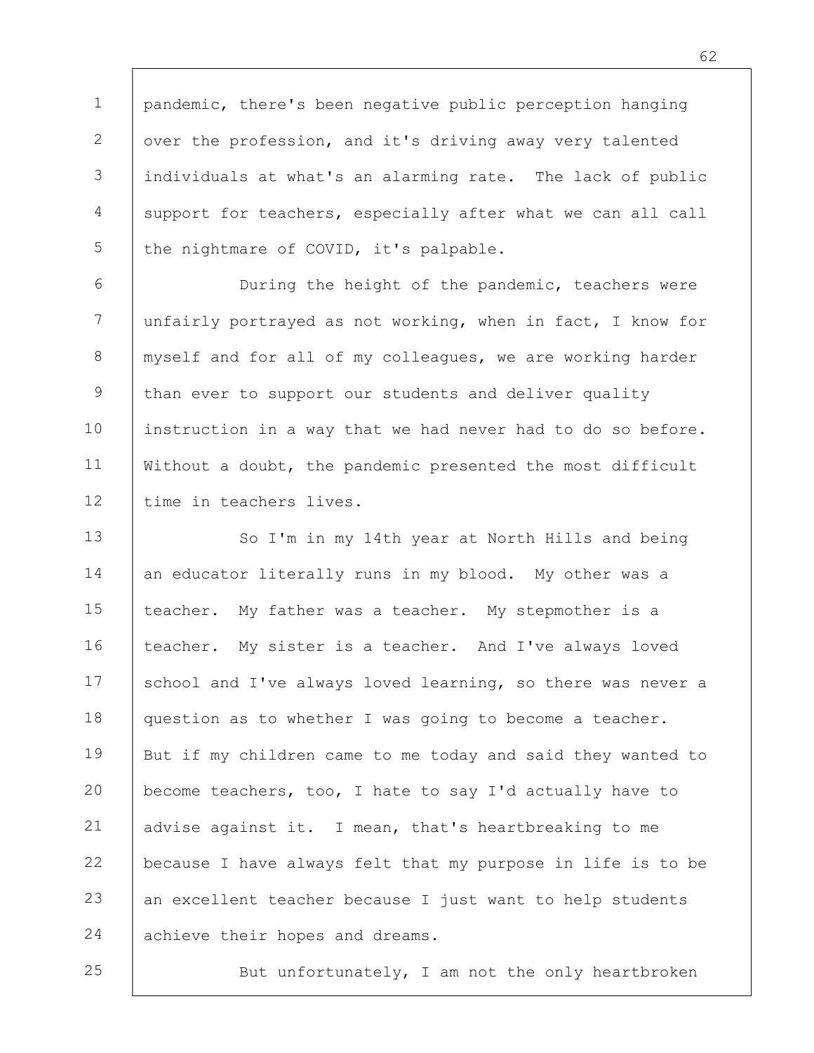pandemic, there's been negative public perception hanging over the profession, and it's driving away very talented individuals at what's an alarming rate. The lack of public support for teachers, especially after what we can all call the nightmare of COVID, it's palpable.

During the height of the pandemic, teachers were unfairly portrayed as not working, when in fact, I know for myself and for all of my colleagues, we are working harder than ever to support our students and deliver quality instruction in a way that we had never had to do so before. Without a doubt, the pandemic presented the most difficult time in teachers lives.

So I'm in my 14th year at North Hills and being an educator literally runs in my blood. My other was a teacher. My father was a teacher. My stepmother is a teacher. My sister is a teacher. And I've always loved school and I've always loved learning, so there was never a question as to whether I was going to become a teacher. But if my children came to me today and said they wanted to become teachers, too, I hate to say I'd actually have to advise against it. I mean, that's heartbreaking to me because I have always felt that my purpose in life is to be an excellent teacher because I just want to help students achieve their hopes and dreams.

But unfortunately, I am not the only heartbroken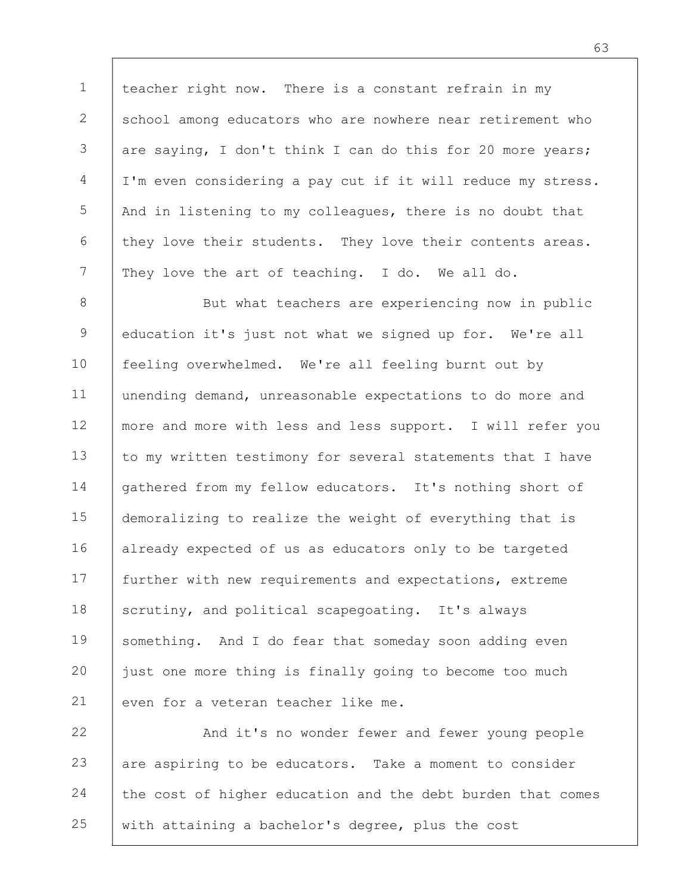teacher right now. There is a constant refrain in my school among educators who are nowhere near retirement who are saying, I don't think I can do this for 20 more years; I'm even considering a pay cut if it will reduce my stress. And in listening to my colleagues, there is no doubt that they love their students. They love their contents areas. They love the art of teaching. I do. We all do.

But what teachers are experiencing now in public education it's just not what we signed up for. We're all feeling overwhelmed. We're all feeling burnt out by unending demand, unreasonable expectations to do more and more and more with less and less support. I will refer you to my written testimony for several statements that I have gathered from my fellow educators. It's nothing short of demoralizing to realize the weight of everything that is already expected of us as educators only to be targeted further with new requirements and expectations, extreme scrutiny, and political scapegoating. It's always something. And I do fear that someday soon adding even just one more thing is finally going to become too much even for a veteran teacher like me.

And it's no wonder fewer and fewer young people are aspiring to be educators. Take a moment to consider the cost of higher education and the debt burden that comes with attaining a bachelor's degree, plus the cost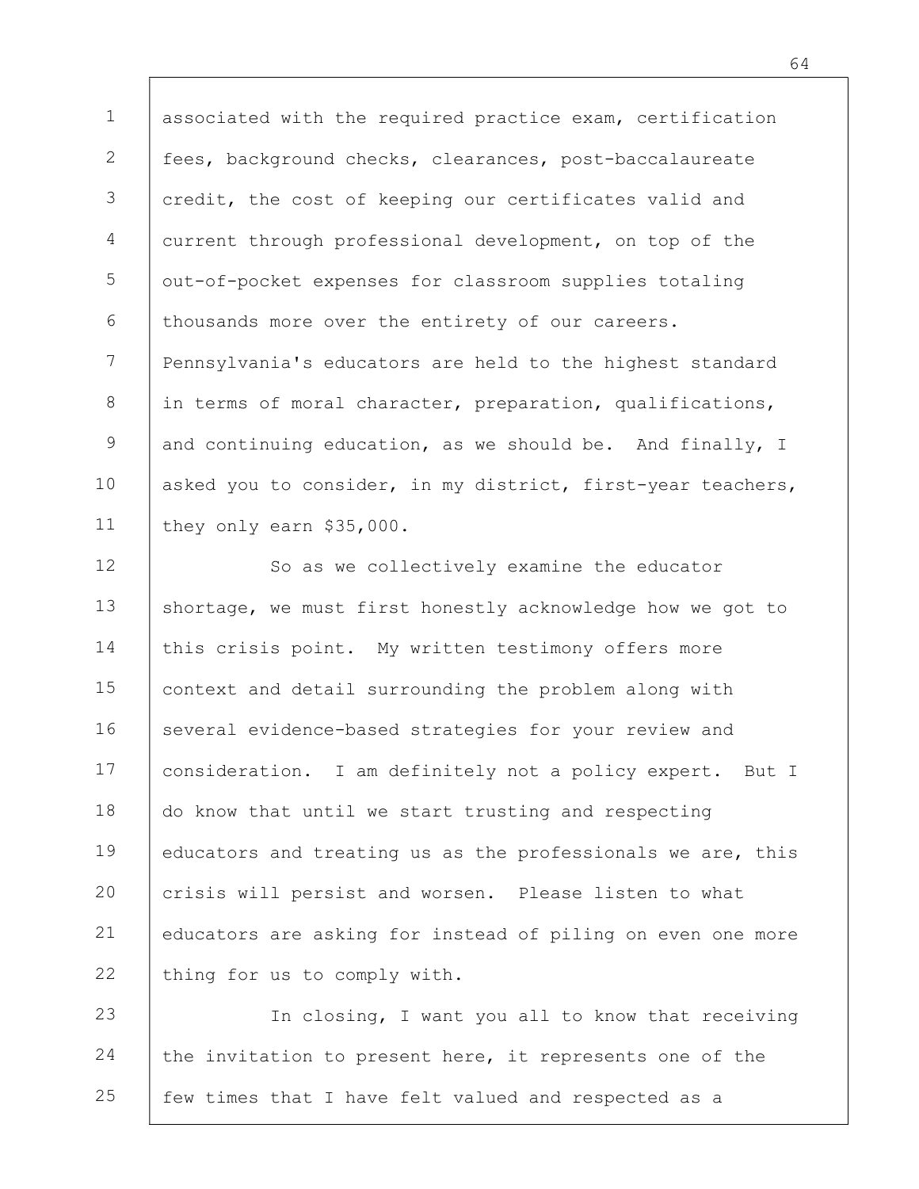associated with the required practice exam, certification fees, background checks, clearances, post-baccalaureate credit, the cost of keeping our certificates valid and current through professional development, on top of the out-of-pocket expenses for classroom supplies totaling thousands more over the entirety of our careers. Pennsylvania's educators are held to the highest standard in terms of moral character, preparation, qualifications, and continuing education, as we should be. And finally, I asked you to consider, in my district, first-year teachers, they only earn $35,000.

So as we collectively examine the educator shortage, we must first honestly acknowledge how we got to this crisis point. My written testimony offers more context and detail surrounding the problem along with several evidence-based strategies for your review and consideration. I am definitely not a policy expert. But I do know that until we start trusting and respecting educators and treating us as the professionals we are, this crisis will persist and worsen. Please listen to what educators are asking for instead of piling on even one more thing for us to comply with.

In closing, I want you all to know that receiving the invitation to present here, it represents one of the few times that I have felt valued and respected as a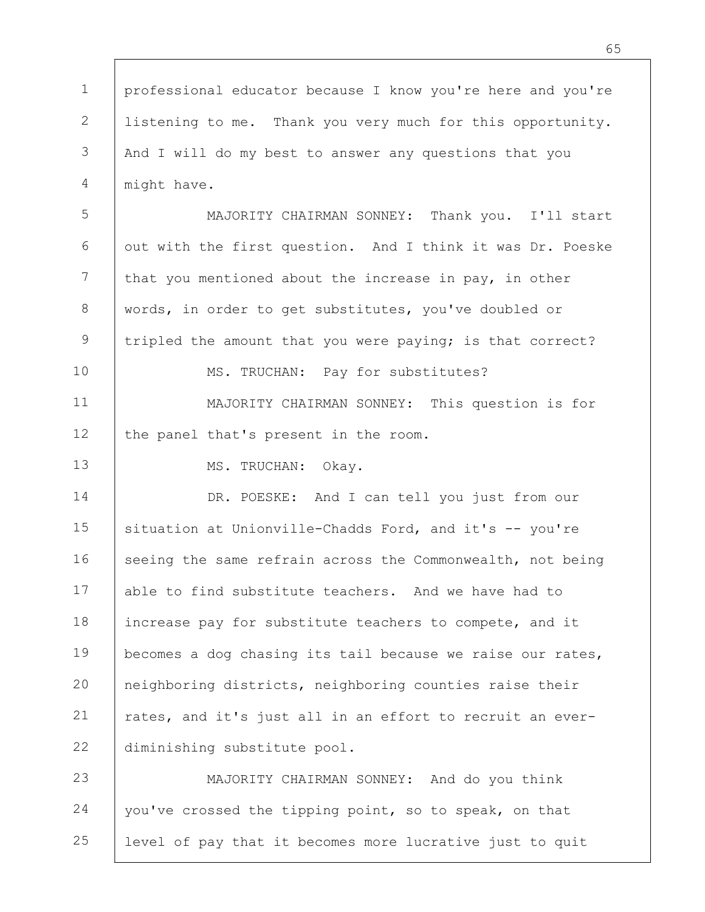professional educator because I know you're here and you're listening to me. Thank you very much for this opportunity. And I will do my best to answer any questions that you might have.

MAJORITY CHAIRMAN SONNEY: Thank you. I'll start out with the first question. And I think it was Dr. Poeske that you mentioned about the increase in pay, in other words, in order to get substitutes, you've doubled or tripled the amount that you were paying; is that correct?

MS. TRUCHAN: Pay for substitutes?

MAJORITY CHAIRMAN SONNEY: This question is for the panel that's present in the room.

MS. TRUCHAN: Okay.

DR. POESKE: And I can tell you just from our situation at Unionville-Chadds Ford, and it's -- you're seeing the same refrain across the Commonwealth, not being able to find substitute teachers. And we have had to increase pay for substitute teachers to compete, and it becomes a dog chasing its tail because we raise our rates, neighboring districts, neighboring counties raise their rates, and it's just all in an effort to recruit an ever-diminishing substitute pool.

MAJORITY CHAIRMAN SONNEY: And do you think you've crossed the tipping point, so to speak, on that level of pay that it becomes more lucrative just to quit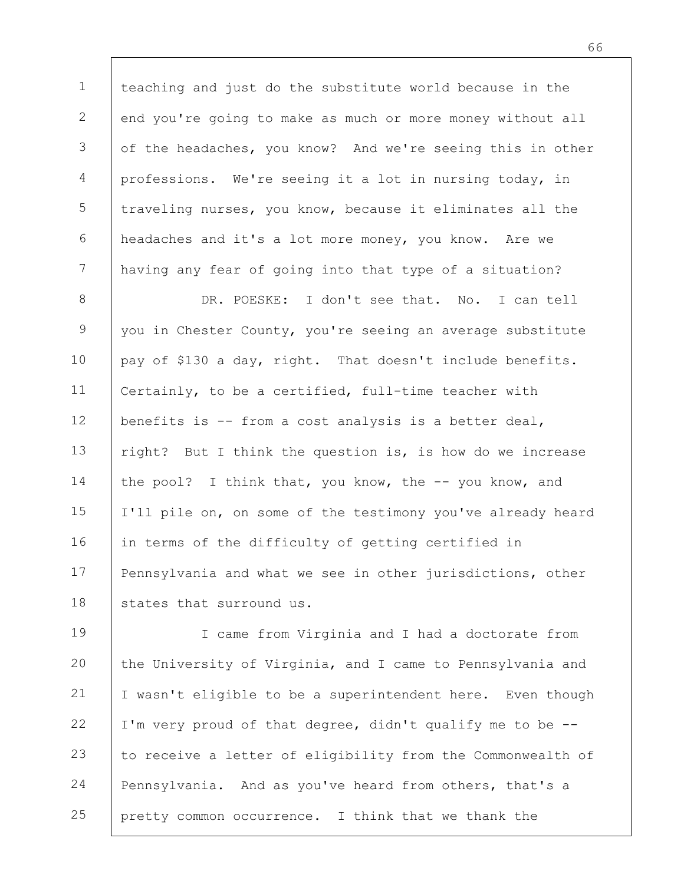teaching and just do the substitute world because in the end you're going to make as much or more money without all of the headaches, you know? And we're seeing this in other professions. We're seeing it a lot in nursing today, in traveling nurses, you know, because it eliminates all the headaches and it's a lot more money, you know. Are we having any fear of going into that type of a situation?

DR. POESKE: I don't see that. No. I can tell you in Chester County, you're seeing an average substitute pay of $130 a day, right. That doesn't include benefits. Certainly, to be a certified, full-time teacher with benefits is -- from a cost analysis is a better deal, right? But I think the question is, is how do we increase the pool? I think that, you know, the -- you know, and I'll pile on, on some of the testimony you've already heard in terms of the difficulty of getting certified in Pennsylvania and what we see in other jurisdictions, other states that surround us.

I came from Virginia and I had a doctorate from the University of Virginia, and I came to Pennsylvania and I wasn't eligible to be a superintendent here. Even though I'm very proud of that degree, didn't qualify me to be -- to receive a letter of eligibility from the Commonwealth of Pennsylvania. And as you've heard from others, that's a pretty common occurrence. I think that we thank the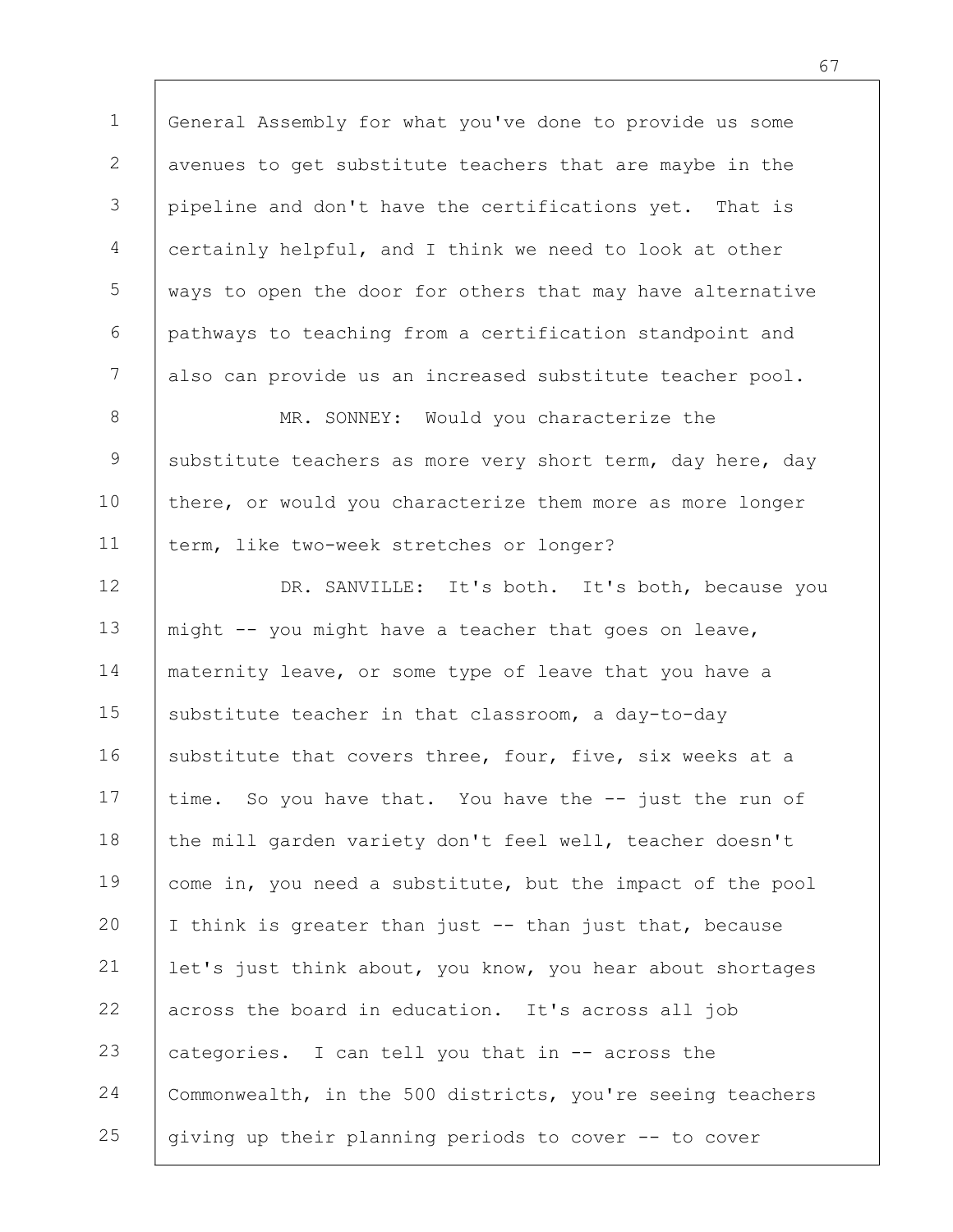General Assembly for what you've done to provide us some avenues to get substitute teachers that are maybe in the pipeline and don't have the certifications yet. That is certainly helpful, and I think we need to look at other ways to open the door for others that may have alternative pathways to teaching from a certification standpoint and also can provide us an increased substitute teacher pool.

MR. SONNEY: Would you characterize the substitute teachers as more very short term, day here, day there, or would you characterize them more as more longer term, like two-week stretches or longer?

DR. SANVILLE: It's both. It's both, because you might -- you might have a teacher that goes on leave, maternity leave, or some type of leave that you have a substitute teacher in that classroom, a day-to-day substitute that covers three, four, five, six weeks at a time. So you have that. You have the -- just the run of the mill garden variety don't feel well, teacher doesn't come in, you need a substitute, but the impact of the pool I think is greater than just -- than just that, because let's just think about, you know, you hear about shortages across the board in education. It's across all job categories. I can tell you that in -- across the Commonwealth, in the 500 districts, you're seeing teachers giving up their planning periods to cover -- to cover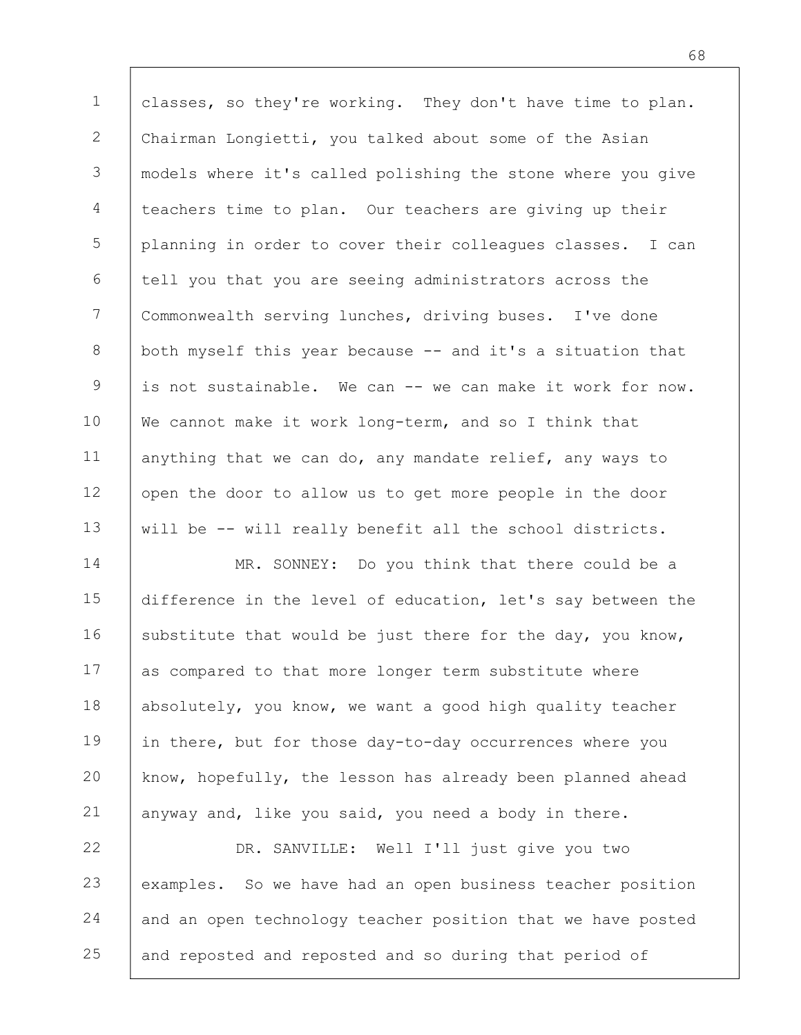classes, so they're working. They don't have time to plan. Chairman Longietti, you talked about some of the Asian models where it's called polishing the stone where you give teachers time to plan. Our teachers are giving up their planning in order to cover their colleagues classes. I can tell you that you are seeing administrators across the Commonwealth serving lunches, driving buses. I've done both myself this year because -- and it's a situation that is not sustainable. We can -- we can make it work for now. We cannot make it work long-term, and so I think that anything that we can do, any mandate relief, any ways to open the door to allow us to get more people in the door will be -- will really benefit all the school districts.

MR. SONNEY: Do you think that there could be a difference in the level of education, let's say between the substitute that would be just there for the day, you know, as compared to that more longer term substitute where absolutely, you know, we want a good high quality teacher in there, but for those day-to-day occurrences where you know, hopefully, the lesson has already been planned ahead anyway and, like you said, you need a body in there.

DR. SANVILLE: Well I'll just give you two examples. So we have had an open business teacher position and an open technology teacher position that we have posted and reposted and reposted and so during that period of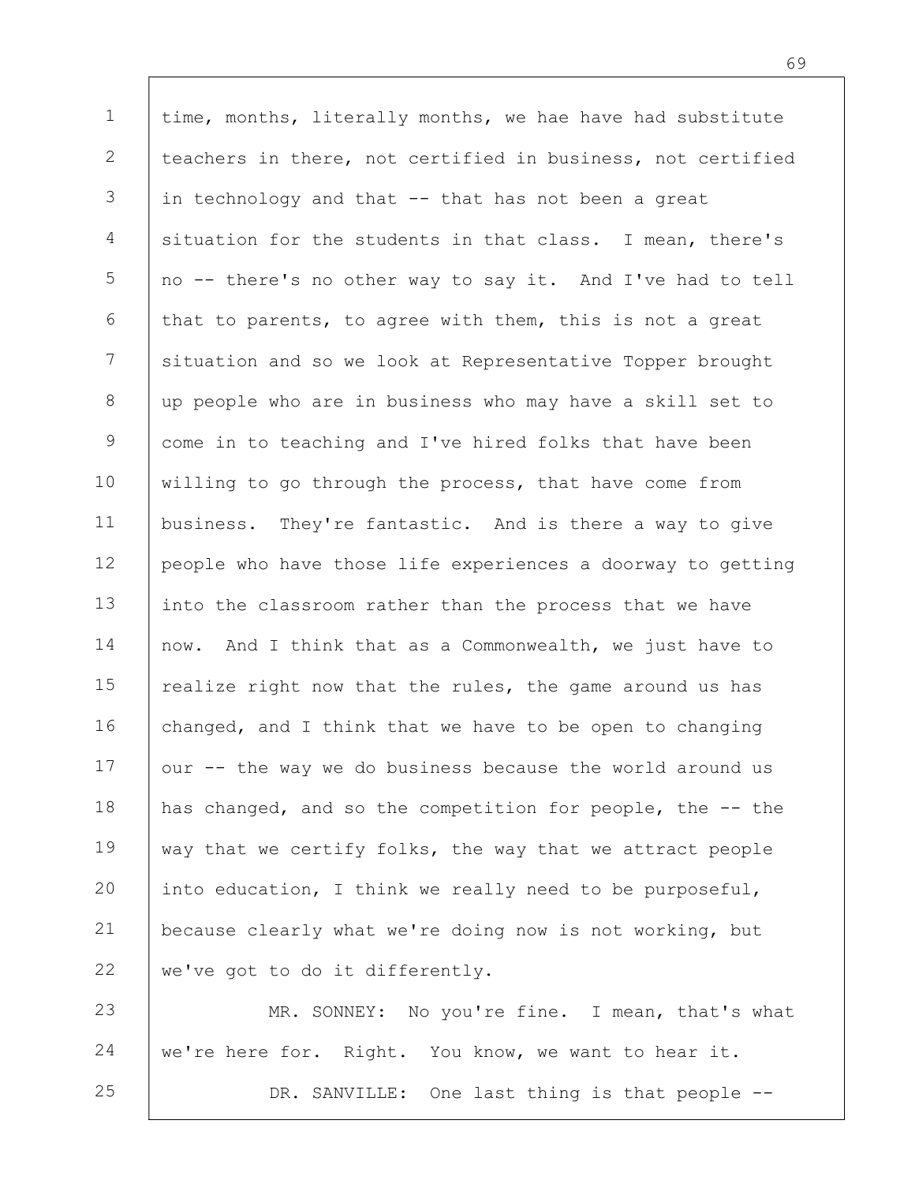time, months, literally months, we hae have had substitute teachers in there, not certified in business, not certified in technology and that -- that has not been a great situation for the students in that class. I mean, there's no -- there's no other way to say it. And I've had to tell that to parents, to agree with them, this is not a great situation and so we look at Representative Topper brought up people who are in business who may have a skill set to come in to teaching and I've hired folks that have been willing to go through the process, that have come from business. They're fantastic. And is there a way to give people who have those life experiences a doorway to getting into the classroom rather than the process that we have now. And I think that as a Commonwealth, we just have to realize right now that the rules, the game around us has changed, and I think that we have to be open to changing our -- the way we do business because the world around us has changed, and so the competition for people, the -- the way that we certify folks, the way that we attract people into education, I think we really need to be purposeful, because clearly what we're doing now is not working, but we've got to do it differently.

MR. SONNEY: No you're fine. I mean, that's what we're here for. Right. You know, we want to hear it.

DR. SANVILLE: One last thing is that people --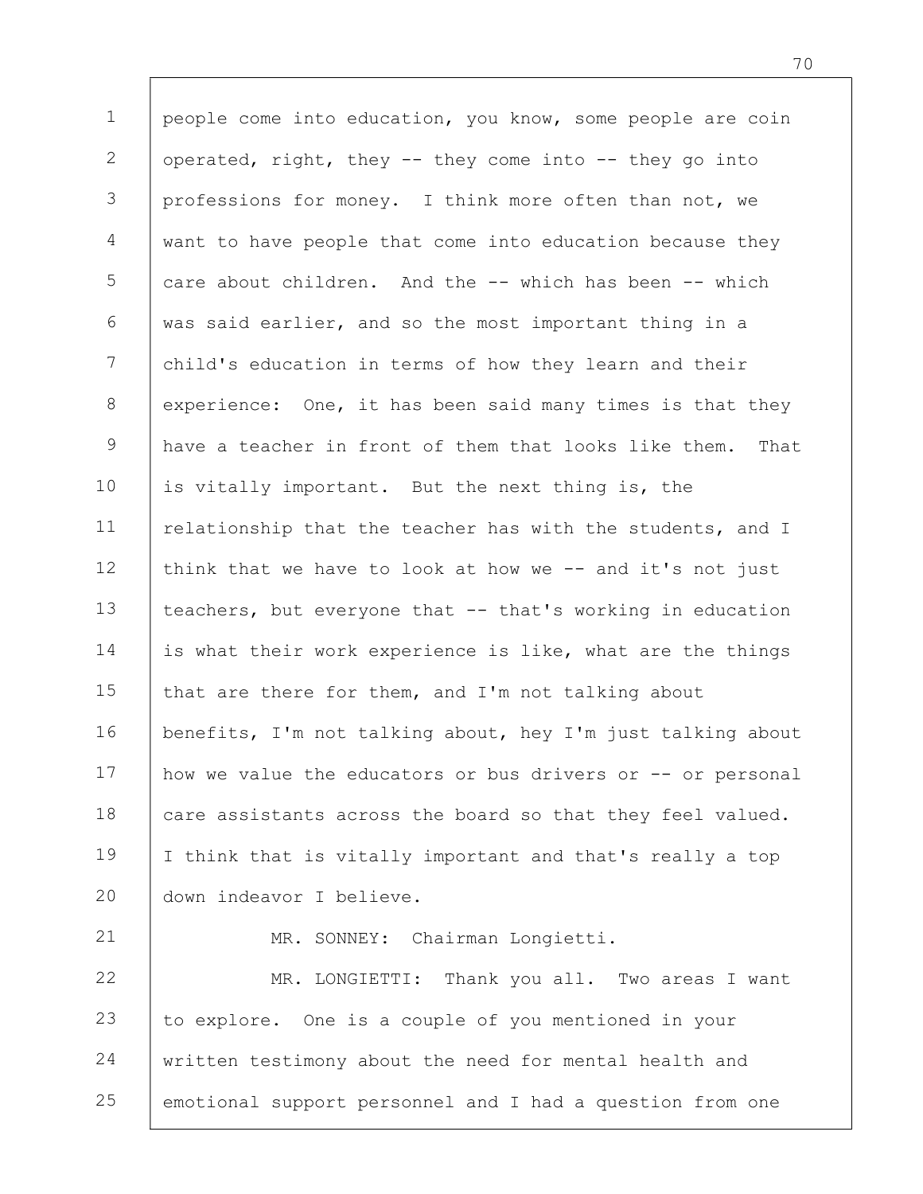people come into education, you know, some people are coin operated, right, they -- they come into -- they go into professions for money. I think more often than not, we want to have people that come into education because they care about children. And the -- which has been -- which was said earlier, and so the most important thing in a child's education in terms of how they learn and their experience: One, it has been said many times is that they have a teacher in front of them that looks like them. That is vitally important. But the next thing is, the relationship that the teacher has with the students, and I think that we have to look at how we -- and it's not just teachers, but everyone that -- that's working in education is what their work experience is like, what are the things that are there for them, and I'm not talking about benefits, I'm not talking about, hey I'm just talking about how we value the educators or bus drivers or -- or personal care assistants across the board so that they feel valued. I think that is vitally important and that's really a top down indeavor I believe.

MR. SONNEY: Chairman Longietti.

MR. LONGIETTI: Thank you all. Two areas I want to explore. One is a couple of you mentioned in your written testimony about the need for mental health and emotional support personnel and I had a question from one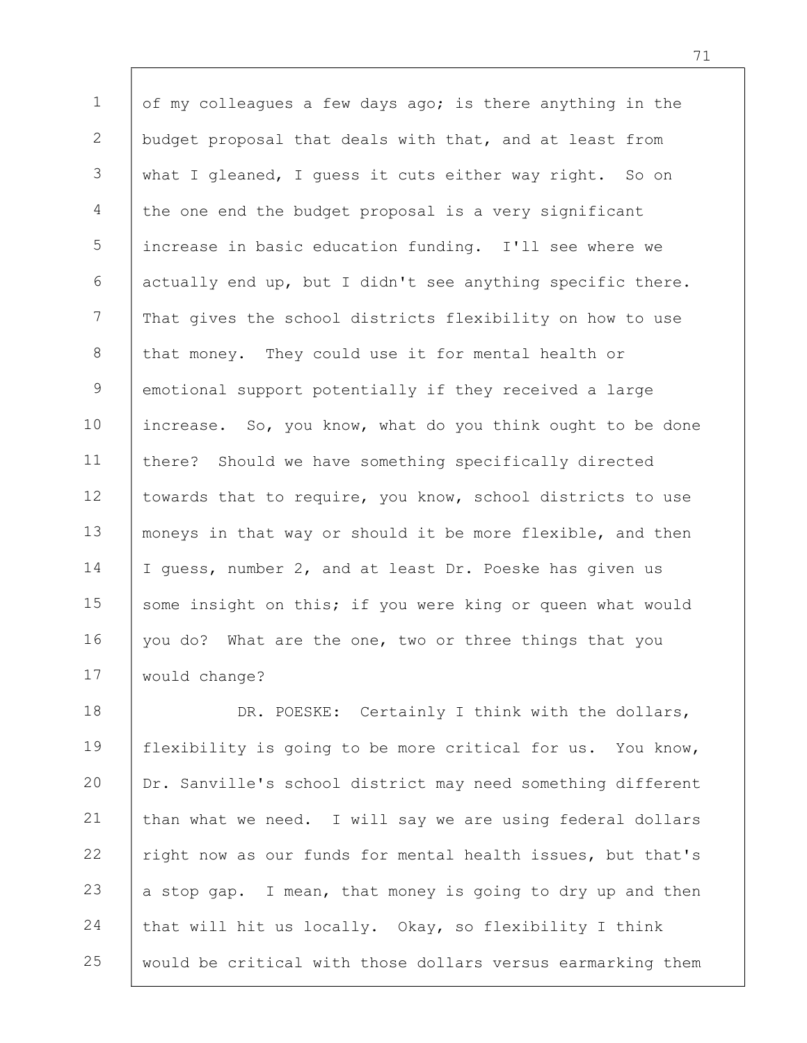of my colleagues a few days ago; is there anything in the budget proposal that deals with that, and at least from what I gleaned, I guess it cuts either way right. So on the one end the budget proposal is a very significant increase in basic education funding. I'll see where we actually end up, but I didn't see anything specific there. That gives the school districts flexibility on how to use that money. They could use it for mental health or emotional support potentially if they received a large increase. So, you know, what do you think ought to be done there? Should we have something specifically directed towards that to require, you know, school districts to use moneys in that way or should it be more flexible, and then I guess, number 2, and at least Dr. Poeske has given us some insight on this; if you were king or queen what would you do? What are the one, two or three things that you would change?

DR. POESKE: Certainly I think with the dollars, flexibility is going to be more critical for us. You know, Dr. Sanville's school district may need something different than what we need. I will say we are using federal dollars right now as our funds for mental health issues, but that's a stop gap. I mean, that money is going to dry up and then that will hit us locally. Okay, so flexibility I think would be critical with those dollars versus earmarking them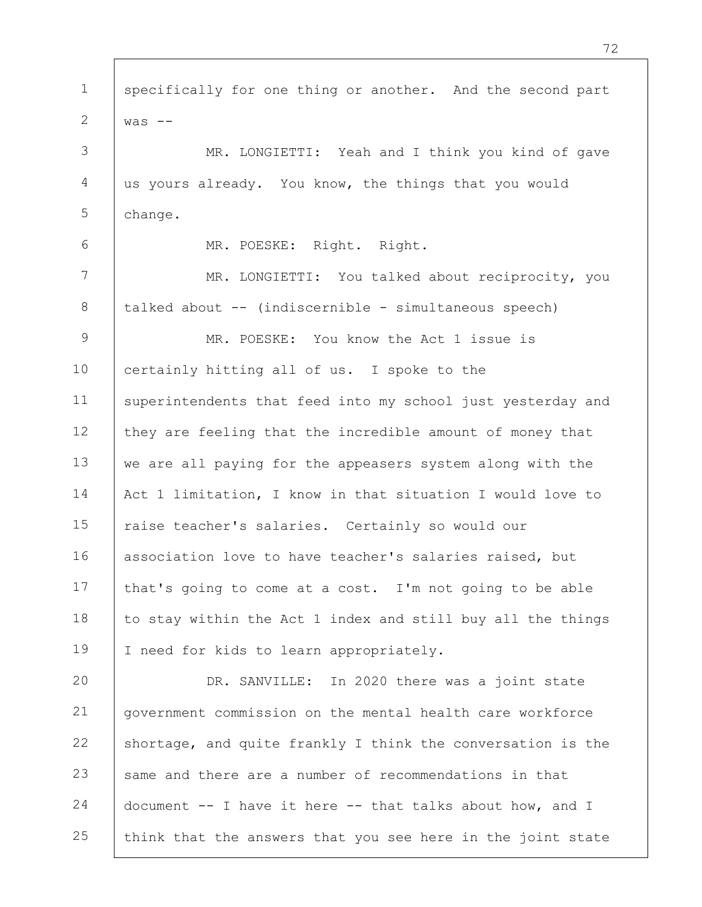specifically for one thing or another. And the second part was --

MR. LONGIETTI: Yeah and I think you kind of gave us yours already. You know, the things that you would change.

MR. POESKE: Right. Right.

MR. LONGIETTI: You talked about reciprocity, you talked about -- (indiscernible - simultaneous speech)

MR. POESKE: You know the Act 1 issue is certainly hitting all of us. I spoke to the superintendents that feed into my school just yesterday and they are feeling that the incredible amount of money that we are all paying for the appeasers system along with the Act 1 limitation, I know in that situation I would love to raise teacher's salaries. Certainly so would our association love to have teacher's salaries raised, but that's going to come at a cost. I'm not going to be able to stay within the Act 1 index and still buy all the things I need for kids to learn appropriately.

DR. SANVILLE: In 2020 there was a joint state government commission on the mental health care workforce shortage, and quite frankly I think the conversation is the same and there are a number of recommendations in that document -- I have it here -- that talks about how, and I think that the answers that you see here in the joint state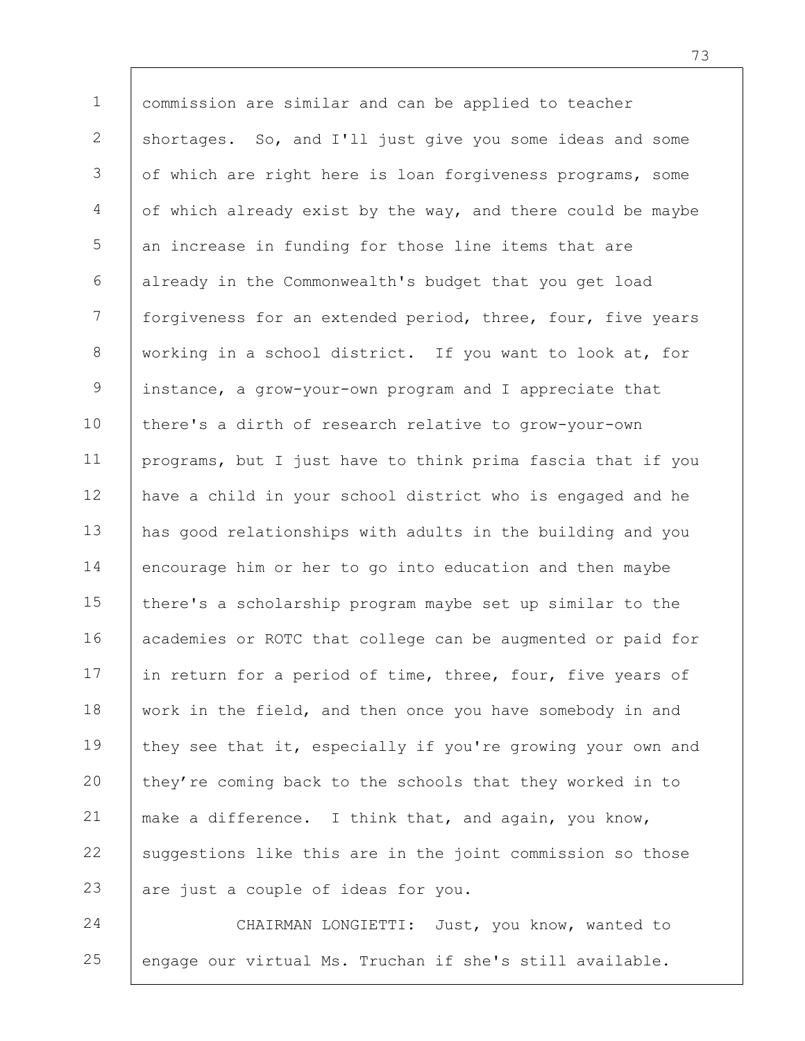commission are similar and can be applied to teacher shortages. So, and I'll just give you some ideas and some of which are right here is loan forgiveness programs, some of which already exist by the way, and there could be maybe an increase in funding for those line items that are already in the Commonwealth's budget that you get load forgiveness for an extended period, three, four, five years working in a school district. If you want to look at, for instance, a grow-your-own program and I appreciate that there's a dirth of research relative to grow-your-own programs, but I just have to think prima fascia that if you have a child in your school district who is engaged and he has good relationships with adults in the building and you encourage him or her to go into education and then maybe there's a scholarship program maybe set up similar to the academies or ROTC that college can be augmented or paid for in return for a period of time, three, four, five years of work in the field, and then once you have somebody in and they see that it, especially if you're growing your own and they're coming back to the schools that they worked in to make a difference. I think that, and again, you know, suggestions like this are in the joint commission so those are just a couple of ideas for you.

CHAIRMAN LONGIETTI: Just, you know, wanted to engage our virtual Ms. Truchan if she's still available.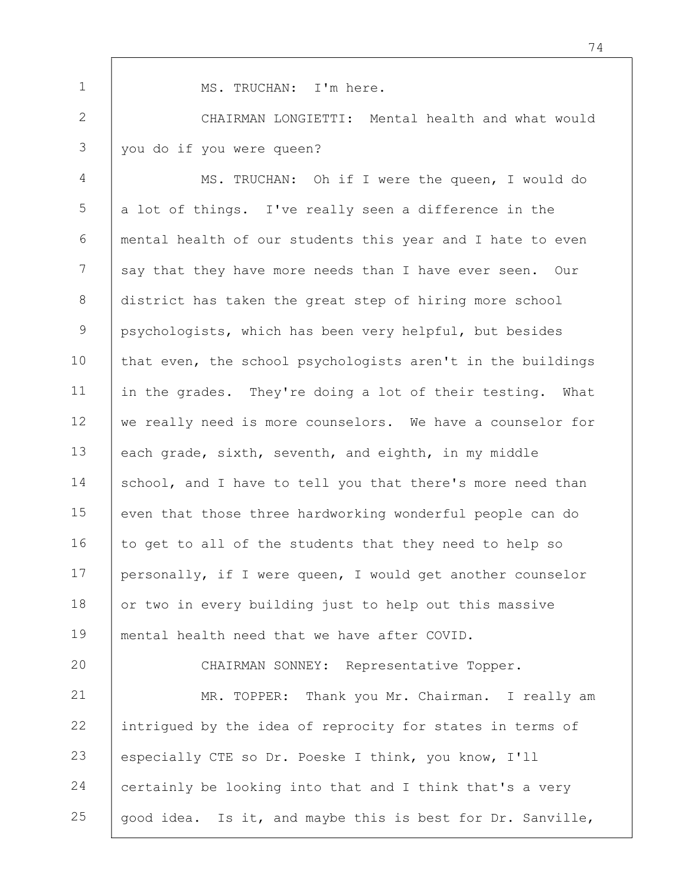MS. TRUCHAN: I'm here.

CHAIRMAN LONGIETTI: Mental health and what would you do if you were queen?

MS. TRUCHAN: Oh if I were the queen, I would do a lot of things. I've really seen a difference in the mental health of our students this year and I hate to even say that they have more needs than I have ever seen. Our district has taken the great step of hiring more school psychologists, which has been very helpful, but besides that even, the school psychologists aren't in the buildings in the grades. They're doing a lot of their testing. What we really need is more counselors. We have a counselor for each grade, sixth, seventh, and eighth, in my middle school, and I have to tell you that there's more need than even that those three hardworking wonderful people can do to get to all of the students that they need to help so personally, if I were queen, I would get another counselor or two in every building just to help out this massive mental health need that we have after COVID.

CHAIRMAN SONNEY: Representative Topper.

MR. TOPPER: Thank you Mr. Chairman. I really am intrigued by the idea of reprocity for states in terms of especially CTE so Dr. Poeske I think, you know, I'll certainly be looking into that and I think that's a very good idea. Is it, and maybe this is best for Dr. Sanville,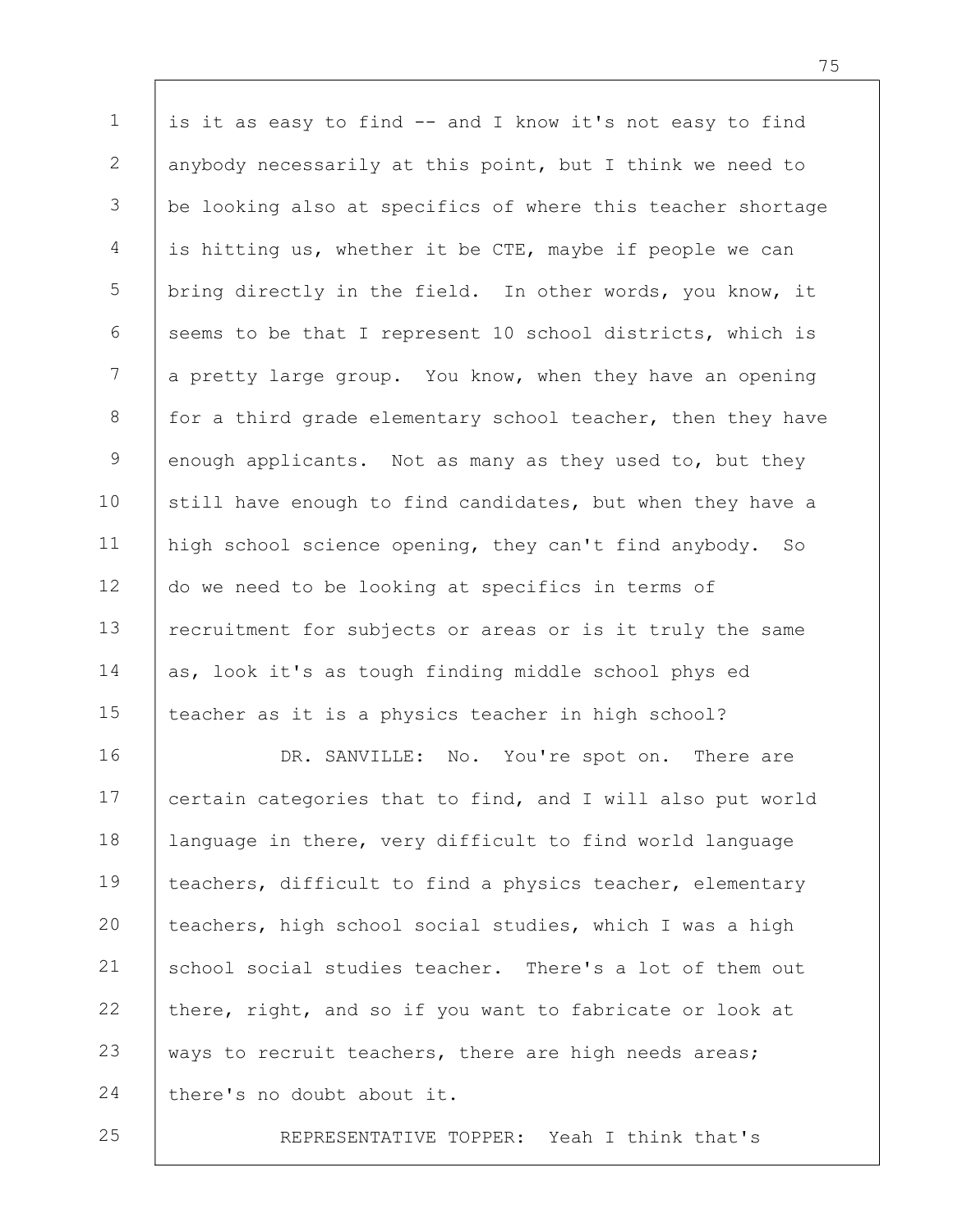is it as easy to find -- and I know it's not easy to find anybody necessarily at this point, but I think we need to be looking also at specifics of where this teacher shortage is hitting us, whether it be CTE, maybe if people we can bring directly in the field. In other words, you know, it seems to be that I represent 10 school districts, which is a pretty large group. You know, when they have an opening for a third grade elementary school teacher, then they have enough applicants. Not as many as they used to, but they still have enough to find candidates, but when they have a high school science opening, they can't find anybody. So do we need to be looking at specifics in terms of recruitment for subjects or areas or is it truly the same as, look it's as tough finding middle school phys ed teacher as it is a physics teacher in high school?

DR. SANVILLE: No. You're spot on. There are certain categories that to find, and I will also put world language in there, very difficult to find world language teachers, difficult to find a physics teacher, elementary teachers, high school social studies, which I was a high school social studies teacher. There's a lot of them out there, right, and so if you want to fabricate or look at ways to recruit teachers, there are high needs areas; there's no doubt about it.

REPRESENTATIVE TOPPER: Yeah I think that's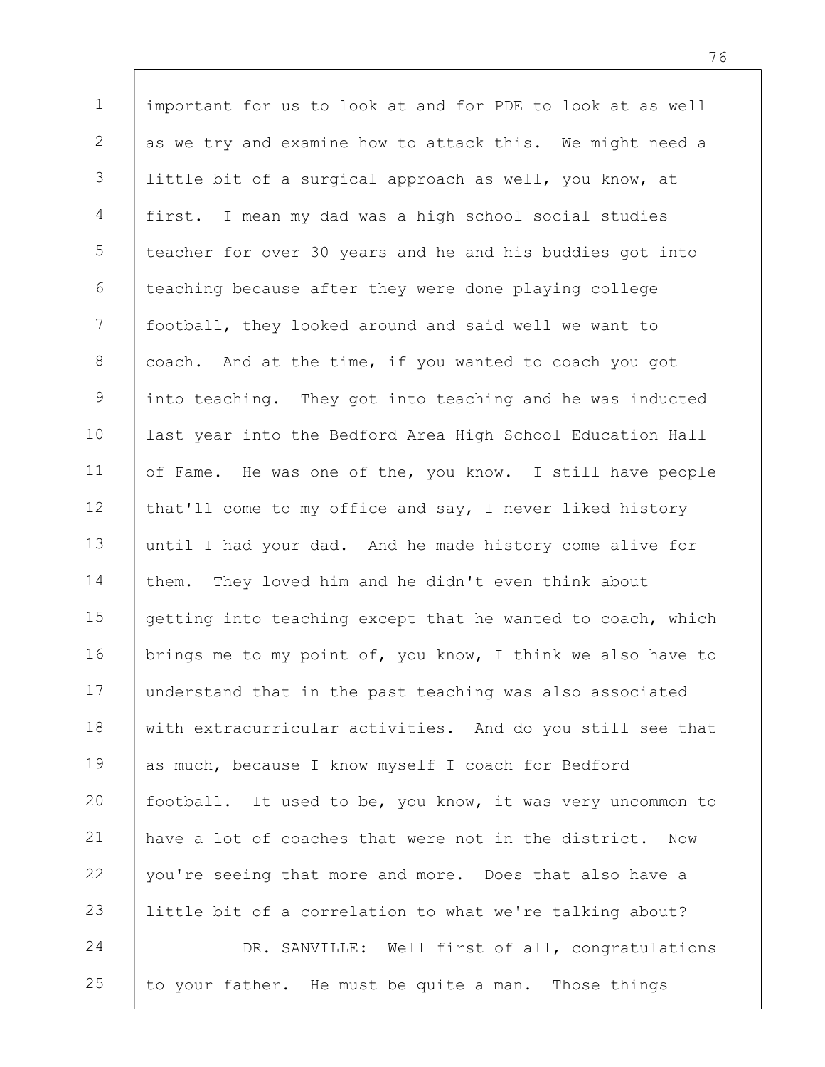important for us to look at and for PDE to look at as well as we try and examine how to attack this. We might need a little bit of a surgical approach as well, you know, at first. I mean my dad was a high school social studies teacher for over 30 years and he and his buddies got into teaching because after they were done playing college football, they looked around and said well we want to coach. And at the time, if you wanted to coach you got into teaching. They got into teaching and he was inducted last year into the Bedford Area High School Education Hall of Fame. He was one of the, you know. I still have people that'll come to my office and say, I never liked history until I had your dad. And he made history come alive for them. They loved him and he didn't even think about getting into teaching except that he wanted to coach, which brings me to my point of, you know, I think we also have to understand that in the past teaching was also associated with extracurricular activities. And do you still see that as much, because I know myself I coach for Bedford football. It used to be, you know, it was very uncommon to have a lot of coaches that were not in the district. Now you're seeing that more and more. Does that also have a little bit of a correlation to what we're talking about?

DR. SANVILLE: Well first of all, congratulations to your father. He must be quite a man. Those things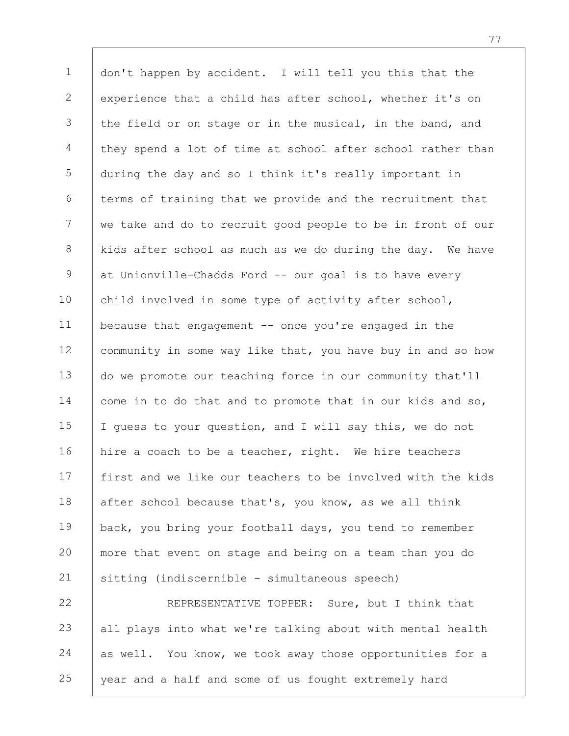don't happen by accident. I will tell you this that the experience that a child has after school, whether it's on the field or on stage or in the musical, in the band, and they spend a lot of time at school after school rather than during the day and so I think it's really important in terms of training that we provide and the recruitment that we take and do to recruit good people to be in front of our kids after school as much as we do during the day. We have at Unionville-Chadds Ford -- our goal is to have every child involved in some type of activity after school, because that engagement -- once you're engaged in the community in some way like that, you have buy in and so how do we promote our teaching force in our community that'll come in to do that and to promote that in our kids and so, I guess to your question, and I will say this, we do not hire a coach to be a teacher, right. We hire teachers first and we like our teachers to be involved with the kids after school because that's, you know, as we all think back, you bring your football days, you tend to remember more that event on stage and being on a team than you do sitting (indiscernible - simultaneous speech)

REPRESENTATIVE TOPPER: Sure, but I think that all plays into what we're talking about with mental health as well. You know, we took away those opportunities for a year and a half and some of us fought extremely hard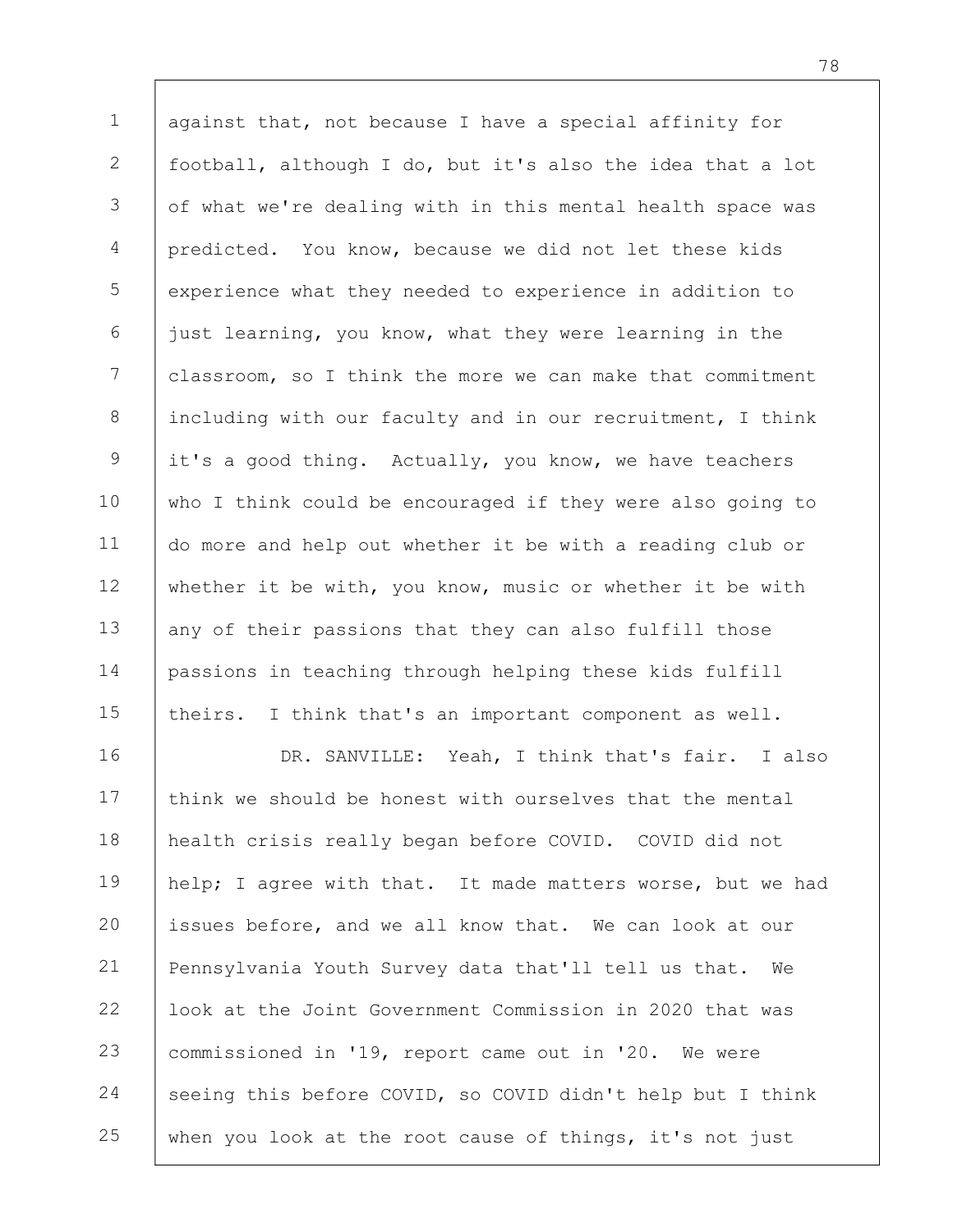against that, not because I have a special affinity for football, although I do, but it's also the idea that a lot of what we're dealing with in this mental health space was predicted. You know, because we did not let these kids experience what they needed to experience in addition to just learning, you know, what they were learning in the classroom, so I think the more we can make that commitment including with our faculty and in our recruitment, I think it's a good thing. Actually, you know, we have teachers who I think could be encouraged if they were also going to do more and help out whether it be with a reading club or whether it be with, you know, music or whether it be with any of their passions that they can also fulfill those passions in teaching through helping these kids fulfill theirs. I think that's an important component as well.

DR. SANVILLE: Yeah, I think that's fair. I also think we should be honest with ourselves that the mental health crisis really began before COVID. COVID did not help; I agree with that. It made matters worse, but we had issues before, and we all know that. We can look at our Pennsylvania Youth Survey data that'll tell us that. We look at the Joint Government Commission in 2020 that was commissioned in '19, report came out in '20. We were seeing this before COVID, so COVID didn't help but I think when you look at the root cause of things, it's not just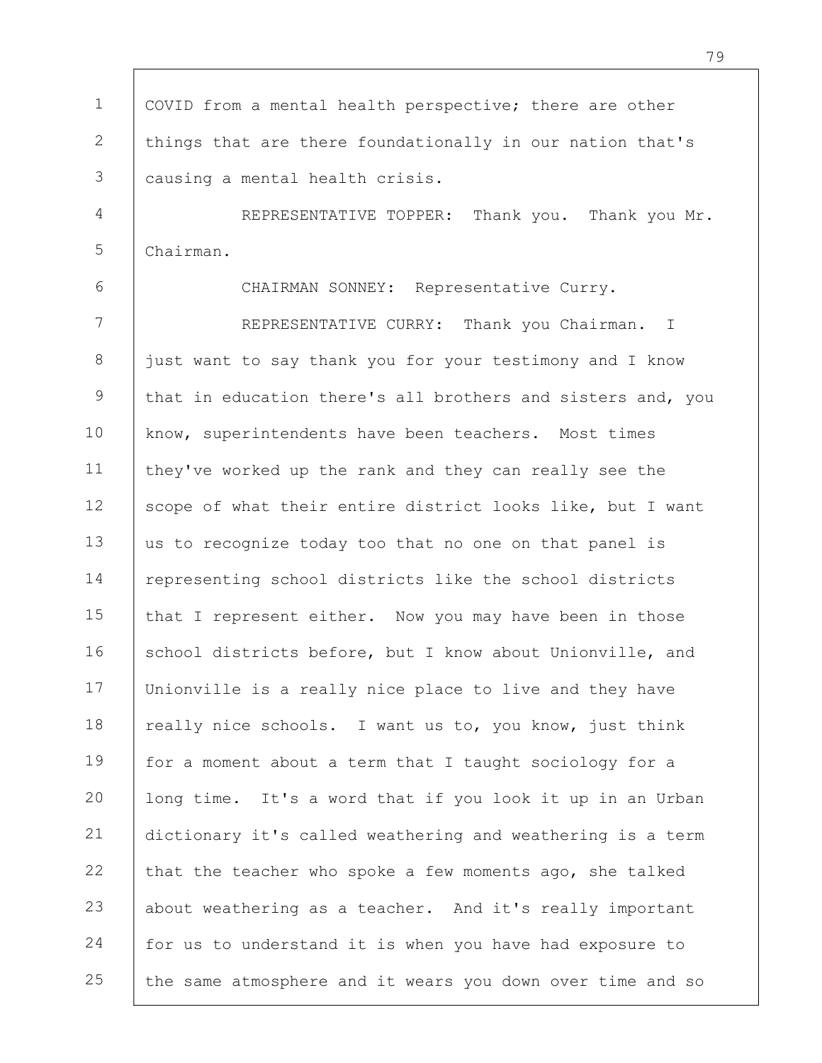COVID from a mental health perspective; there are other things that are there foundationally in our nation that's causing a mental health crisis.

REPRESENTATIVE TOPPER: Thank you. Thank you Mr. Chairman.

CHAIRMAN SONNEY: Representative Curry.

REPRESENTATIVE CURRY: Thank you Chairman. I just want to say thank you for your testimony and I know that in education there's all brothers and sisters and, you know, superintendents have been teachers. Most times they've worked up the rank and they can really see the scope of what their entire district looks like, but I want us to recognize today too that no one on that panel is representing school districts like the school districts that I represent either. Now you may have been in those school districts before, but I know about Unionville, and Unionville is a really nice place to live and they have really nice schools. I want us to, you know, just think for a moment about a term that I taught sociology for a long time. It's a word that if you look it up in an Urban dictionary it's called weathering and weathering is a term that the teacher who spoke a few moments ago, she talked about weathering as a teacher. And it's really important for us to understand it is when you have had exposure to the same atmosphere and it wears you down over time and so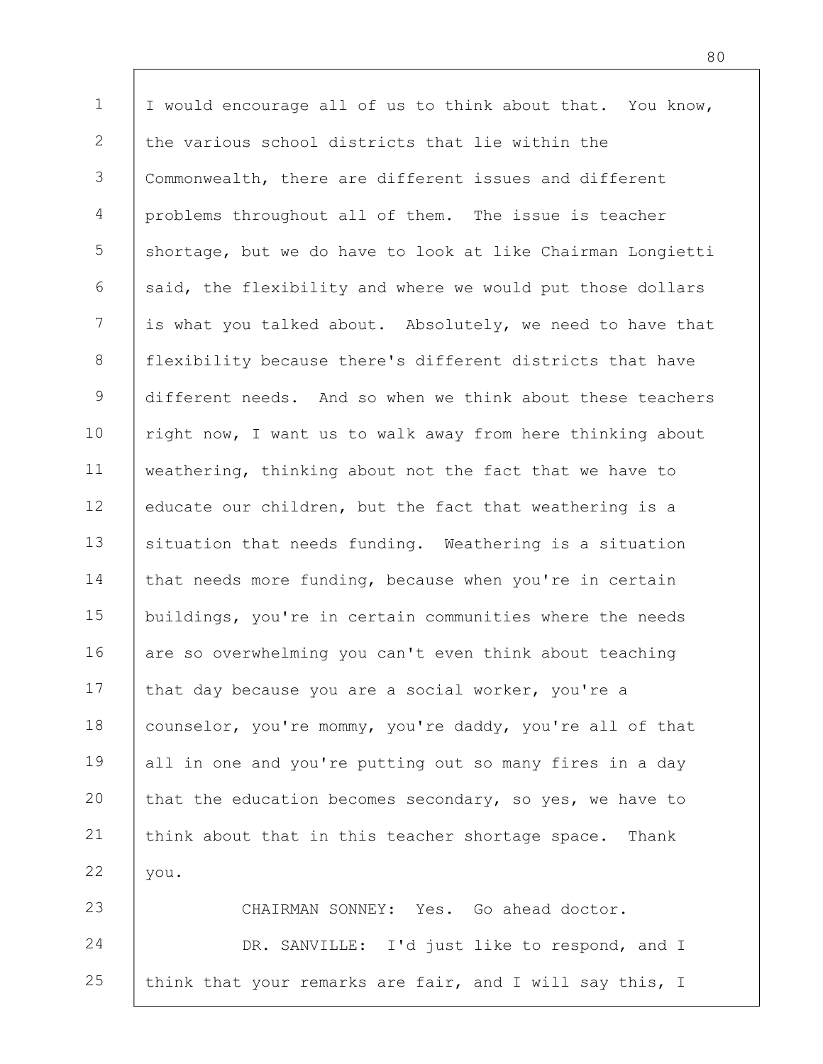I would encourage all of us to think about that. You know, the various school districts that lie within the Commonwealth, there are different issues and different problems throughout all of them. The issue is teacher shortage, but we do have to look at like Chairman Longietti said, the flexibility and where we would put those dollars is what you talked about. Absolutely, we need to have that flexibility because there's different districts that have different needs. And so when we think about these teachers right now, I want us to walk away from here thinking about weathering, thinking about not the fact that we have to educate our children, but the fact that weathering is a situation that needs funding. Weathering is a situation that needs more funding, because when you're in certain buildings, you're in certain communities where the needs are so overwhelming you can't even think about teaching that day because you are a social worker, you're a counselor, you're mommy, you're daddy, you're all of that all in one and you're putting out so many fires in a day that the education becomes secondary, so yes, we have to think about that in this teacher shortage space. Thank you.

CHAIRMAN SONNEY: Yes. Go ahead doctor.

DR. SANVILLE: I'd just like to respond, and I think that your remarks are fair, and I will say this, I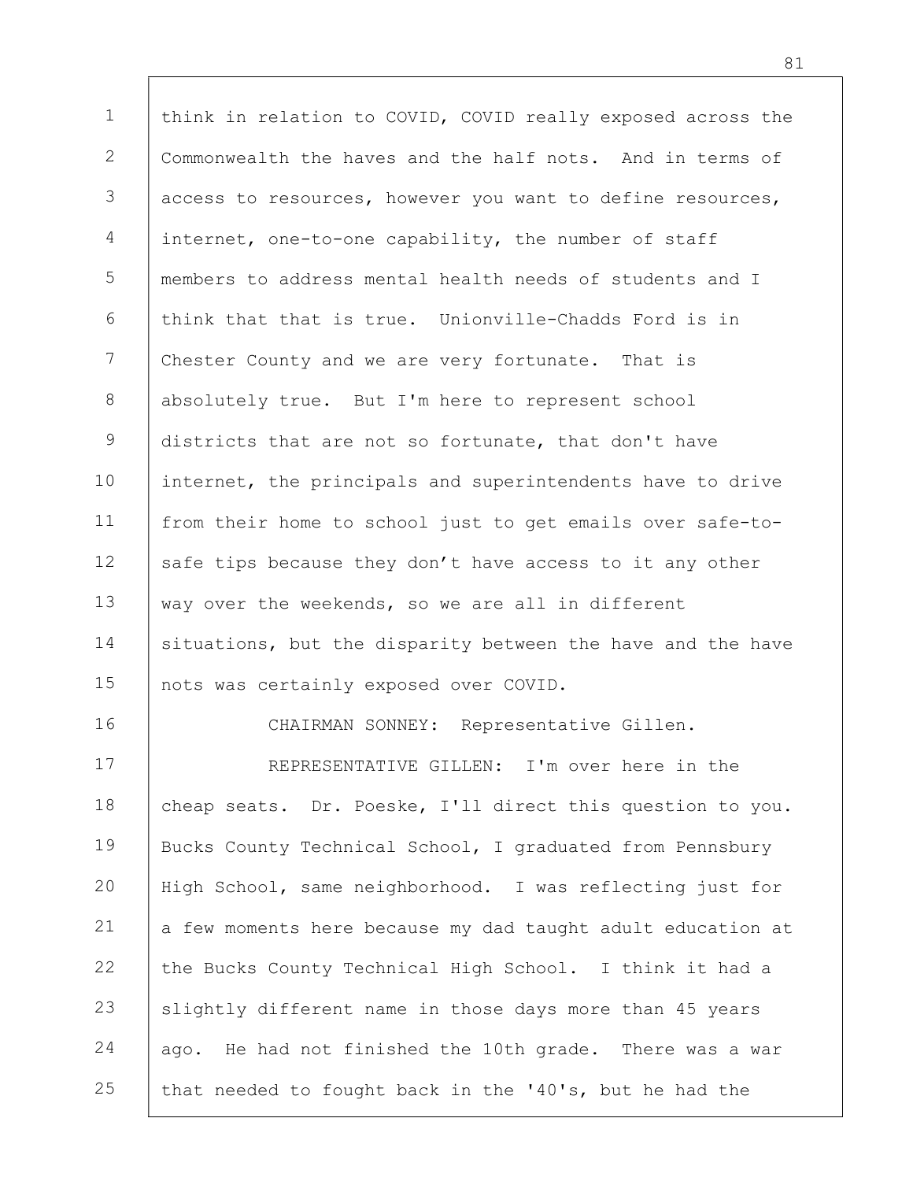think in relation to COVID, COVID really exposed across the Commonwealth the haves and the half nots. And in terms of access to resources, however you want to define resources, internet, one-to-one capability, the number of staff members to address mental health needs of students and I think that that is true. Unionville-Chadds Ford is in Chester County and we are very fortunate. That is absolutely true. But I'm here to represent school districts that are not so fortunate, that don't have internet, the principals and superintendents have to drive from their home to school just to get emails over safe-to-safe tips because they don't have access to it any other way over the weekends, so we are all in different situations, but the disparity between the have and the have nots was certainly exposed over COVID.

CHAIRMAN SONNEY: Representative Gillen.

REPRESENTATIVE GILLEN: I'm over here in the cheap seats. Dr. Poeske, I'll direct this question to you. Bucks County Technical School, I graduated from Pennsbury High School, same neighborhood. I was reflecting just for a few moments here because my dad taught adult education at the Bucks County Technical High School. I think it had a slightly different name in those days more than 45 years ago. He had not finished the 10th grade. There was a war that needed to fought back in the '40's, but he had the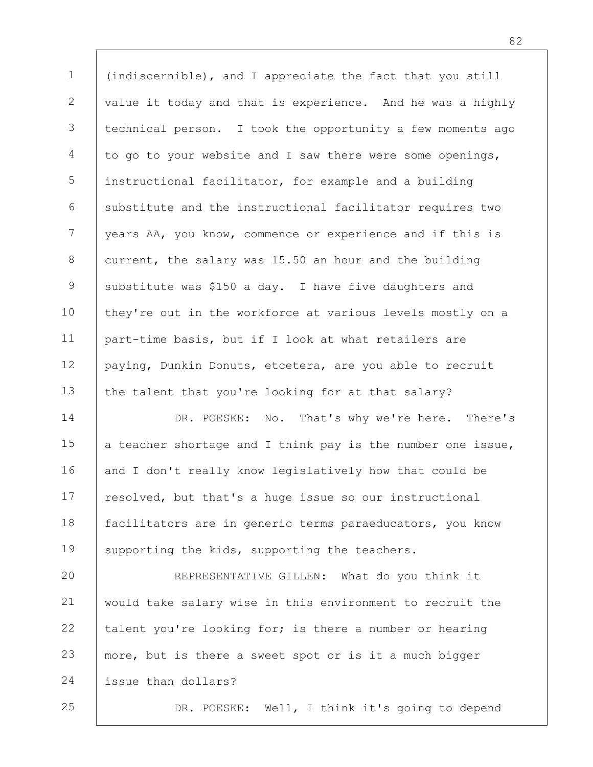(indiscernible), and I appreciate the fact that you still value it today and that is experience. And he was a highly technical person. I took the opportunity a few moments ago to go to your website and I saw there were some openings, instructional facilitator, for example and a building substitute and the instructional facilitator requires two years AA, you know, commence or experience and if this is current, the salary was 15.50 an hour and the building substitute was $150 a day. I have five daughters and they're out in the workforce at various levels mostly on a part-time basis, but if I look at what retailers are paying, Dunkin Donuts, etcetera, are you able to recruit the talent that you're looking for at that salary?

DR. POESKE: No. That's why we're here. There's a teacher shortage and I think pay is the number one issue, and I don't really know legislatively how that could be resolved, but that's a huge issue so our instructional facilitators are in generic terms paraeducators, you know supporting the kids, supporting the teachers.

REPRESENTATIVE GILLEN: What do you think it would take salary wise in this environment to recruit the talent you're looking for; is there a number or hearing more, but is there a sweet spot or is it a much bigger issue than dollars?

DR. POESKE: Well, I think it's going to depend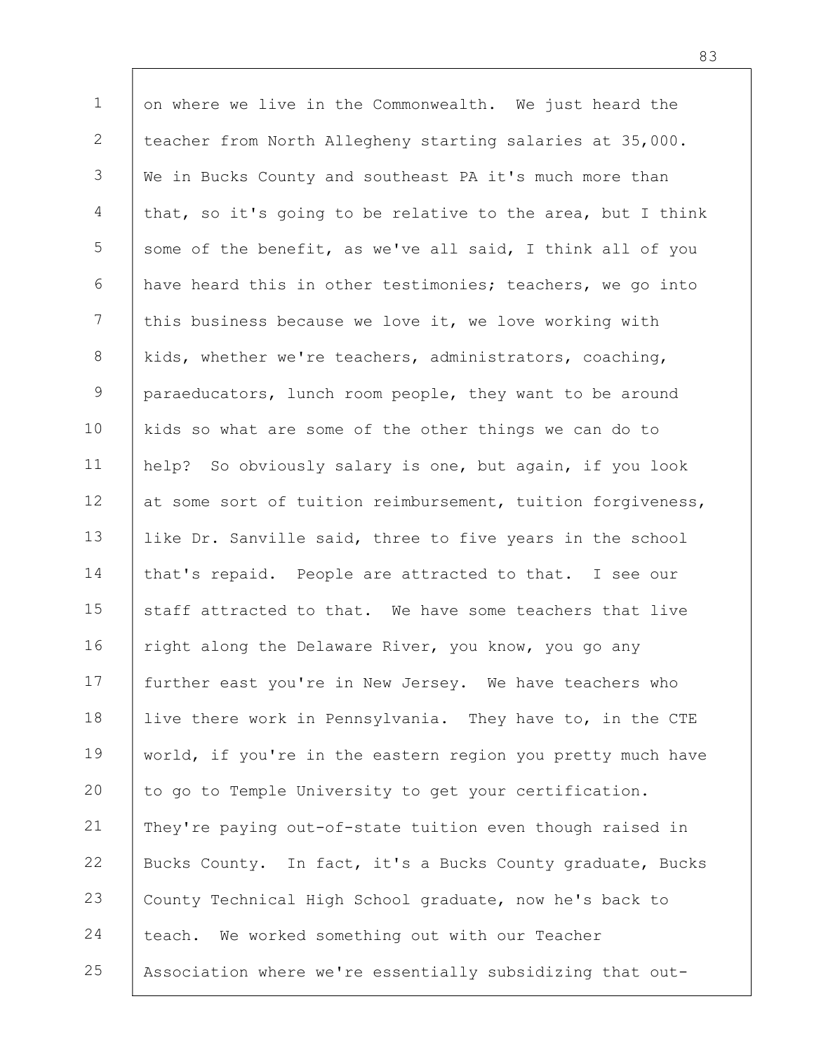on where we live in the Commonwealth. We just heard the teacher from North Allegheny starting salaries at 35,000. We in Bucks County and southeast PA it's much more than that, so it's going to be relative to the area, but I think some of the benefit, as we've all said, I think all of you have heard this in other testimonies; teachers, we go into this business because we love it, we love working with kids, whether we're teachers, administrators, coaching, paraeducators, lunch room people, they want to be around kids so what are some of the other things we can do to help? So obviously salary is one, but again, if you look at some sort of tuition reimbursement, tuition forgiveness, like Dr. Sanville said, three to five years in the school that's repaid. People are attracted to that. I see our staff attracted to that. We have some teachers that live right along the Delaware River, you know, you go any further east you're in New Jersey. We have teachers who live there work in Pennsylvania. They have to, in the CTE world, if you're in the eastern region you pretty much have to go to Temple University to get your certification. They're paying out-of-state tuition even though raised in Bucks County. In fact, it's a Bucks County graduate, Bucks County Technical High School graduate, now he's back to teach. We worked something out with our Teacher Association where we're essentially subsidizing that out-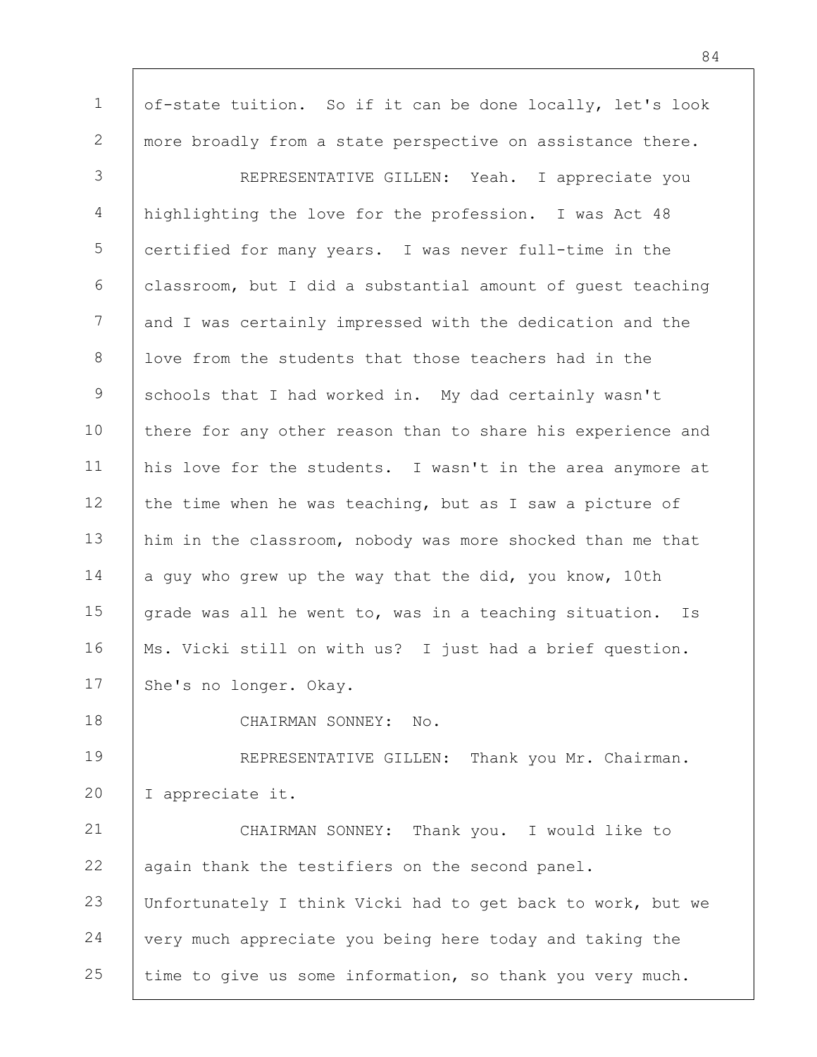of-state tuition. So if it can be done locally, let's look more broadly from a state perspective on assistance there.

REPRESENTATIVE GILLEN: Yeah. I appreciate you highlighting the love for the profession. I was Act 48 certified for many years. I was never full-time in the classroom, but I did a substantial amount of guest teaching and I was certainly impressed with the dedication and the love from the students that those teachers had in the schools that I had worked in. My dad certainly wasn't there for any other reason than to share his experience and his love for the students. I wasn't in the area anymore at the time when he was teaching, but as I saw a picture of him in the classroom, nobody was more shocked than me that a guy who grew up the way that the did, you know, 10th grade was all he went to, was in a teaching situation. Is Ms. Vicki still on with us? I just had a brief question. She's no longer. Okay.

CHAIRMAN SONNEY: No.

REPRESENTATIVE GILLEN: Thank you Mr. Chairman. I appreciate it.

CHAIRMAN SONNEY: Thank you. I would like to again thank the testifiers on the second panel. Unfortunately I think Vicki had to get back to work, but we very much appreciate you being here today and taking the time to give us some information, so thank you very much.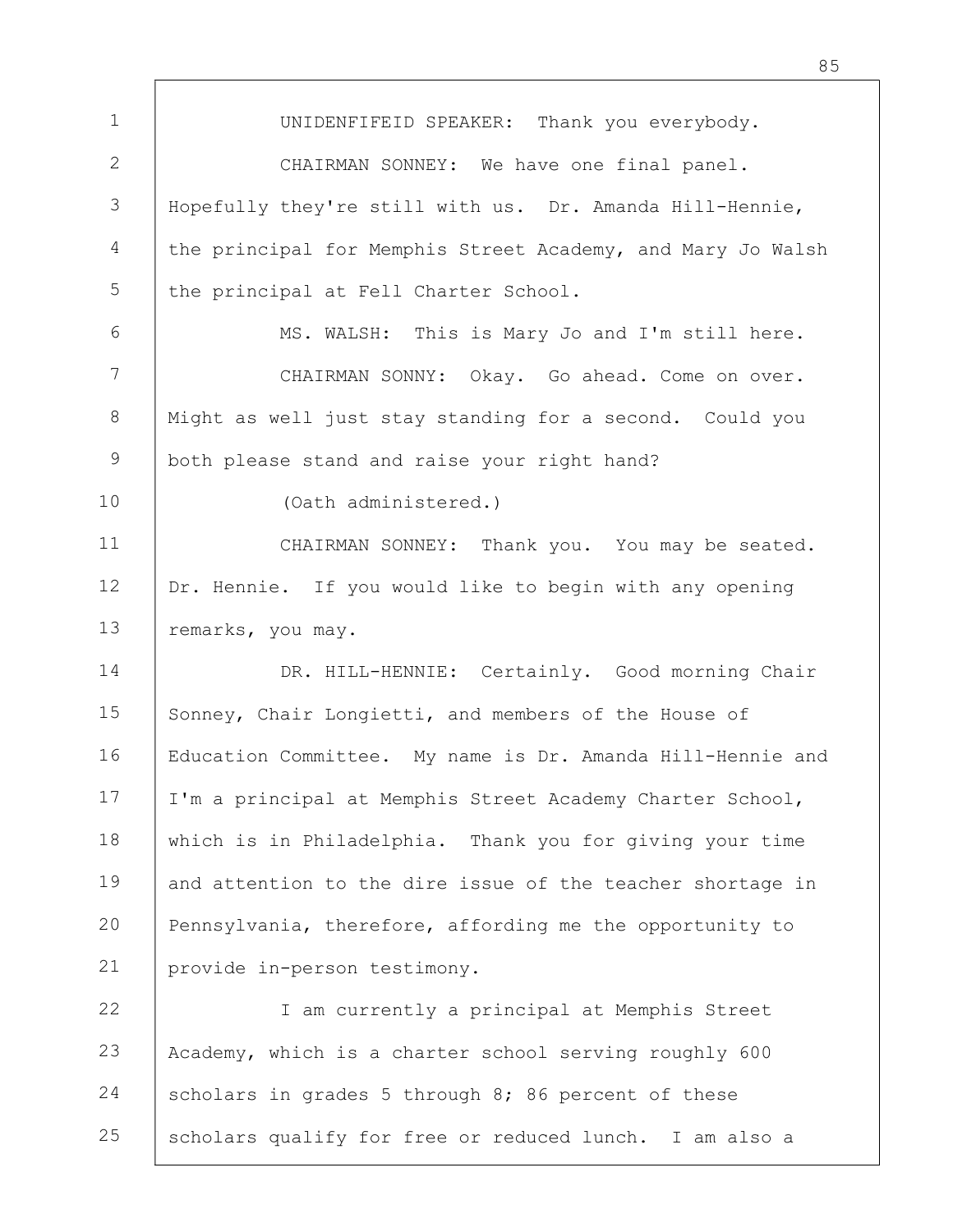UNIDENFIFEID SPEAKER: Thank you everybody.

CHAIRMAN SONNEY: We have one final panel. Hopefully they're still with us. Dr. Amanda Hill-Hennie, the principal for Memphis Street Academy, and Mary Jo Walsh the principal at Fell Charter School.

MS. WALSH: This is Mary Jo and I'm still here.

CHAIRMAN SONNY: Okay. Go ahead. Come on over. Might as well just stay standing for a second. Could you both please stand and raise your right hand?

(Oath administered.)

CHAIRMAN SONNEY: Thank you. You may be seated. Dr. Hennie. If you would like to begin with any opening remarks, you may.

DR. HILL-HENNIE: Certainly. Good morning Chair Sonney, Chair Longietti, and members of the House of Education Committee. My name is Dr. Amanda Hill-Hennie and I'm a principal at Memphis Street Academy Charter School, which is in Philadelphia. Thank you for giving your time and attention to the dire issue of the teacher shortage in Pennsylvania, therefore, affording me the opportunity to provide in-person testimony.

I am currently a principal at Memphis Street Academy, which is a charter school serving roughly 600 scholars in grades 5 through 8; 86 percent of these scholars qualify for free or reduced lunch. I am also a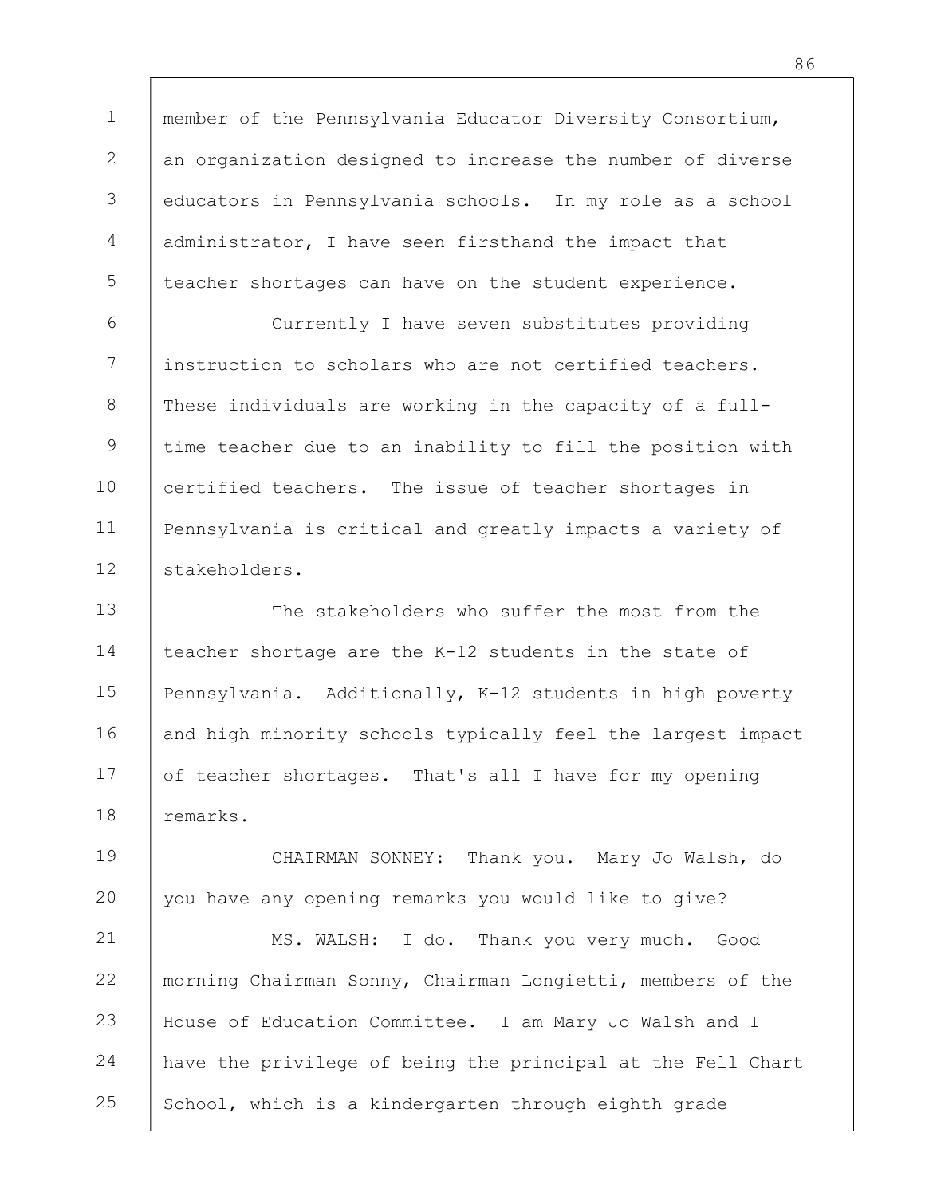member of the Pennsylvania Educator Diversity Consortium, an organization designed to increase the number of diverse educators in Pennsylvania schools. In my role as a school administrator, I have seen firsthand the impact that teacher shortages can have on the student experience.

Currently I have seven substitutes providing instruction to scholars who are not certified teachers. These individuals are working in the capacity of a full-time teacher due to an inability to fill the position with certified teachers. The issue of teacher shortages in Pennsylvania is critical and greatly impacts a variety of stakeholders.

The stakeholders who suffer the most from the teacher shortage are the K-12 students in the state of Pennsylvania. Additionally, K-12 students in high poverty and high minority schools typically feel the largest impact of teacher shortages. That's all I have for my opening remarks.

CHAIRMAN SONNEY: Thank you. Mary Jo Walsh, do you have any opening remarks you would like to give?

MS. WALSH: I do. Thank you very much. Good morning Chairman Sonny, Chairman Longietti, members of the House of Education Committee. I am Mary Jo Walsh and I have the privilege of being the principal at the Fell Chart School, which is a kindergarten through eighth grade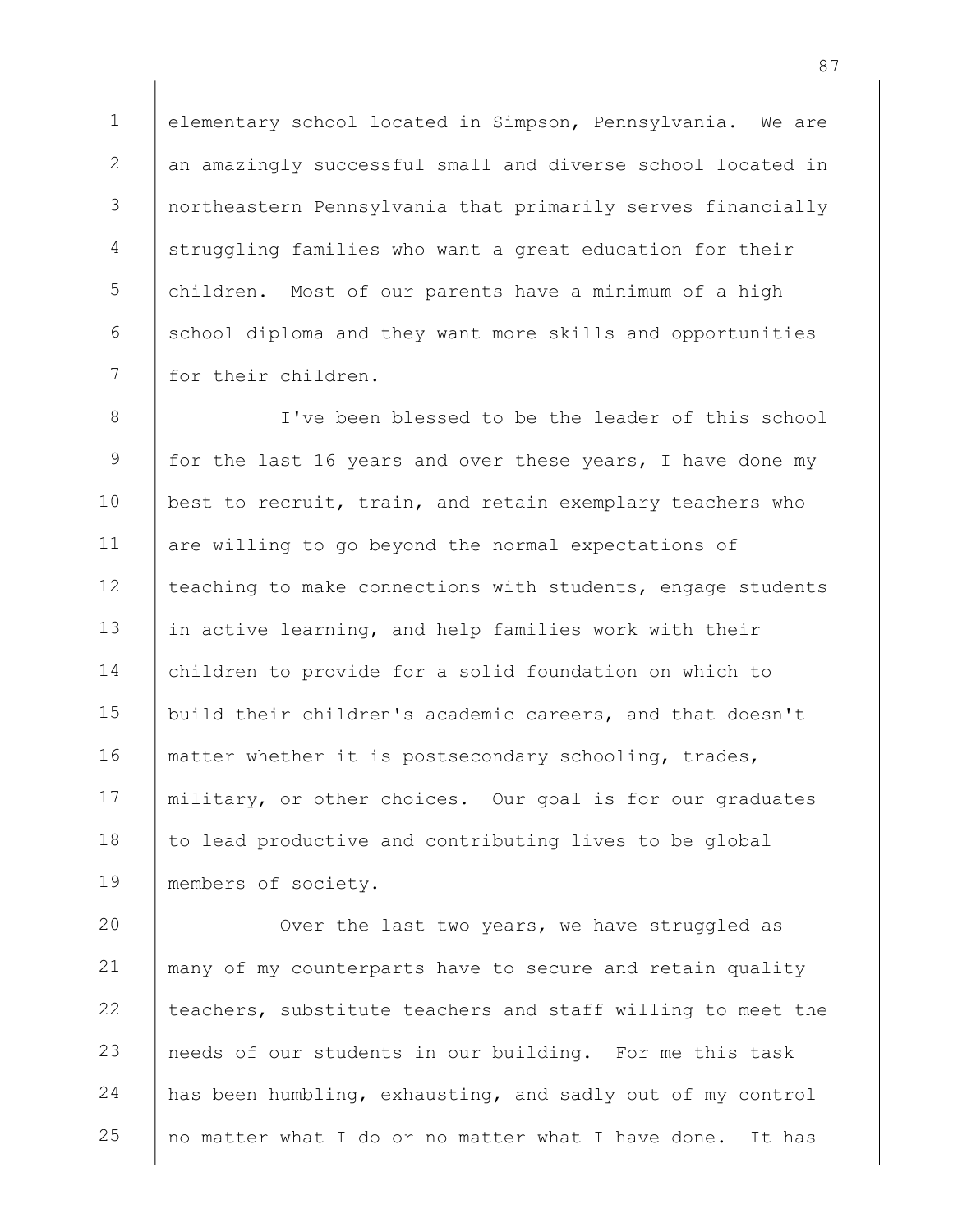elementary school located in Simpson, Pennsylvania. We are an amazingly successful small and diverse school located in northeastern Pennsylvania that primarily serves financially struggling families who want a great education for their children. Most of our parents have a minimum of a high school diploma and they want more skills and opportunities for their children.

I've been blessed to be the leader of this school for the last 16 years and over these years, I have done my best to recruit, train, and retain exemplary teachers who are willing to go beyond the normal expectations of teaching to make connections with students, engage students in active learning, and help families work with their children to provide for a solid foundation on which to build their children's academic careers, and that doesn't matter whether it is postsecondary schooling, trades, military, or other choices. Our goal is for our graduates to lead productive and contributing lives to be global members of society.

Over the last two years, we have struggled as many of my counterparts have to secure and retain quality teachers, substitute teachers and staff willing to meet the needs of our students in our building. For me this task has been humbling, exhausting, and sadly out of my control no matter what I do or no matter what I have done. It has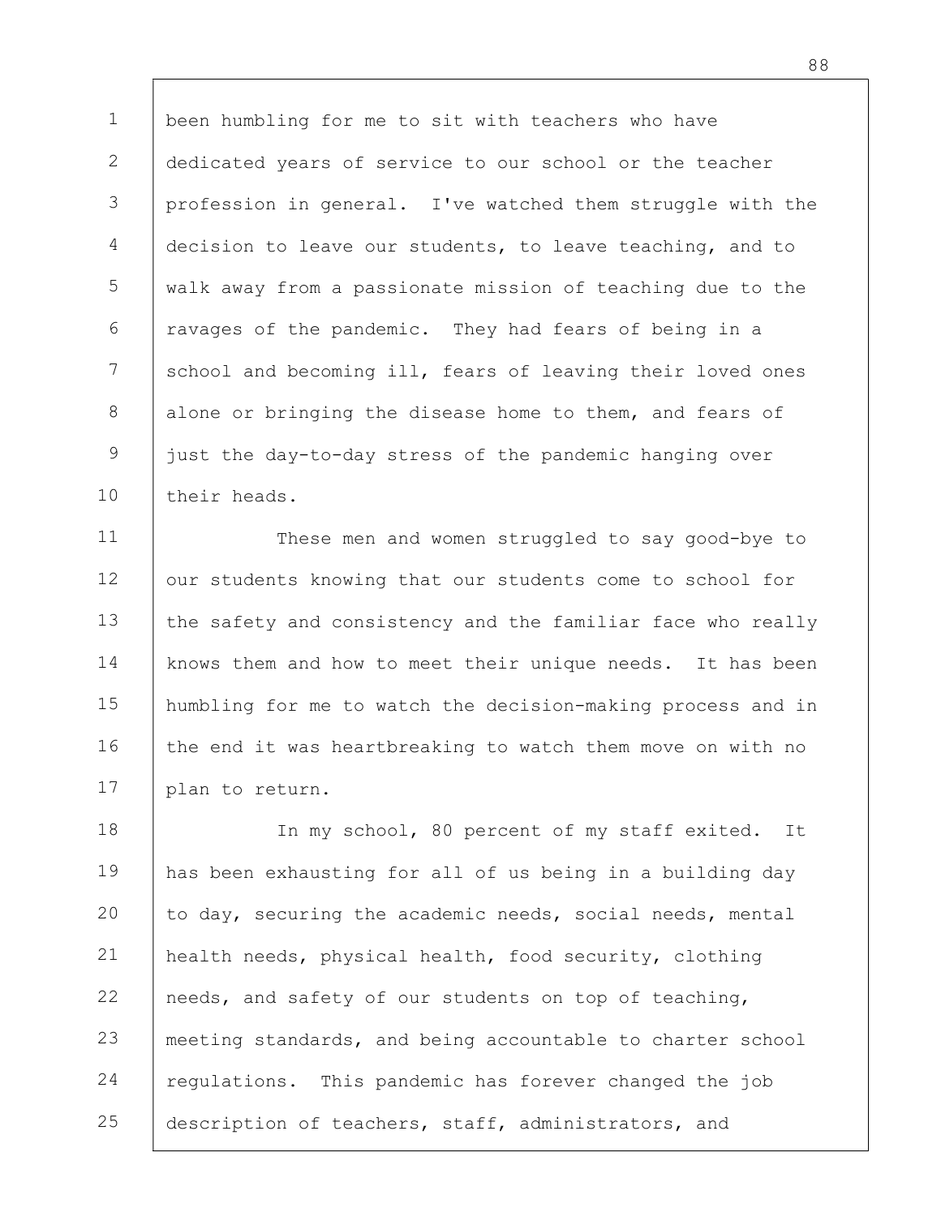been humbling for me to sit with teachers who have dedicated years of service to our school or the teacher profession in general. I've watched them struggle with the decision to leave our students, to leave teaching, and to walk away from a passionate mission of teaching due to the ravages of the pandemic. They had fears of being in a school and becoming ill, fears of leaving their loved ones alone or bringing the disease home to them, and fears of just the day-to-day stress of the pandemic hanging over their heads.

These men and women struggled to say good-bye to our students knowing that our students come to school for the safety and consistency and the familiar face who really knows them and how to meet their unique needs. It has been humbling for me to watch the decision-making process and in the end it was heartbreaking to watch them move on with no plan to return.

In my school, 80 percent of my staff exited. It has been exhausting for all of us being in a building day to day, securing the academic needs, social needs, mental health needs, physical health, food security, clothing needs, and safety of our students on top of teaching, meeting standards, and being accountable to charter school regulations. This pandemic has forever changed the job description of teachers, staff, administrators, and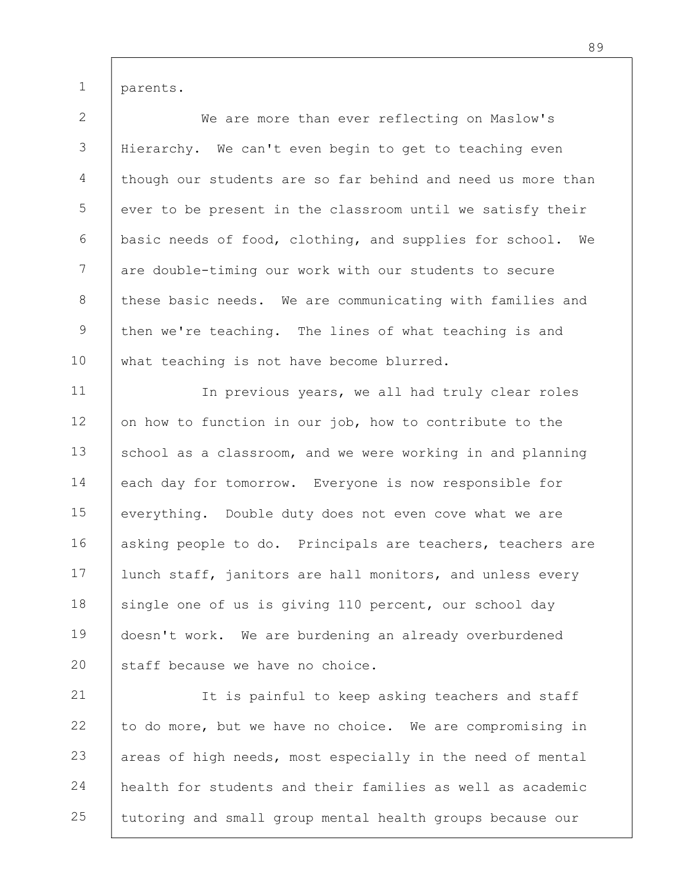parents.

We are more than ever reflecting on Maslow's Hierarchy. We can't even begin to get to teaching even though our students are so far behind and need us more than ever to be present in the classroom until we satisfy their basic needs of food, clothing, and supplies for school. We are double-timing our work with our students to secure these basic needs. We are communicating with families and then we're teaching. The lines of what teaching is and what teaching is not have become blurred.

In previous years, we all had truly clear roles on how to function in our job, how to contribute to the school as a classroom, and we were working in and planning each day for tomorrow. Everyone is now responsible for everything. Double duty does not even cove what we are asking people to do. Principals are teachers, teachers are lunch staff, janitors are hall monitors, and unless every single one of us is giving 110 percent, our school day doesn't work. We are burdening an already overburdened staff because we have no choice.

It is painful to keep asking teachers and staff to do more, but we have no choice. We are compromising in areas of high needs, most especially in the need of mental health for students and their families as well as academic tutoring and small group mental health groups because our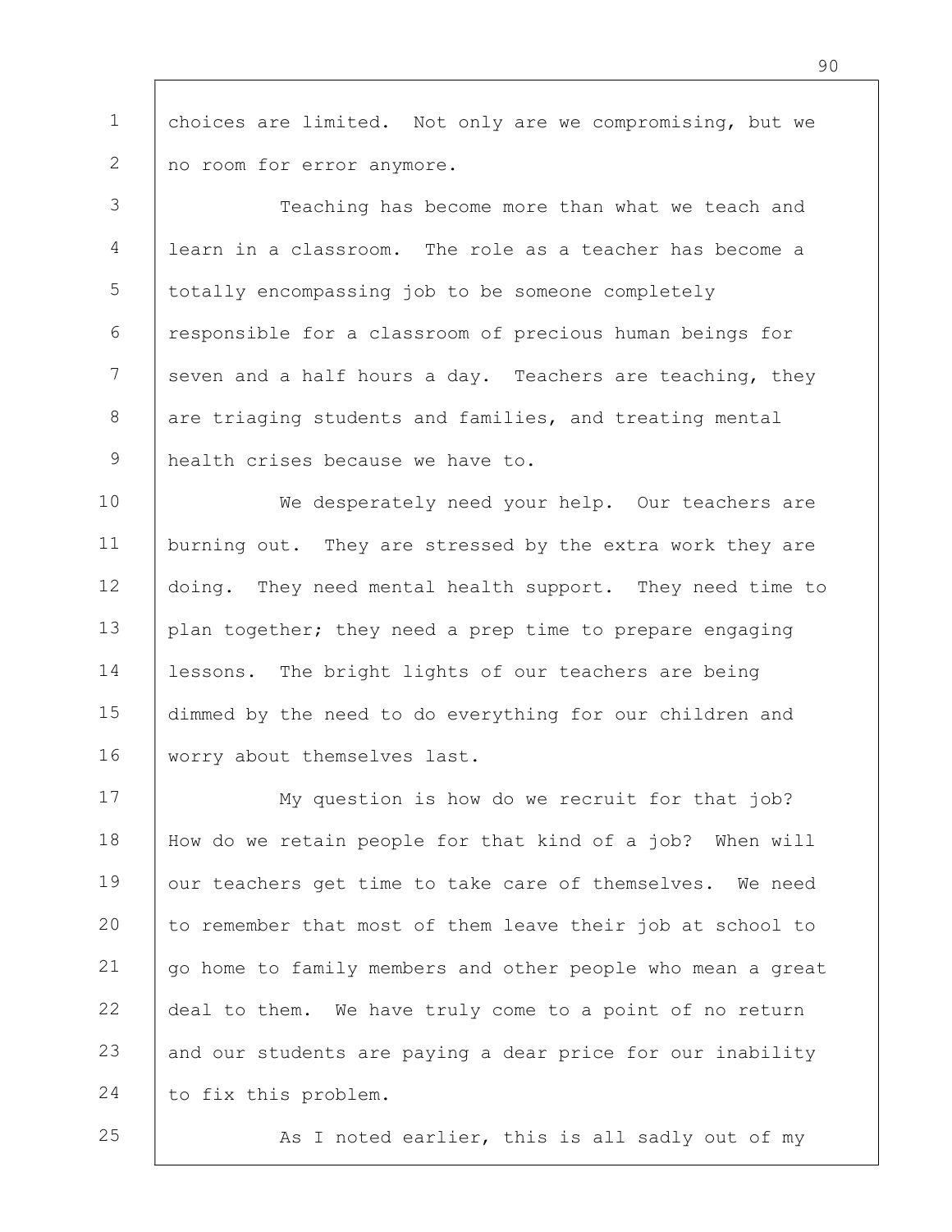choices are limited. Not only are we compromising, but we no room for error anymore.

Teaching has become more than what we teach and learn in a classroom. The role as a teacher has become a totally encompassing job to be someone completely responsible for a classroom of precious human beings for seven and a half hours a day. Teachers are teaching, they are triaging students and families, and treating mental health crises because we have to.

We desperately need your help. Our teachers are burning out. They are stressed by the extra work they are doing. They need mental health support. They need time to plan together; they need a prep time to prepare engaging lessons. The bright lights of our teachers are being dimmed by the need to do everything for our children and worry about themselves last.

My question is how do we recruit for that job? How do we retain people for that kind of a job? When will our teachers get time to take care of themselves. We need to remember that most of them leave their job at school to go home to family members and other people who mean a great deal to them. We have truly come to a point of no return and our students are paying a dear price for our inability to fix this problem.

As I noted earlier, this is all sadly out of my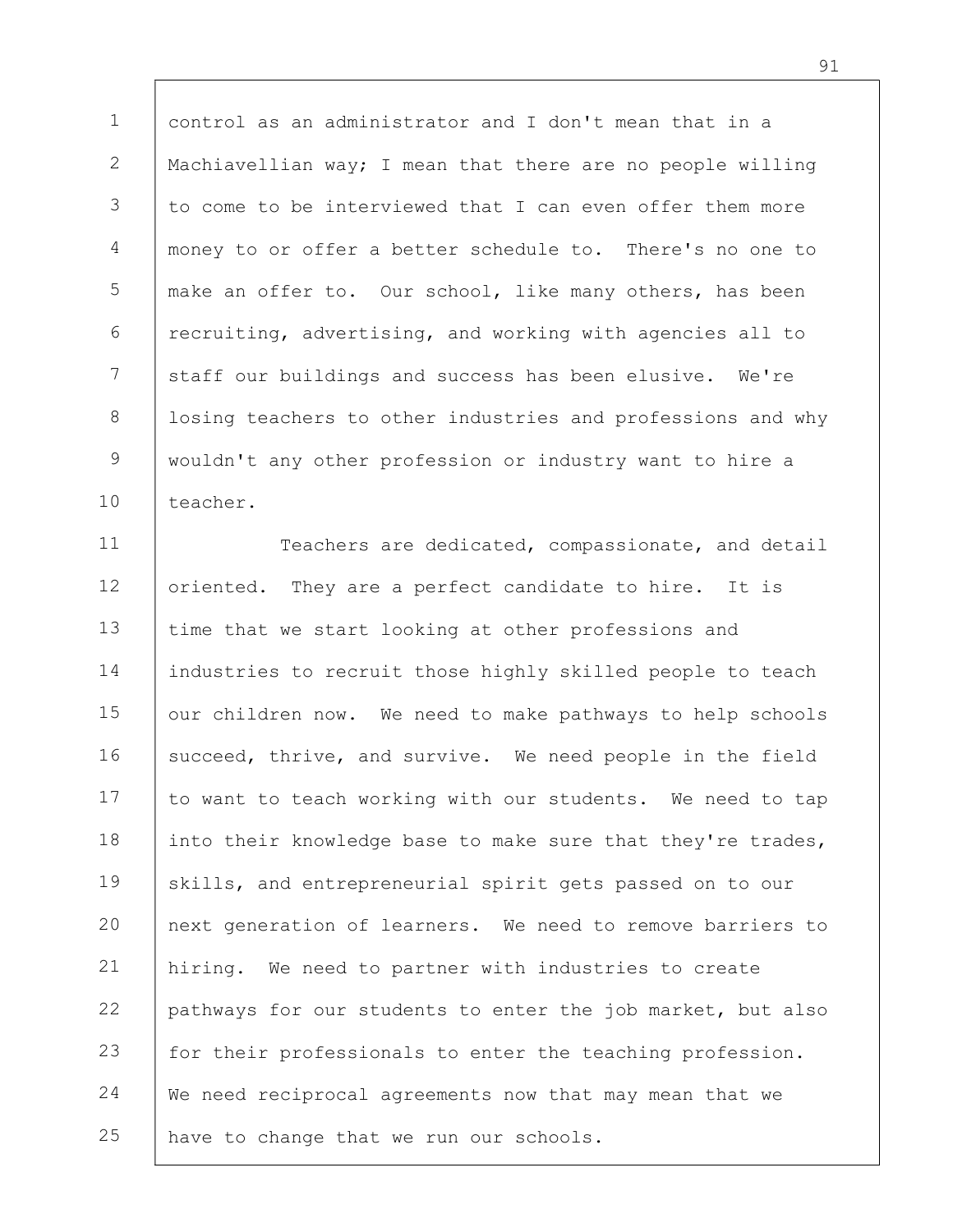control as an administrator and I don't mean that in a Machiavellian way; I mean that there are no people willing to come to be interviewed that I can even offer them more money to or offer a better schedule to. There's no one to make an offer to. Our school, like many others, has been recruiting, advertising, and working with agencies all to staff our buildings and success has been elusive. We're losing teachers to other industries and professions and why wouldn't any other profession or industry want to hire a teacher.

Teachers are dedicated, compassionate, and detail oriented. They are a perfect candidate to hire. It is time that we start looking at other professions and industries to recruit those highly skilled people to teach our children now. We need to make pathways to help schools succeed, thrive, and survive. We need people in the field to want to teach working with our students. We need to tap into their knowledge base to make sure that they're trades, skills, and entrepreneurial spirit gets passed on to our next generation of learners. We need to remove barriers to hiring. We need to partner with industries to create pathways for our students to enter the job market, but also for their professionals to enter the teaching profession. We need reciprocal agreements now that may mean that we have to change that we run our schools.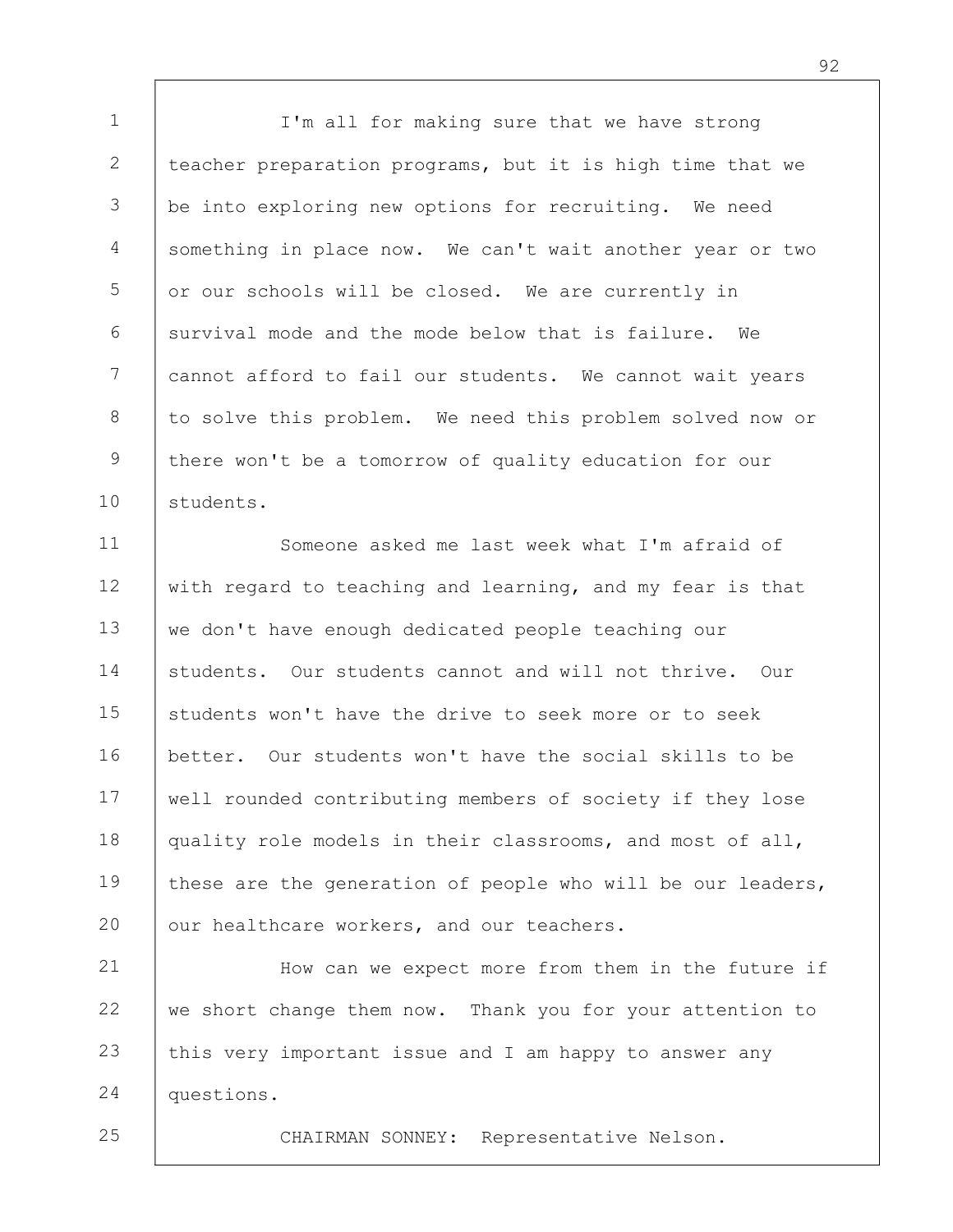I'm all for making sure that we have strong teacher preparation programs, but it is high time that we be into exploring new options for recruiting. We need something in place now. We can't wait another year or two or our schools will be closed. We are currently in survival mode and the mode below that is failure. We cannot afford to fail our students. We cannot wait years to solve this problem. We need this problem solved now or there won't be a tomorrow of quality education for our students.

Someone asked me last week what I'm afraid of with regard to teaching and learning, and my fear is that we don't have enough dedicated people teaching our students. Our students cannot and will not thrive. Our students won't have the drive to seek more or to seek better. Our students won't have the social skills to be well rounded contributing members of society if they lose quality role models in their classrooms, and most of all, these are the generation of people who will be our leaders, our healthcare workers, and our teachers.

How can we expect more from them in the future if we short change them now. Thank you for your attention to this very important issue and I am happy to answer any questions.

CHAIRMAN SONNEY: Representative Nelson.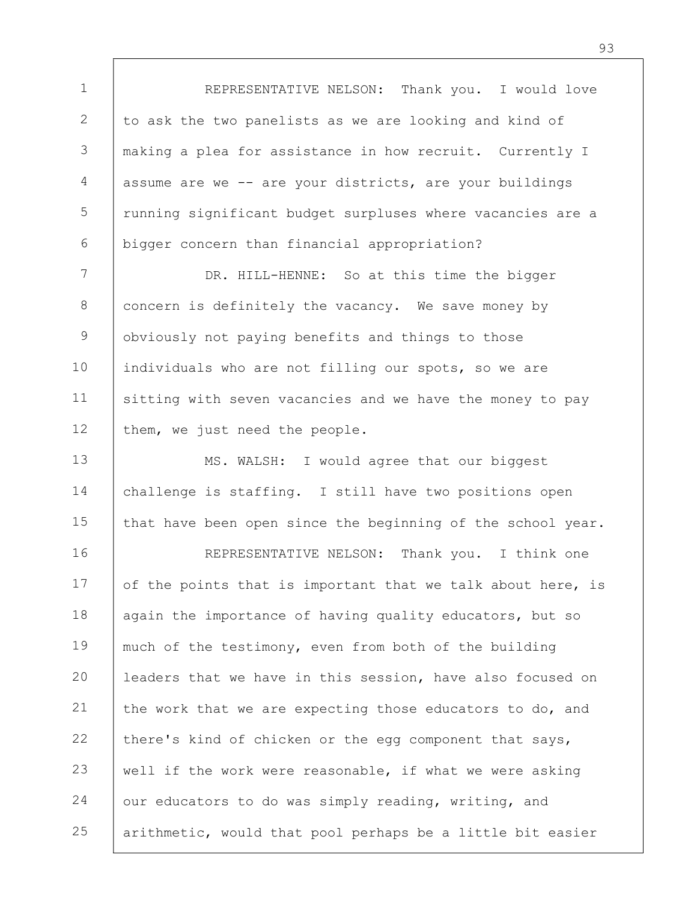REPRESENTATIVE NELSON: Thank you. I would love to ask the two panelists as we are looking and kind of making a plea for assistance in how recruit. Currently I assume are we -- are your districts, are your buildings running significant budget surpluses where vacancies are a bigger concern than financial appropriation?

DR. HILL-HENNE: So at this time the bigger concern is definitely the vacancy. We save money by obviously not paying benefits and things to those individuals who are not filling our spots, so we are sitting with seven vacancies and we have the money to pay them, we just need the people.

MS. WALSH: I would agree that our biggest challenge is staffing. I still have two positions open that have been open since the beginning of the school year.

REPRESENTATIVE NELSON: Thank you. I think one of the points that is important that we talk about here, is again the importance of having quality educators, but so much of the testimony, even from both of the building leaders that we have in this session, have also focused on the work that we are expecting those educators to do, and there's kind of chicken or the egg component that says, well if the work were reasonable, if what we were asking our educators to do was simply reading, writing, and arithmetic, would that pool perhaps be a little bit easier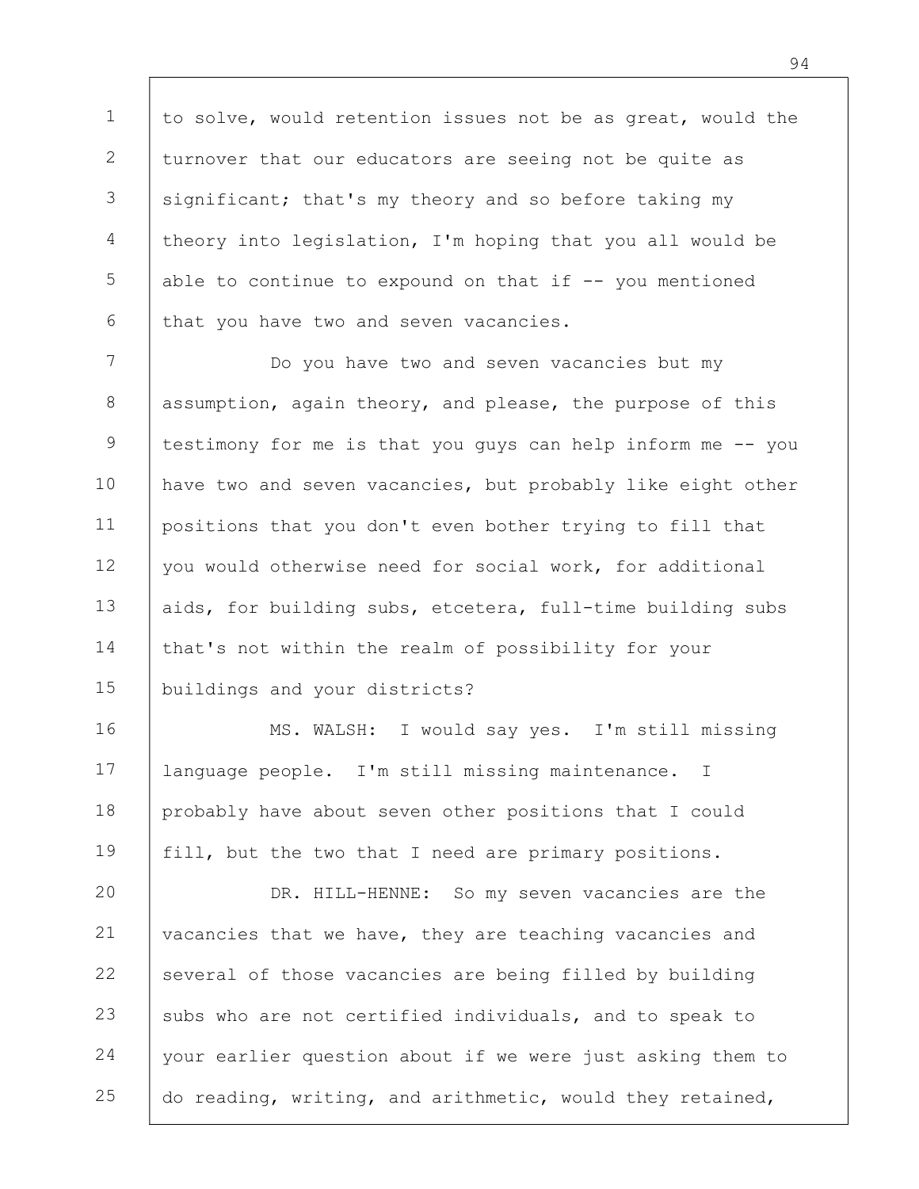to solve, would retention issues not be as great, would the turnover that our educators are seeing not be quite as significant; that's my theory and so before taking my theory into legislation, I'm hoping that you all would be able to continue to expound on that if -- you mentioned that you have two and seven vacancies.

Do you have two and seven vacancies but my assumption, again theory, and please, the purpose of this testimony for me is that you guys can help inform me -- you have two and seven vacancies, but probably like eight other positions that you don't even bother trying to fill that you would otherwise need for social work, for additional aids, for building subs, etcetera, full-time building subs that's not within the realm of possibility for your buildings and your districts?

MS. WALSH: I would say yes. I'm still missing language people. I'm still missing maintenance. I probably have about seven other positions that I could fill, but the two that I need are primary positions.

DR. HILL-HENNE: So my seven vacancies are the vacancies that we have, they are teaching vacancies and several of those vacancies are being filled by building subs who are not certified individuals, and to speak to your earlier question about if we were just asking them to do reading, writing, and arithmetic, would they retained,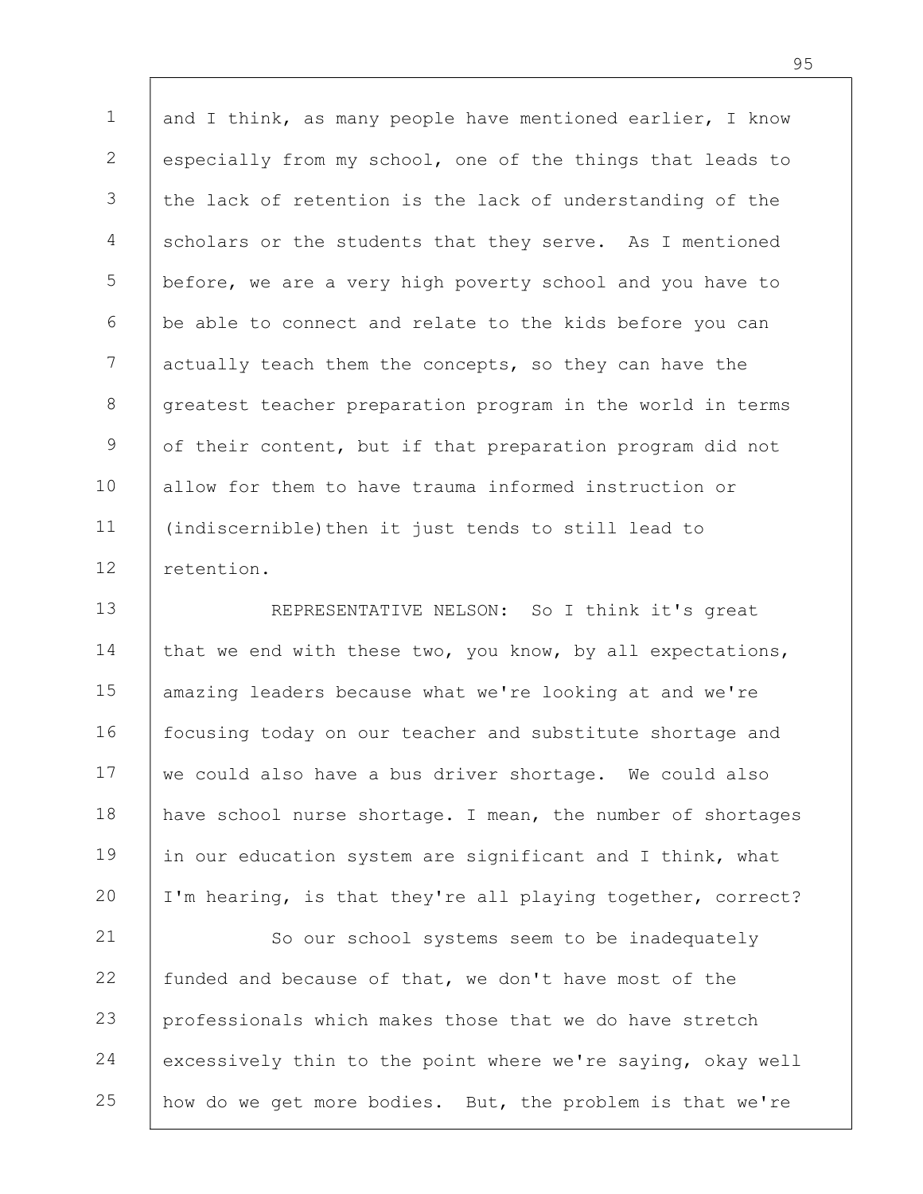and I think, as many people have mentioned earlier, I know especially from my school, one of the things that leads to the lack of retention is the lack of understanding of the scholars or the students that they serve. As I mentioned before, we are a very high poverty school and you have to be able to connect and relate to the kids before you can actually teach them the concepts, so they can have the greatest teacher preparation program in the world in terms of their content, but if that preparation program did not allow for them to have trauma informed instruction or (indiscernible)then it just tends to still lead to retention.

REPRESENTATIVE NELSON: So I think it's great that we end with these two, you know, by all expectations, amazing leaders because what we're looking at and we're focusing today on our teacher and substitute shortage and we could also have a bus driver shortage. We could also have school nurse shortage. I mean, the number of shortages in our education system are significant and I think, what I'm hearing, is that they're all playing together, correct?

So our school systems seem to be inadequately funded and because of that, we don't have most of the professionals which makes those that we do have stretch excessively thin to the point where we're saying, okay well how do we get more bodies. But, the problem is that we're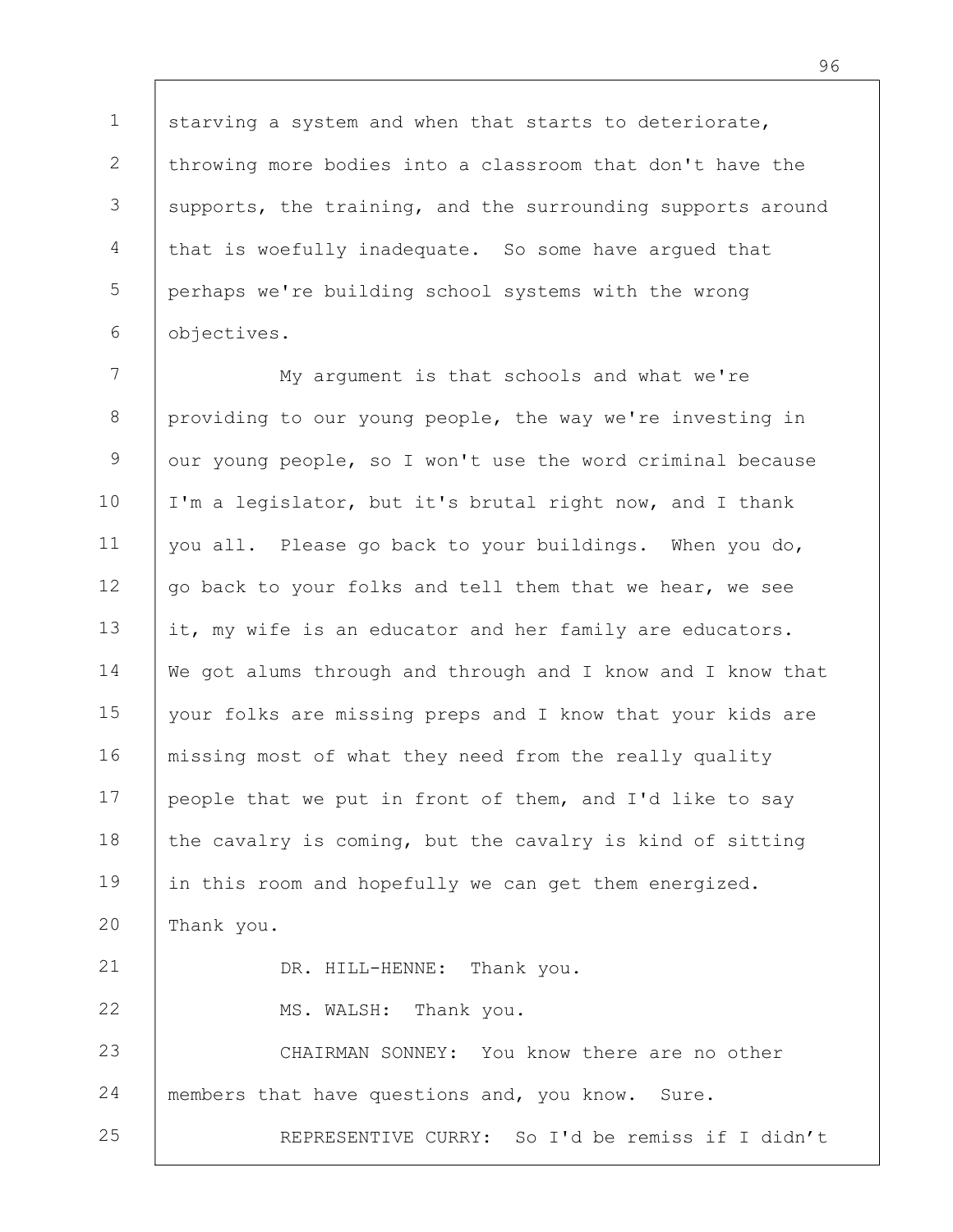starving a system and when that starts to deteriorate, throwing more bodies into a classroom that don't have the supports, the training, and the surrounding supports around that is woefully inadequate. So some have argued that perhaps we're building school systems with the wrong objectives.

My argument is that schools and what we're providing to our young people, the way we're investing in our young people, so I won't use the word criminal because I'm a legislator, but it's brutal right now, and I thank you all. Please go back to your buildings. When you do, go back to your folks and tell them that we hear, we see it, my wife is an educator and her family are educators. We got alums through and through and I know and I know that your folks are missing preps and I know that your kids are missing most of what they need from the really quality people that we put in front of them, and I'd like to say the cavalry is coming, but the cavalry is kind of sitting in this room and hopefully we can get them energized. Thank you.

DR. HILL-HENNE: Thank you.

MS. WALSH: Thank you.

CHAIRMAN SONNEY: You know there are no other members that have questions and, you know. Sure.

REPRESENTIVE CURRY: So I'd be remiss if I didn't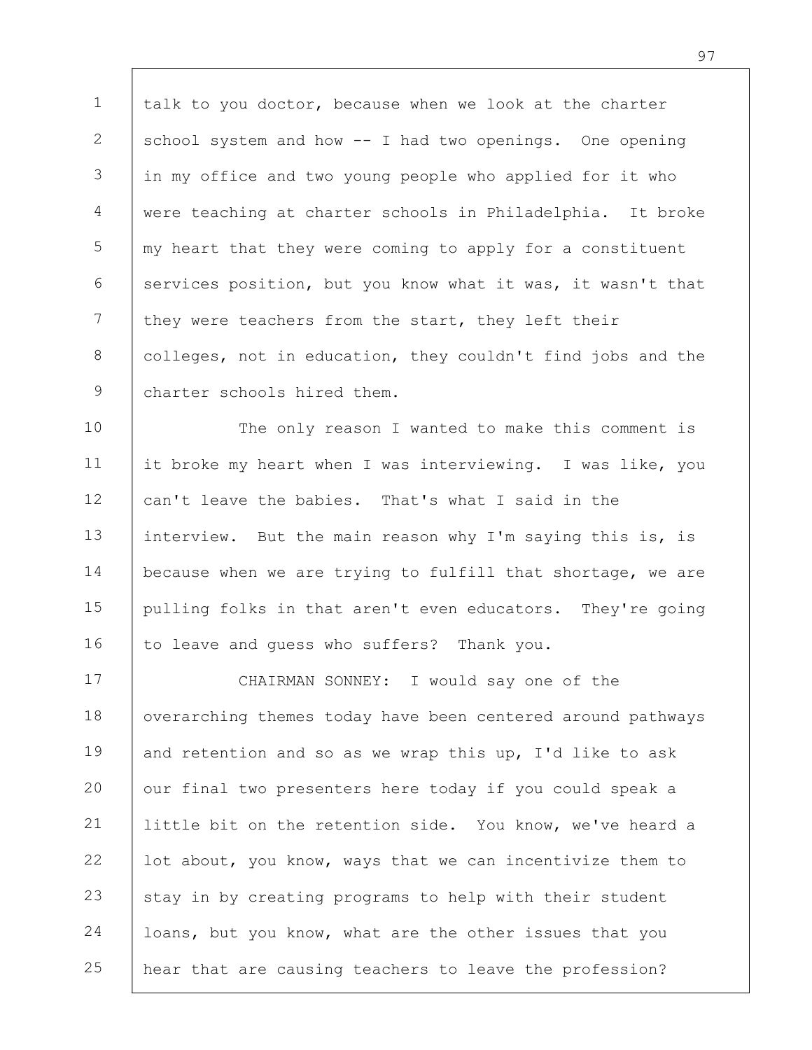talk to you doctor, because when we look at the charter school system and how -- I had two openings. One opening in my office and two young people who applied for it who were teaching at charter schools in Philadelphia. It broke my heart that they were coming to apply for a constituent services position, but you know what it was, it wasn't that they were teachers from the start, they left their colleges, not in education, they couldn't find jobs and the charter schools hired them.

The only reason I wanted to make this comment is it broke my heart when I was interviewing. I was like, you can't leave the babies. That's what I said in the interview. But the main reason why I'm saying this is, is because when we are trying to fulfill that shortage, we are pulling folks in that aren't even educators. They're going to leave and guess who suffers? Thank you.

CHAIRMAN SONNEY: I would say one of the overarching themes today have been centered around pathways and retention and so as we wrap this up, I'd like to ask our final two presenters here today if you could speak a little bit on the retention side. You know, we've heard a lot about, you know, ways that we can incentivize them to stay in by creating programs to help with their student loans, but you know, what are the other issues that you hear that are causing teachers to leave the profession?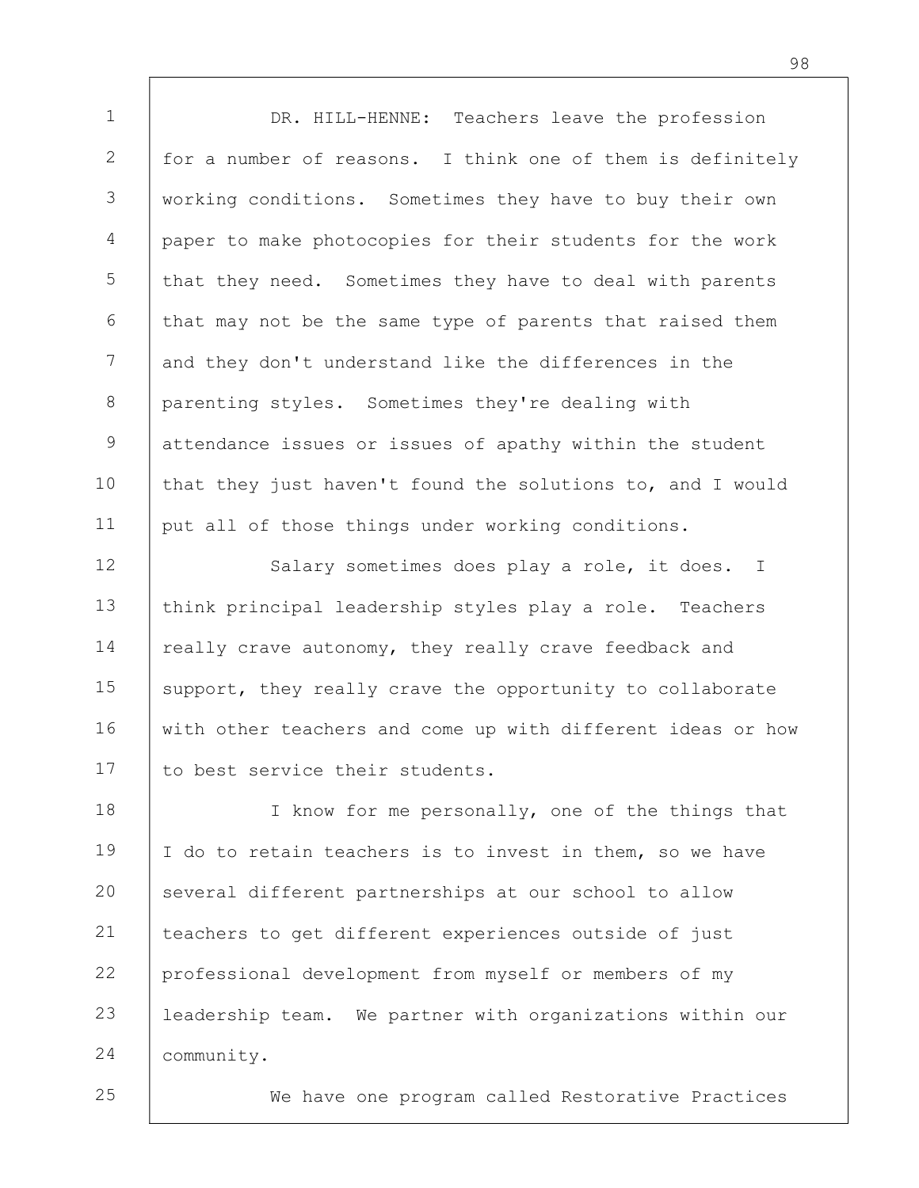DR. HILL-HENNE: Teachers leave the profession for a number of reasons. I think one of them is definitely working conditions. Sometimes they have to buy their own paper to make photocopies for their students for the work that they need. Sometimes they have to deal with parents that may not be the same type of parents that raised them and they don't understand like the differences in the parenting styles. Sometimes they're dealing with attendance issues or issues of apathy within the student that they just haven't found the solutions to, and I would put all of those things under working conditions.

Salary sometimes does play a role, it does. I think principal leadership styles play a role. Teachers really crave autonomy, they really crave feedback and support, they really crave the opportunity to collaborate with other teachers and come up with different ideas or how to best service their students.

I know for me personally, one of the things that I do to retain teachers is to invest in them, so we have several different partnerships at our school to allow teachers to get different experiences outside of just professional development from myself or members of my leadership team. We partner with organizations within our community.

We have one program called Restorative Practices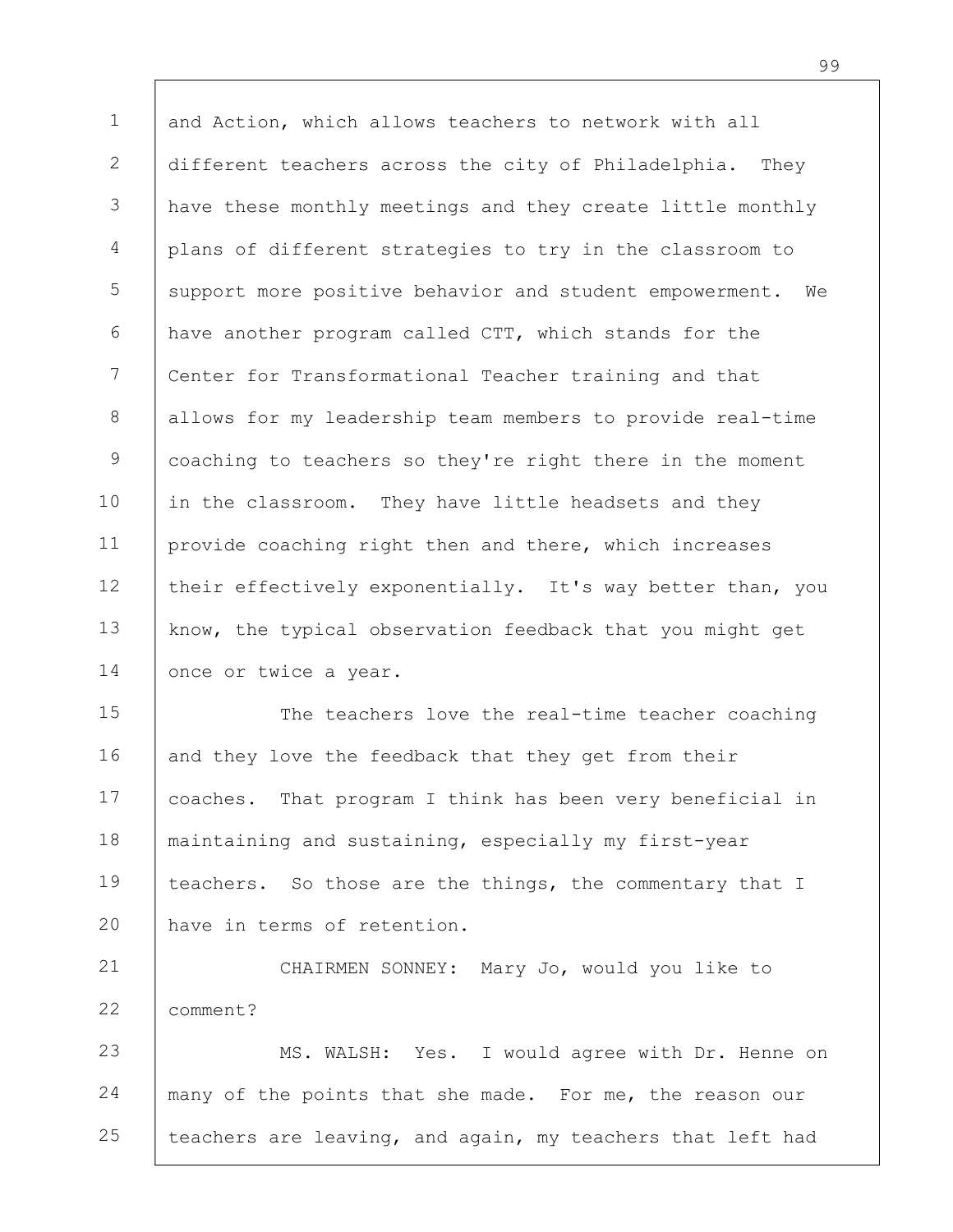and Action, which allows teachers to network with all different teachers across the city of Philadelphia. They have these monthly meetings and they create little monthly plans of different strategies to try in the classroom to support more positive behavior and student empowerment. We have another program called CTT, which stands for the Center for Transformational Teacher training and that allows for my leadership team members to provide real-time coaching to teachers so they're right there in the moment in the classroom. They have little headsets and they provide coaching right then and there, which increases their effectively exponentially. It's way better than, you know, the typical observation feedback that you might get once or twice a year.

The teachers love the real-time teacher coaching and they love the feedback that they get from their coaches. That program I think has been very beneficial in maintaining and sustaining, especially my first-year teachers. So those are the things, the commentary that I have in terms of retention.

CHAIRMEN SONNEY: Mary Jo, would you like to comment?

MS. WALSH: Yes. I would agree with Dr. Henne on many of the points that she made. For me, the reason our teachers are leaving, and again, my teachers that left had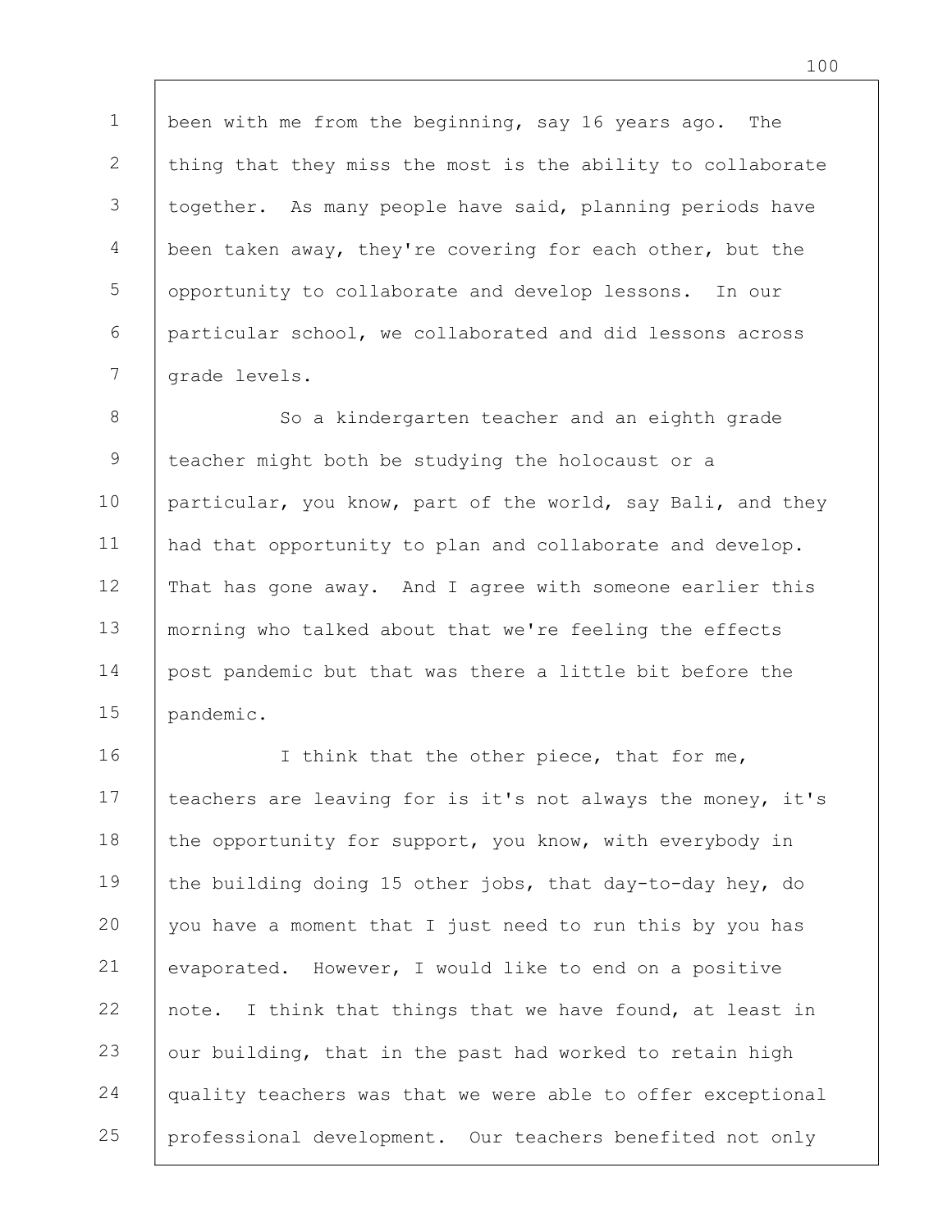been with me from the beginning, say 16 years ago. The thing that they miss the most is the ability to collaborate together. As many people have said, planning periods have been taken away, they're covering for each other, but the opportunity to collaborate and develop lessons. In our particular school, we collaborated and did lessons across grade levels.

So a kindergarten teacher and an eighth grade teacher might both be studying the holocaust or a particular, you know, part of the world, say Bali, and they had that opportunity to plan and collaborate and develop. That has gone away. And I agree with someone earlier this morning who talked about that we're feeling the effects post pandemic but that was there a little bit before the pandemic.

I think that the other piece, that for me, teachers are leaving for is it's not always the money, it's the opportunity for support, you know, with everybody in the building doing 15 other jobs, that day-to-day hey, do you have a moment that I just need to run this by you has evaporated. However, I would like to end on a positive note. I think that things that we have found, at least in our building, that in the past had worked to retain high quality teachers was that we were able to offer exceptional professional development. Our teachers benefited not only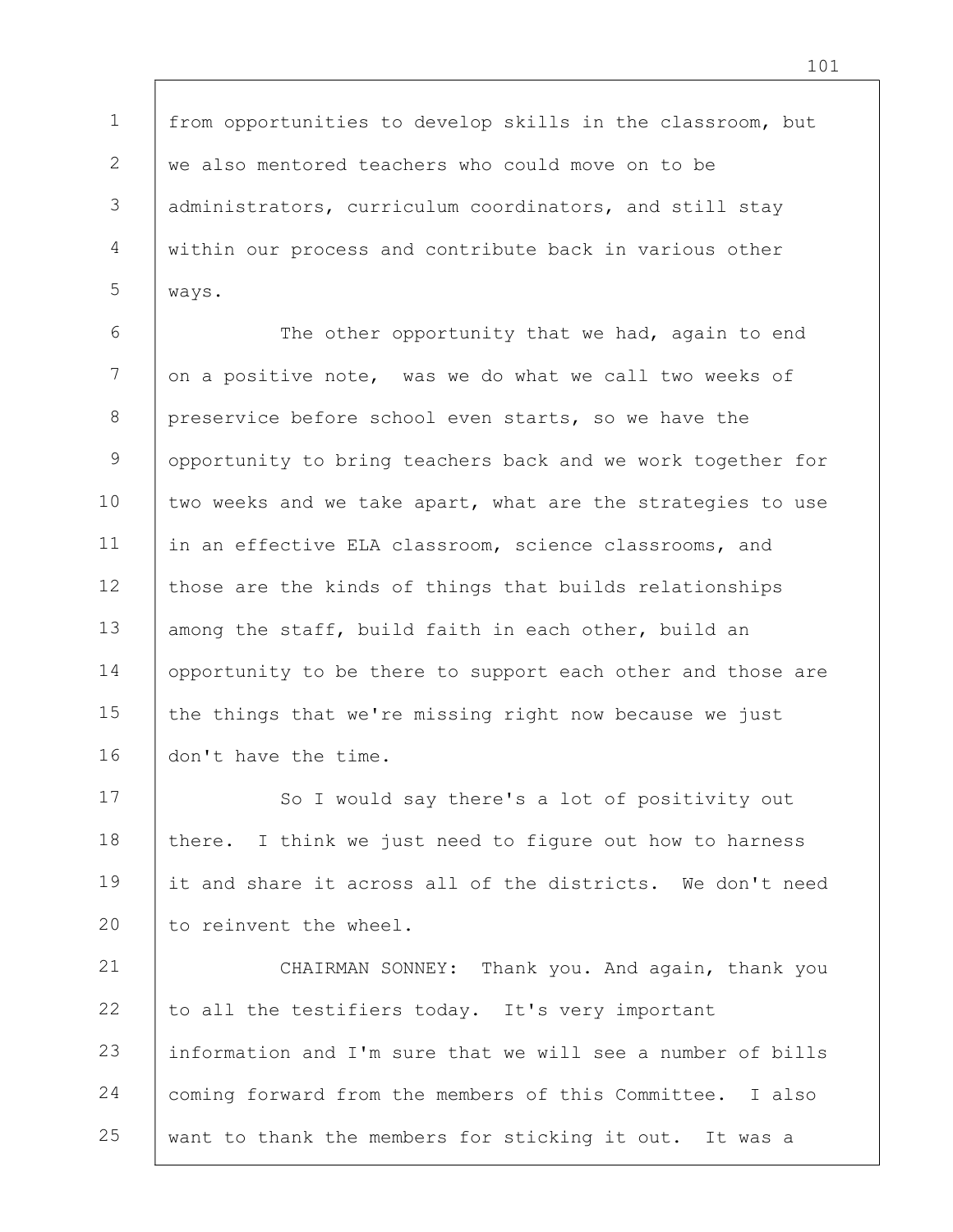from opportunities to develop skills in the classroom, but we also mentored teachers who could move on to be administrators, curriculum coordinators, and still stay within our process and contribute back in various other ways.

The other opportunity that we had, again to end on a positive note, was we do what we call two weeks of preservice before school even starts, so we have the opportunity to bring teachers back and we work together for two weeks and we take apart, what are the strategies to use in an effective ELA classroom, science classrooms, and those are the kinds of things that builds relationships among the staff, build faith in each other, build an opportunity to be there to support each other and those are the things that we're missing right now because we just don't have the time.

So I would say there's a lot of positivity out there. I think we just need to figure out how to harness it and share it across all of the districts. We don't need to reinvent the wheel.

CHAIRMAN SONNEY: Thank you. And again, thank you to all the testifiers today. It's very important information and I'm sure that we will see a number of bills coming forward from the members of this Committee. I also want to thank the members for sticking it out. It was a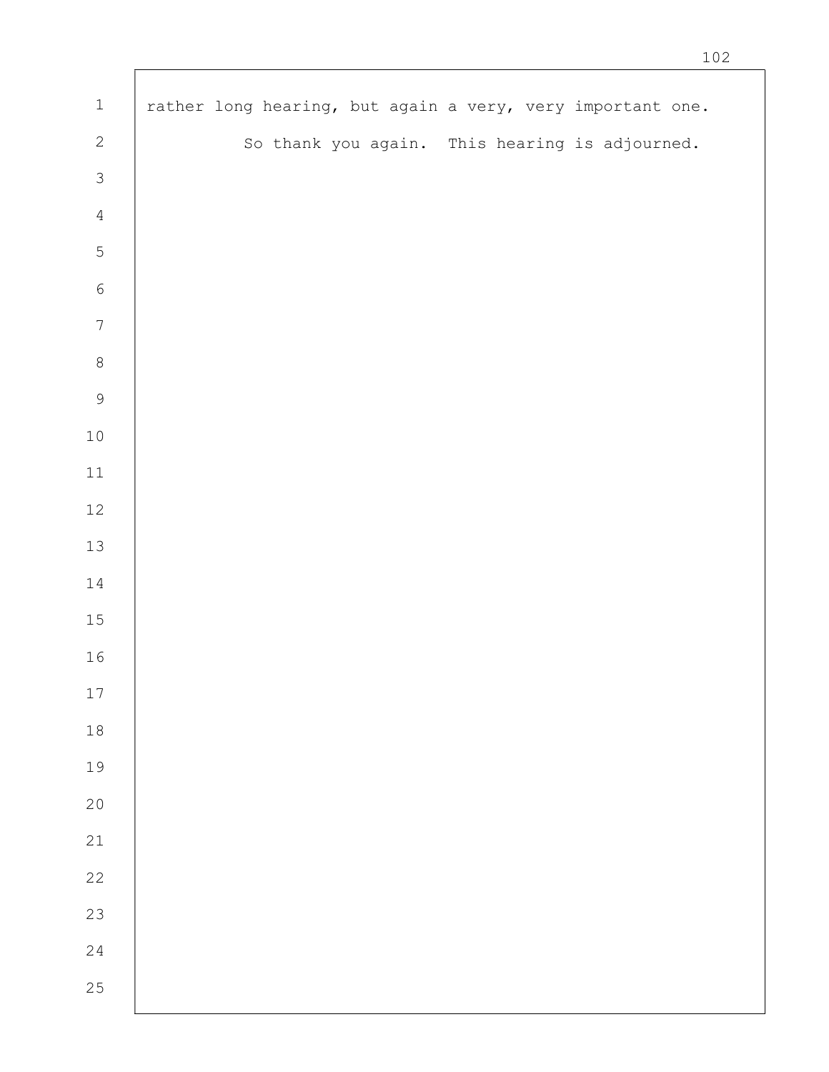rather long hearing, but again a very, very important one.

So thank you again. This hearing is adjourned.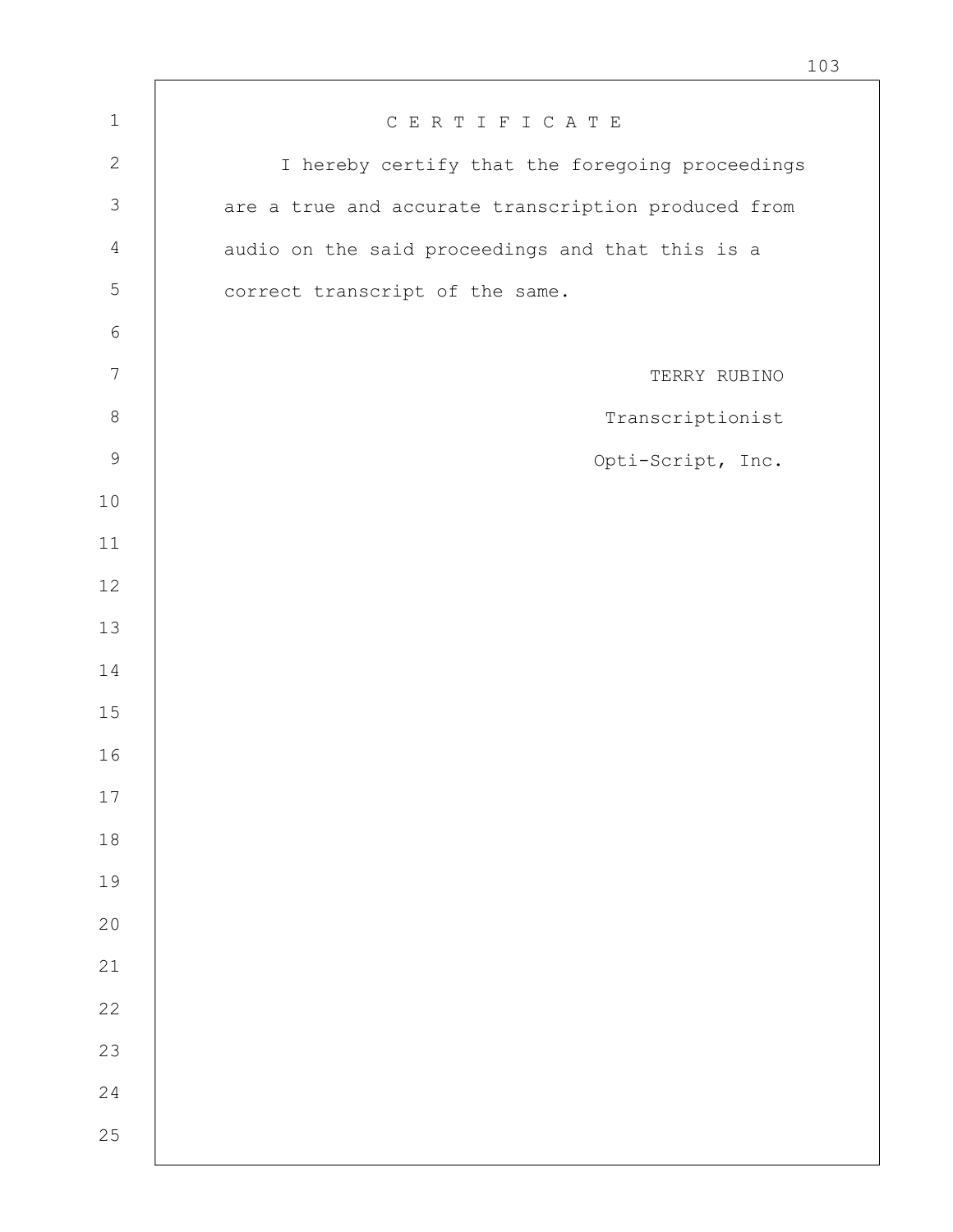# C E R T I F I C A T E

I hereby certify that the foregoing proceedings are a true and accurate transcription produced from audio on the said proceedings and that this is a correct transcript of the same.

TERRY RUBINO

Transcriptionist

Opti-Script, Inc.